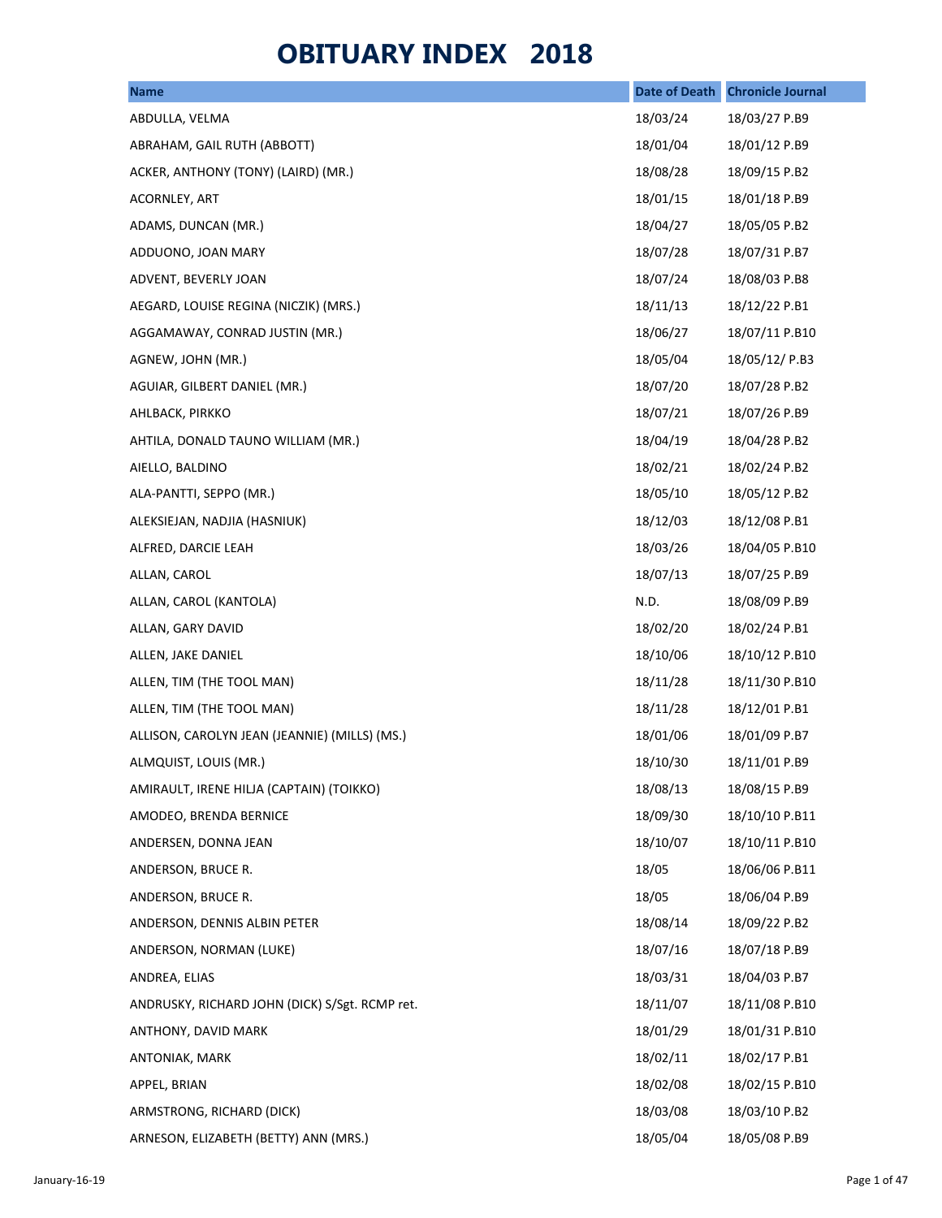# OBITUARY INDEX 2018

| Name | Date of Death | Chronicle Journal |
|---|---|---|
| ABDULLA, VELMA | 18/03/24 | 18/03/27 P.B9 |
| ABRAHAM, GAIL RUTH (ABBOTT) | 18/01/04 | 18/01/12 P.B9 |
| ACKER, ANTHONY (TONY) (LAIRD) (MR.) | 18/08/28 | 18/09/15 P.B2 |
| ACORNLEY, ART | 18/01/15 | 18/01/18 P.B9 |
| ADAMS, DUNCAN (MR.) | 18/04/27 | 18/05/05 P.B2 |
| ADDUONO, JOAN MARY | 18/07/28 | 18/07/31 P.B7 |
| ADVENT, BEVERLY JOAN | 18/07/24 | 18/08/03 P.B8 |
| AEGARD, LOUISE REGINA (NICZIK) (MRS.) | 18/11/13 | 18/12/22 P.B1 |
| AGGAMAWAY, CONRAD JUSTIN (MR.) | 18/06/27 | 18/07/11 P.B10 |
| AGNEW, JOHN (MR.) | 18/05/04 | 18/05/12/ P.B3 |
| AGUIAR, GILBERT DANIEL (MR.) | 18/07/20 | 18/07/28 P.B2 |
| AHLBACK, PIRKKO | 18/07/21 | 18/07/26 P.B9 |
| AHTILA, DONALD TAUNO WILLIAM (MR.) | 18/04/19 | 18/04/28 P.B2 |
| AIELLO, BALDINO | 18/02/21 | 18/02/24 P.B2 |
| ALA-PANTTI, SEPPO (MR.) | 18/05/10 | 18/05/12 P.B2 |
| ALEKSIEJAN, NADJIA (HASNIUK) | 18/12/03 | 18/12/08 P.B1 |
| ALFRED, DARCIE LEAH | 18/03/26 | 18/04/05 P.B10 |
| ALLAN, CAROL | 18/07/13 | 18/07/25 P.B9 |
| ALLAN, CAROL (KANTOLA) | N.D. | 18/08/09 P.B9 |
| ALLAN, GARY DAVID | 18/02/20 | 18/02/24 P.B1 |
| ALLEN, JAKE DANIEL | 18/10/06 | 18/10/12 P.B10 |
| ALLEN, TIM (THE TOOL MAN) | 18/11/28 | 18/11/30 P.B10 |
| ALLEN, TIM (THE TOOL MAN) | 18/11/28 | 18/12/01 P.B1 |
| ALLISON, CAROLYN JEAN (JEANNIE) (MILLS) (MS.) | 18/01/06 | 18/01/09 P.B7 |
| ALMQUIST, LOUIS (MR.) | 18/10/30 | 18/11/01 P.B9 |
| AMIRAULT, IRENE HILJA (CAPTAIN) (TOIKKO) | 18/08/13 | 18/08/15 P.B9 |
| AMODEO, BRENDA BERNICE | 18/09/30 | 18/10/10 P.B11 |
| ANDERSEN, DONNA JEAN | 18/10/07 | 18/10/11 P.B10 |
| ANDERSON, BRUCE R. | 18/05 | 18/06/06 P.B11 |
| ANDERSON, BRUCE R. | 18/05 | 18/06/04 P.B9 |
| ANDERSON, DENNIS ALBIN PETER | 18/08/14 | 18/09/22 P.B2 |
| ANDERSON, NORMAN (LUKE) | 18/07/16 | 18/07/18 P.B9 |
| ANDREA, ELIAS | 18/03/31 | 18/04/03 P.B7 |
| ANDRUSKY, RICHARD JOHN (DICK) S/Sgt. RCMP ret. | 18/11/07 | 18/11/08 P.B10 |
| ANTHONY, DAVID MARK | 18/01/29 | 18/01/31 P.B10 |
| ANTONIAK, MARK | 18/02/11 | 18/02/17 P.B1 |
| APPEL, BRIAN | 18/02/08 | 18/02/15 P.B10 |
| ARMSTRONG, RICHARD (DICK) | 18/03/08 | 18/03/10 P.B2 |
| ARNESON, ELIZABETH (BETTY) ANN (MRS.) | 18/05/04 | 18/05/08 P.B9 |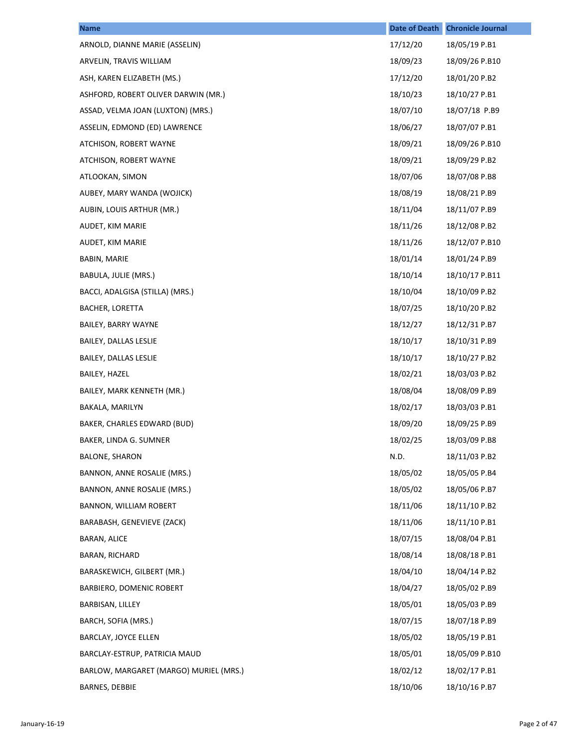| Name | Date of Death | Chronicle Journal |
|---|---|---|
| ARNOLD, DIANNE MARIE (ASSELIN) | 17/12/20 | 18/05/19 P.B1 |
| ARVELIN, TRAVIS WILLIAM | 18/09/23 | 18/09/26 P.B10 |
| ASH, KAREN ELIZABETH (MS.) | 17/12/20 | 18/01/20 P.B2 |
| ASHFORD, ROBERT OLIVER DARWIN (MR.) | 18/10/23 | 18/10/27 P.B1 |
| ASSAD, VELMA JOAN (LUXTON) (MRS.) | 18/07/10 | 18/O7/18 P.B9 |
| ASSELIN, EDMOND (ED) LAWRENCE | 18/06/27 | 18/07/07 P.B1 |
| ATCHISON, ROBERT WAYNE | 18/09/21 | 18/09/26 P.B10 |
| ATCHISON, ROBERT WAYNE | 18/09/21 | 18/09/29 P.B2 |
| ATLOOKAN, SIMON | 18/07/06 | 18/07/08 P.B8 |
| AUBEY, MARY WANDA (WOJICK) | 18/08/19 | 18/08/21 P.B9 |
| AUBIN, LOUIS ARTHUR (MR.) | 18/11/04 | 18/11/07 P.B9 |
| AUDET, KIM MARIE | 18/11/26 | 18/12/08 P.B2 |
| AUDET, KIM MARIE | 18/11/26 | 18/12/07 P.B10 |
| BABIN, MARIE | 18/01/14 | 18/01/24 P.B9 |
| BABULA, JULIE (MRS.) | 18/10/14 | 18/10/17 P.B11 |
| BACCI, ADALGISA (STILLA) (MRS.) | 18/10/04 | 18/10/09 P.B2 |
| BACHER, LORETTA | 18/07/25 | 18/10/20 P.B2 |
| BAILEY, BARRY WAYNE | 18/12/27 | 18/12/31 P.B7 |
| BAILEY, DALLAS LESLIE | 18/10/17 | 18/10/31 P.B9 |
| BAILEY, DALLAS LESLIE | 18/10/17 | 18/10/27 P.B2 |
| BAILEY, HAZEL | 18/02/21 | 18/03/03 P.B2 |
| BAILEY, MARK KENNETH (MR.) | 18/08/04 | 18/08/09 P.B9 |
| BAKALA, MARILYN | 18/02/17 | 18/03/03 P.B1 |
| BAKER, CHARLES EDWARD (BUD) | 18/09/20 | 18/09/25 P.B9 |
| BAKER, LINDA G. SUMNER | 18/02/25 | 18/03/09 P.B8 |
| BALONE, SHARON | N.D. | 18/11/03 P.B2 |
| BANNON, ANNE ROSALIE (MRS.) | 18/05/02 | 18/05/05 P.B4 |
| BANNON, ANNE ROSALIE (MRS.) | 18/05/02 | 18/05/06 P.B7 |
| BANNON, WILLIAM ROBERT | 18/11/06 | 18/11/10 P.B2 |
| BARABASH, GENEVIEVE (ZACK) | 18/11/06 | 18/11/10 P.B1 |
| BARAN, ALICE | 18/07/15 | 18/08/04 P.B1 |
| BARAN, RICHARD | 18/08/14 | 18/08/18 P.B1 |
| BARASKEWICH, GILBERT (MR.) | 18/04/10 | 18/04/14 P.B2 |
| BARBIERO, DOMENIC ROBERT | 18/04/27 | 18/05/02 P.B9 |
| BARBISAN, LILLEY | 18/05/01 | 18/05/03 P.B9 |
| BARCH, SOFIA (MRS.) | 18/07/15 | 18/07/18 P.B9 |
| BARCLAY, JOYCE ELLEN | 18/05/02 | 18/05/19 P.B1 |
| BARCLAY-ESTRUP, PATRICIA MAUD | 18/05/01 | 18/05/09 P.B10 |
| BARLOW, MARGARET (MARGO) MURIEL (MRS.) | 18/02/12 | 18/02/17 P.B1 |
| BARNES, DEBBIE | 18/10/06 | 18/10/16 P.B7 |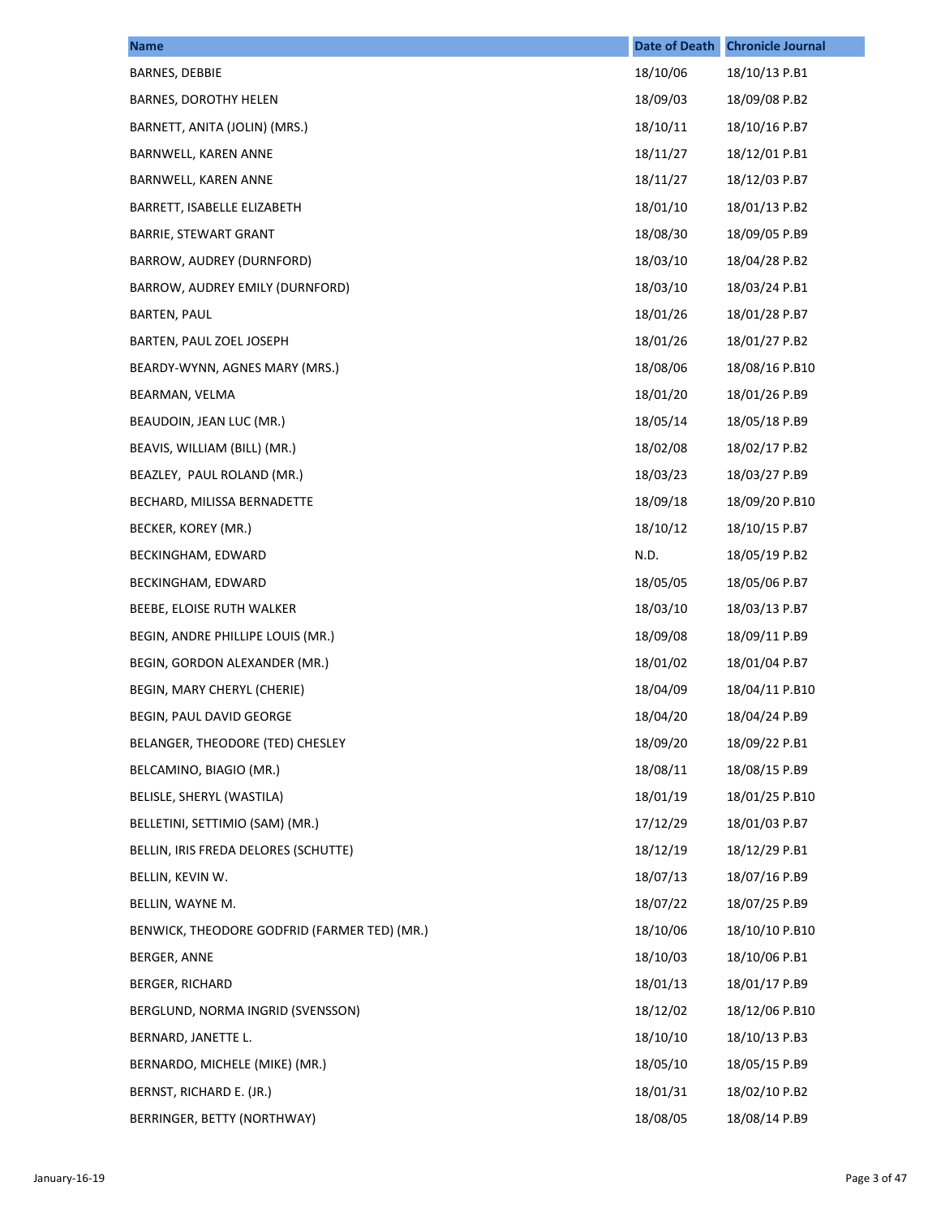| Name | Date of Death | Chronicle Journal |
| --- | --- | --- |
| BARNES, DEBBIE | 18/10/06 | 18/10/13 P.B1 |
| BARNES, DOROTHY HELEN | 18/09/03 | 18/09/08 P.B2 |
| BARNETT, ANITA (JOLIN) (MRS.) | 18/10/11 | 18/10/16 P.B7 |
| BARNWELL, KAREN ANNE | 18/11/27 | 18/12/01 P.B1 |
| BARNWELL, KAREN ANNE | 18/11/27 | 18/12/03 P.B7 |
| BARRETT, ISABELLE ELIZABETH | 18/01/10 | 18/01/13 P.B2 |
| BARRIE, STEWART GRANT | 18/08/30 | 18/09/05 P.B9 |
| BARROW, AUDREY (DURNFORD) | 18/03/10 | 18/04/28 P.B2 |
| BARROW, AUDREY EMILY (DURNFORD) | 18/03/10 | 18/03/24 P.B1 |
| BARTEN, PAUL | 18/01/26 | 18/01/28 P.B7 |
| BARTEN, PAUL ZOEL JOSEPH | 18/01/26 | 18/01/27 P.B2 |
| BEARDY-WYNN, AGNES MARY (MRS.) | 18/08/06 | 18/08/16 P.B10 |
| BEARMAN, VELMA | 18/01/20 | 18/01/26 P.B9 |
| BEAUDOIN, JEAN LUC (MR.) | 18/05/14 | 18/05/18 P.B9 |
| BEAVIS, WILLIAM (BILL) (MR.) | 18/02/08 | 18/02/17 P.B2 |
| BEAZLEY, PAUL ROLAND (MR.) | 18/03/23 | 18/03/27 P.B9 |
| BECHARD, MILISSA BERNADETTE | 18/09/18 | 18/09/20 P.B10 |
| BECKER, KOREY (MR.) | 18/10/12 | 18/10/15 P.B7 |
| BECKINGHAM, EDWARD | N.D. | 18/05/19 P.B2 |
| BECKINGHAM, EDWARD | 18/05/05 | 18/05/06 P.B7 |
| BEEBE, ELOISE RUTH WALKER | 18/03/10 | 18/03/13 P.B7 |
| BEGIN, ANDRE PHILLIPE LOUIS (MR.) | 18/09/08 | 18/09/11 P.B9 |
| BEGIN, GORDON ALEXANDER (MR.) | 18/01/02 | 18/01/04 P.B7 |
| BEGIN, MARY CHERYL (CHERIE) | 18/04/09 | 18/04/11 P.B10 |
| BEGIN, PAUL DAVID GEORGE | 18/04/20 | 18/04/24 P.B9 |
| BELANGER, THEODORE (TED) CHESLEY | 18/09/20 | 18/09/22 P.B1 |
| BELCAMINO, BIAGIO (MR.) | 18/08/11 | 18/08/15 P.B9 |
| BELISLE, SHERYL (WASTILA) | 18/01/19 | 18/01/25 P.B10 |
| BELLETINI, SETTIMIO (SAM) (MR.) | 17/12/29 | 18/01/03 P.B7 |
| BELLIN, IRIS FREDA DELORES (SCHUTTE) | 18/12/19 | 18/12/29 P.B1 |
| BELLIN, KEVIN W. | 18/07/13 | 18/07/16 P.B9 |
| BELLIN, WAYNE M. | 18/07/22 | 18/07/25 P.B9 |
| BENWICK, THEODORE GODFRID (FARMER TED) (MR.) | 18/10/06 | 18/10/10 P.B10 |
| BERGER, ANNE | 18/10/03 | 18/10/06 P.B1 |
| BERGER, RICHARD | 18/01/13 | 18/01/17 P.B9 |
| BERGLUND, NORMA INGRID (SVENSSON) | 18/12/02 | 18/12/06 P.B10 |
| BERNARD, JANETTE L. | 18/10/10 | 18/10/13 P.B3 |
| BERNARDO, MICHELE (MIKE) (MR.) | 18/05/10 | 18/05/15 P.B9 |
| BERNST, RICHARD E. (JR.) | 18/01/31 | 18/02/10 P.B2 |
| BERRINGER, BETTY (NORTHWAY) | 18/08/05 | 18/08/14 P.B9 |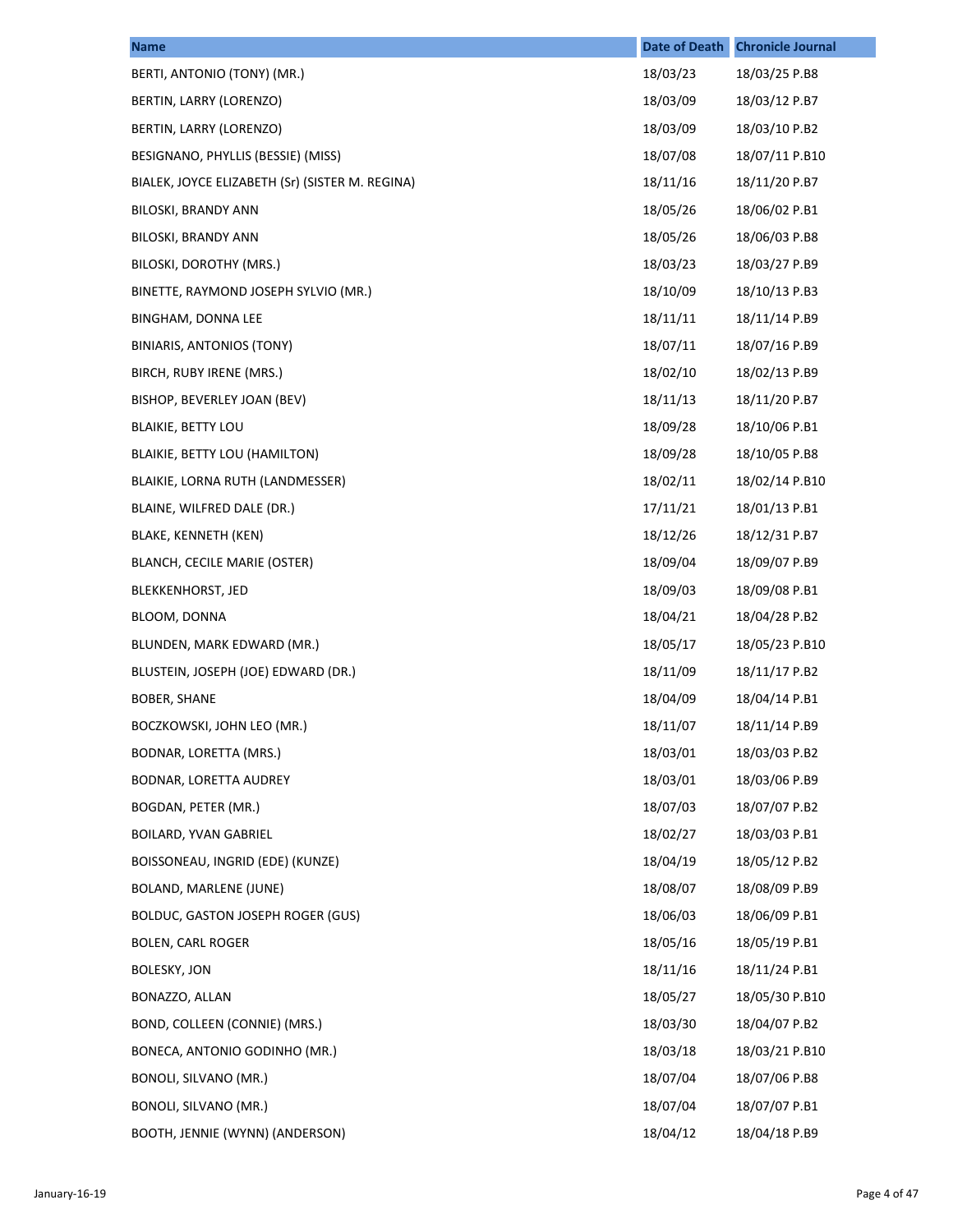| Name | Date of Death | Chronicle Journal |
| --- | --- | --- |
| BERTI, ANTONIO (TONY) (MR.) | 18/03/23 | 18/03/25 P.B8 |
| BERTIN, LARRY (LORENZO) | 18/03/09 | 18/03/12 P.B7 |
| BERTIN, LARRY (LORENZO) | 18/03/09 | 18/03/10 P.B2 |
| BESIGNANO, PHYLLIS (BESSIE) (MISS) | 18/07/08 | 18/07/11 P.B10 |
| BIALEK, JOYCE ELIZABETH (Sr) (SISTER M. REGINA) | 18/11/16 | 18/11/20 P.B7 |
| BILOSKI, BRANDY ANN | 18/05/26 | 18/06/02 P.B1 |
| BILOSKI, BRANDY ANN | 18/05/26 | 18/06/03 P.B8 |
| BILOSKI, DOROTHY (MRS.) | 18/03/23 | 18/03/27 P.B9 |
| BINETTE, RAYMOND JOSEPH SYLVIO (MR.) | 18/10/09 | 18/10/13 P.B3 |
| BINGHAM, DONNA LEE | 18/11/11 | 18/11/14 P.B9 |
| BINIARIS, ANTONIOS (TONY) | 18/07/11 | 18/07/16 P.B9 |
| BIRCH, RUBY IRENE (MRS.) | 18/02/10 | 18/02/13 P.B9 |
| BISHOP, BEVERLEY JOAN (BEV) | 18/11/13 | 18/11/20 P.B7 |
| BLAIKIE, BETTY LOU | 18/09/28 | 18/10/06 P.B1 |
| BLAIKIE, BETTY LOU (HAMILTON) | 18/09/28 | 18/10/05 P.B8 |
| BLAIKIE, LORNA RUTH (LANDMESSER) | 18/02/11 | 18/02/14 P.B10 |
| BLAINE, WILFRED DALE (DR.) | 17/11/21 | 18/01/13 P.B1 |
| BLAKE, KENNETH (KEN) | 18/12/26 | 18/12/31 P.B7 |
| BLANCH, CECILE MARIE (OSTER) | 18/09/04 | 18/09/07 P.B9 |
| BLEKKENHORST, JED | 18/09/03 | 18/09/08 P.B1 |
| BLOOM, DONNA | 18/04/21 | 18/04/28 P.B2 |
| BLUNDEN, MARK EDWARD (MR.) | 18/05/17 | 18/05/23 P.B10 |
| BLUSTEIN, JOSEPH (JOE) EDWARD (DR.) | 18/11/09 | 18/11/17 P.B2 |
| BOBER, SHANE | 18/04/09 | 18/04/14 P.B1 |
| BOCZKOWSKI, JOHN LEO (MR.) | 18/11/07 | 18/11/14 P.B9 |
| BODNAR, LORETTA (MRS.) | 18/03/01 | 18/03/03 P.B2 |
| BODNAR, LORETTA AUDREY | 18/03/01 | 18/03/06 P.B9 |
| BOGDAN, PETER (MR.) | 18/07/03 | 18/07/07 P.B2 |
| BOILARD, YVAN GABRIEL | 18/02/27 | 18/03/03 P.B1 |
| BOISSONEAU, INGRID (EDE) (KUNZE) | 18/04/19 | 18/05/12 P.B2 |
| BOLAND, MARLENE (JUNE) | 18/08/07 | 18/08/09 P.B9 |
| BOLDUC, GASTON JOSEPH ROGER (GUS) | 18/06/03 | 18/06/09 P.B1 |
| BOLEN, CARL ROGER | 18/05/16 | 18/05/19 P.B1 |
| BOLESKY, JON | 18/11/16 | 18/11/24 P.B1 |
| BONAZZO, ALLAN | 18/05/27 | 18/05/30 P.B10 |
| BOND, COLLEEN (CONNIE) (MRS.) | 18/03/30 | 18/04/07 P.B2 |
| BONECA, ANTONIO GODINHO (MR.) | 18/03/18 | 18/03/21 P.B10 |
| BONOLI, SILVANO (MR.) | 18/07/04 | 18/07/06 P.B8 |
| BONOLI, SILVANO (MR.) | 18/07/04 | 18/07/07 P.B1 |
| BOOTH, JENNIE (WYNN) (ANDERSON) | 18/04/12 | 18/04/18 P.B9 |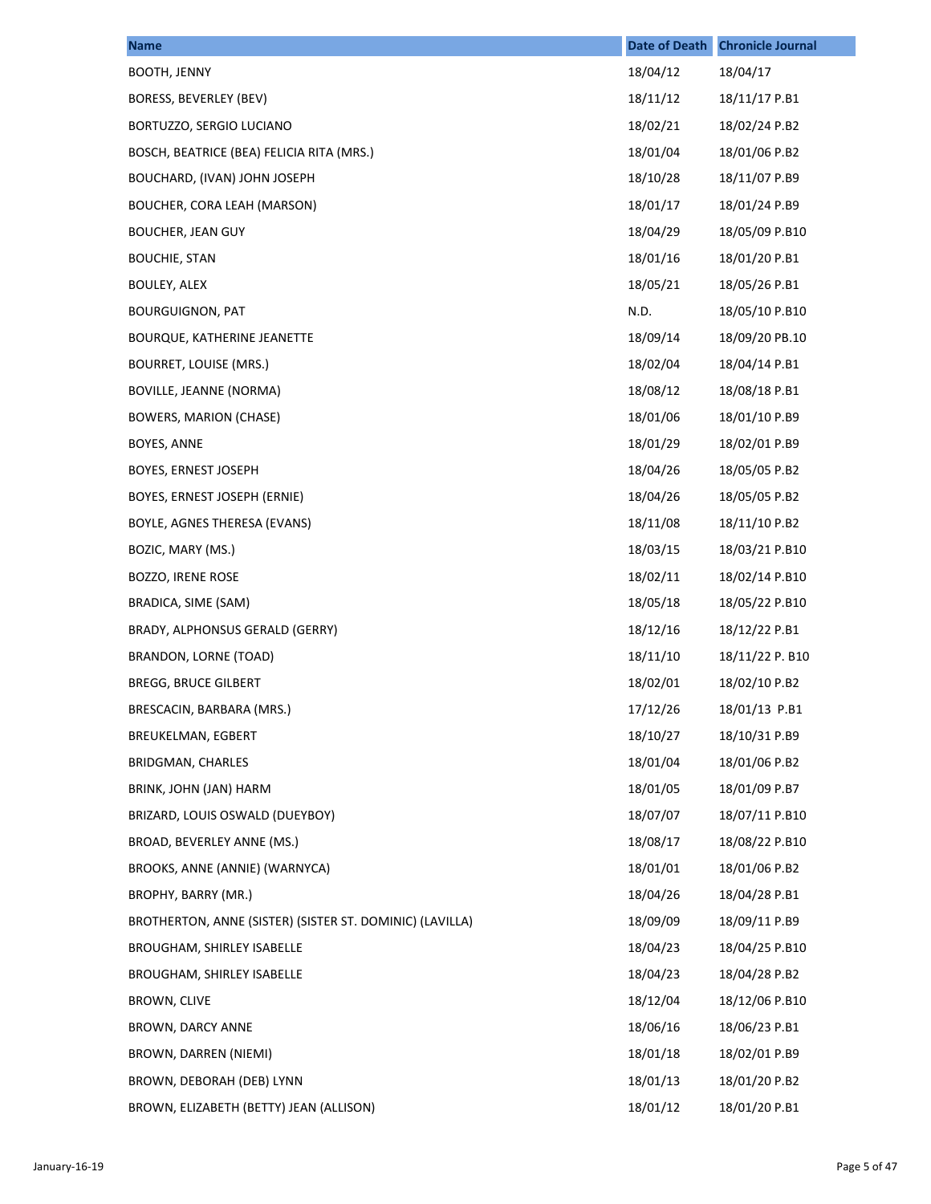| Name | Date of Death | Chronicle Journal |
|---|---|---|
| BOOTH, JENNY | 18/04/12 | 18/04/17 |
| BORESS, BEVERLEY (BEV) | 18/11/12 | 18/11/17 P.B1 |
| BORTUZZO, SERGIO LUCIANO | 18/02/21 | 18/02/24 P.B2 |
| BOSCH, BEATRICE (BEA) FELICIA RITA (MRS.) | 18/01/04 | 18/01/06 P.B2 |
| BOUCHARD, (IVAN) JOHN JOSEPH | 18/10/28 | 18/11/07 P.B9 |
| BOUCHER, CORA LEAH (MARSON) | 18/01/17 | 18/01/24 P.B9 |
| BOUCHER, JEAN GUY | 18/04/29 | 18/05/09 P.B10 |
| BOUCHIE, STAN | 18/01/16 | 18/01/20 P.B1 |
| BOULEY, ALEX | 18/05/21 | 18/05/26 P.B1 |
| BOURGUIGNON, PAT | N.D. | 18/05/10 P.B10 |
| BOURQUE, KATHERINE JEANETTE | 18/09/14 | 18/09/20 PB.10 |
| BOURRET, LOUISE (MRS.) | 18/02/04 | 18/04/14 P.B1 |
| BOVILLE, JEANNE (NORMA) | 18/08/12 | 18/08/18 P.B1 |
| BOWERS, MARION (CHASE) | 18/01/06 | 18/01/10 P.B9 |
| BOYES, ANNE | 18/01/29 | 18/02/01 P.B9 |
| BOYES, ERNEST JOSEPH | 18/04/26 | 18/05/05 P.B2 |
| BOYES, ERNEST JOSEPH (ERNIE) | 18/04/26 | 18/05/05 P.B2 |
| BOYLE, AGNES THERESA (EVANS) | 18/11/08 | 18/11/10 P.B2 |
| BOZIC, MARY (MS.) | 18/03/15 | 18/03/21 P.B10 |
| BOZZO, IRENE ROSE | 18/02/11 | 18/02/14 P.B10 |
| BRADICA, SIME (SAM) | 18/05/18 | 18/05/22 P.B10 |
| BRADY, ALPHONSUS GERALD (GERRY) | 18/12/16 | 18/12/22 P.B1 |
| BRANDON, LORNE (TOAD) | 18/11/10 | 18/11/22 P. B10 |
| BREGG, BRUCE GILBERT | 18/02/01 | 18/02/10 P.B2 |
| BRESCACIN, BARBARA (MRS.) | 17/12/26 | 18/01/13  P.B1 |
| BREUKELMAN, EGBERT | 18/10/27 | 18/10/31 P.B9 |
| BRIDGMAN, CHARLES | 18/01/04 | 18/01/06 P.B2 |
| BRINK, JOHN (JAN) HARM | 18/01/05 | 18/01/09 P.B7 |
| BRIZARD, LOUIS OSWALD (DUEYBOY) | 18/07/07 | 18/07/11 P.B10 |
| BROAD, BEVERLEY ANNE (MS.) | 18/08/17 | 18/08/22 P.B10 |
| BROOKS, ANNE (ANNIE) (WARNYCA) | 18/01/01 | 18/01/06 P.B2 |
| BROPHY, BARRY (MR.) | 18/04/26 | 18/04/28 P.B1 |
| BROTHERTON, ANNE (SISTER) (SISTER ST. DOMINIC) (LAVILLA) | 18/09/09 | 18/09/11 P.B9 |
| BROUGHAM, SHIRLEY ISABELLE | 18/04/23 | 18/04/25 P.B10 |
| BROUGHAM, SHIRLEY ISABELLE | 18/04/23 | 18/04/28 P.B2 |
| BROWN, CLIVE | 18/12/04 | 18/12/06 P.B10 |
| BROWN, DARCY ANNE | 18/06/16 | 18/06/23 P.B1 |
| BROWN, DARREN (NIEMI) | 18/01/18 | 18/02/01 P.B9 |
| BROWN, DEBORAH (DEB) LYNN | 18/01/13 | 18/01/20 P.B2 |
| BROWN, ELIZABETH (BETTY) JEAN (ALLISON) | 18/01/12 | 18/01/20 P.B1 |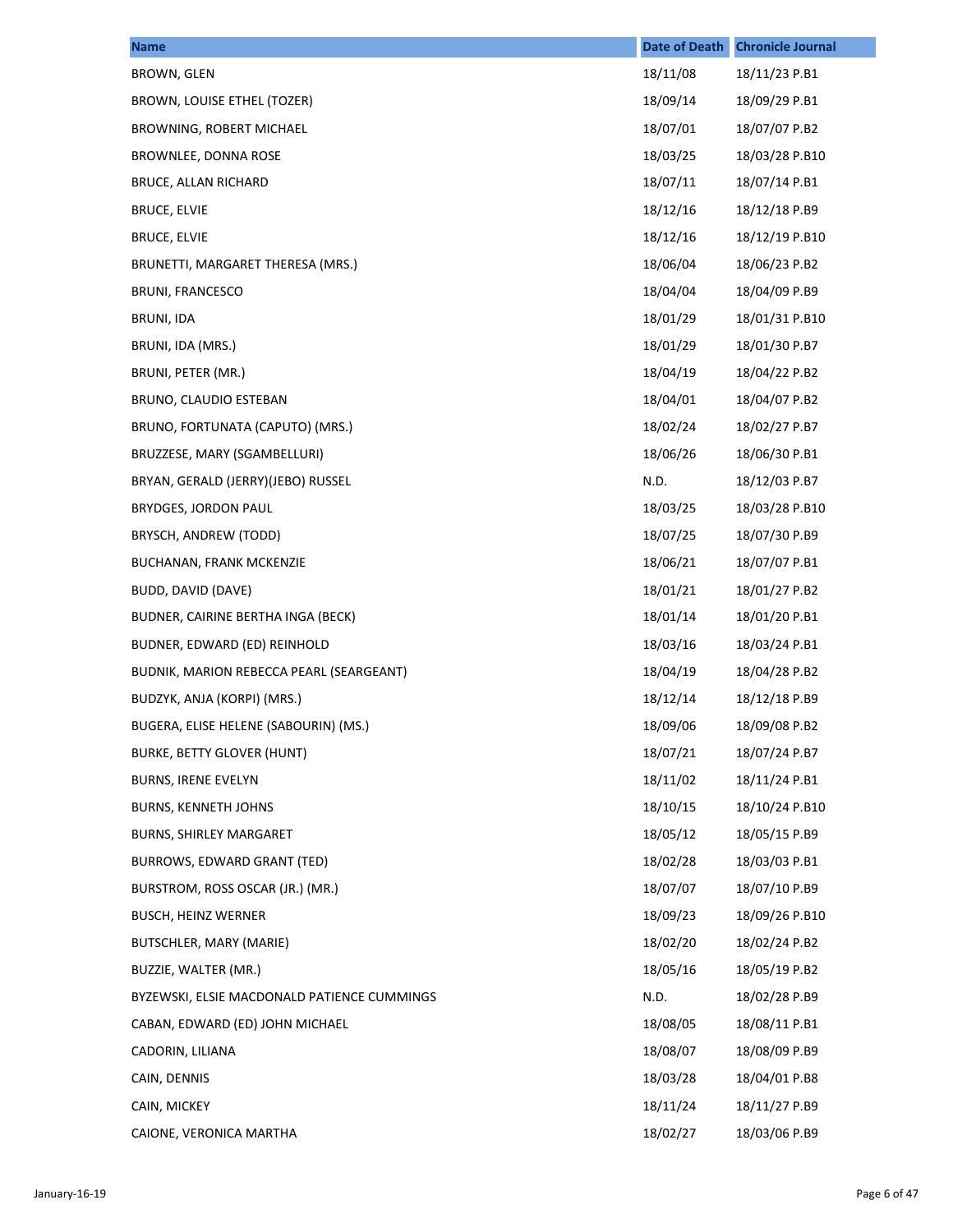| Name | Date of Death | Chronicle Journal |
| --- | --- | --- |
| BROWN, GLEN | 18/11/08 | 18/11/23 P.B1 |
| BROWN, LOUISE ETHEL (TOZER) | 18/09/14 | 18/09/29 P.B1 |
| BROWNING, ROBERT MICHAEL | 18/07/01 | 18/07/07 P.B2 |
| BROWNLEE, DONNA ROSE | 18/03/25 | 18/03/28 P.B10 |
| BRUCE, ALLAN RICHARD | 18/07/11 | 18/07/14 P.B1 |
| BRUCE, ELVIE | 18/12/16 | 18/12/18 P.B9 |
| BRUCE, ELVIE | 18/12/16 | 18/12/19 P.B10 |
| BRUNETTI, MARGARET THERESA (MRS.) | 18/06/04 | 18/06/23 P.B2 |
| BRUNI, FRANCESCO | 18/04/04 | 18/04/09 P.B9 |
| BRUNI, IDA | 18/01/29 | 18/01/31 P.B10 |
| BRUNI, IDA (MRS.) | 18/01/29 | 18/01/30 P.B7 |
| BRUNI, PETER (MR.) | 18/04/19 | 18/04/22 P.B2 |
| BRUNO, CLAUDIO ESTEBAN | 18/04/01 | 18/04/07 P.B2 |
| BRUNO, FORTUNATA (CAPUTO) (MRS.) | 18/02/24 | 18/02/27 P.B7 |
| BRUZZESE, MARY (SGAMBELLURI) | 18/06/26 | 18/06/30 P.B1 |
| BRYAN, GERALD (JERRY)(JEBO) RUSSEL | N.D. | 18/12/03 P.B7 |
| BRYDGES, JORDON PAUL | 18/03/25 | 18/03/28 P.B10 |
| BRYSCH, ANDREW (TODD) | 18/07/25 | 18/07/30 P.B9 |
| BUCHANAN, FRANK MCKENZIE | 18/06/21 | 18/07/07 P.B1 |
| BUDD, DAVID (DAVE) | 18/01/21 | 18/01/27 P.B2 |
| BUDNER, CAIRINE BERTHA INGA (BECK) | 18/01/14 | 18/01/20 P.B1 |
| BUDNER, EDWARD (ED) REINHOLD | 18/03/16 | 18/03/24 P.B1 |
| BUDNIK, MARION REBECCA PEARL (SEARGEANT) | 18/04/19 | 18/04/28 P.B2 |
| BUDZYK, ANJA (KORPI) (MRS.) | 18/12/14 | 18/12/18 P.B9 |
| BUGERA, ELISE HELENE (SABOURIN) (MS.) | 18/09/06 | 18/09/08 P.B2 |
| BURKE, BETTY GLOVER (HUNT) | 18/07/21 | 18/07/24 P.B7 |
| BURNS, IRENE EVELYN | 18/11/02 | 18/11/24 P.B1 |
| BURNS, KENNETH JOHNS | 18/10/15 | 18/10/24 P.B10 |
| BURNS, SHIRLEY MARGARET | 18/05/12 | 18/05/15 P.B9 |
| BURROWS, EDWARD GRANT (TED) | 18/02/28 | 18/03/03 P.B1 |
| BURSTROM, ROSS OSCAR (JR.) (MR.) | 18/07/07 | 18/07/10 P.B9 |
| BUSCH, HEINZ WERNER | 18/09/23 | 18/09/26 P.B10 |
| BUTSCHLER, MARY (MARIE) | 18/02/20 | 18/02/24 P.B2 |
| BUZZIE, WALTER (MR.) | 18/05/16 | 18/05/19 P.B2 |
| BYZEWSKI, ELSIE MACDONALD PATIENCE CUMMINGS | N.D. | 18/02/28 P.B9 |
| CABAN, EDWARD (ED) JOHN MICHAEL | 18/08/05 | 18/08/11 P.B1 |
| CADORIN, LILIANA | 18/08/07 | 18/08/09 P.B9 |
| CAIN, DENNIS | 18/03/28 | 18/04/01 P.B8 |
| CAIN, MICKEY | 18/11/24 | 18/11/27 P.B9 |
| CAIONE, VERONICA MARTHA | 18/02/27 | 18/03/06 P.B9 |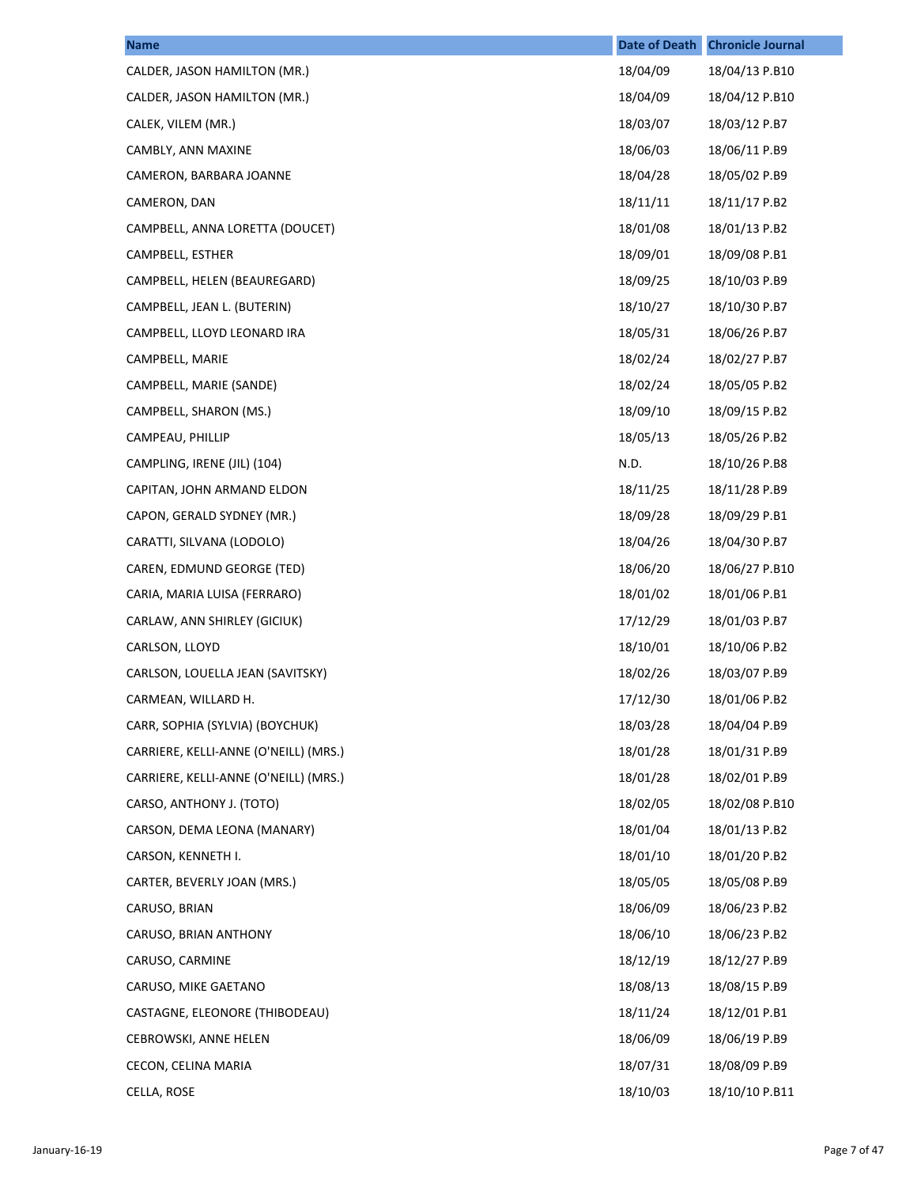| Name | Date of Death | Chronicle Journal |
|---|---|---|
| CALDER, JASON HAMILTON (MR.) | 18/04/09 | 18/04/13 P.B10 |
| CALDER, JASON HAMILTON (MR.) | 18/04/09 | 18/04/12 P.B10 |
| CALEK, VILEM (MR.) | 18/03/07 | 18/03/12 P.B7 |
| CAMBLY, ANN MAXINE | 18/06/03 | 18/06/11 P.B9 |
| CAMERON, BARBARA JOANNE | 18/04/28 | 18/05/02 P.B9 |
| CAMERON, DAN | 18/11/11 | 18/11/17 P.B2 |
| CAMPBELL, ANNA LORETTA (DOUCET) | 18/01/08 | 18/01/13 P.B2 |
| CAMPBELL, ESTHER | 18/09/01 | 18/09/08 P.B1 |
| CAMPBELL, HELEN (BEAUREGARD) | 18/09/25 | 18/10/03 P.B9 |
| CAMPBELL, JEAN L. (BUTERIN) | 18/10/27 | 18/10/30 P.B7 |
| CAMPBELL, LLOYD LEONARD IRA | 18/05/31 | 18/06/26 P.B7 |
| CAMPBELL, MARIE | 18/02/24 | 18/02/27 P.B7 |
| CAMPBELL, MARIE (SANDE) | 18/02/24 | 18/05/05 P.B2 |
| CAMPBELL, SHARON (MS.) | 18/09/10 | 18/09/15 P.B2 |
| CAMPEAU, PHILLIP | 18/05/13 | 18/05/26 P.B2 |
| CAMPLING, IRENE (JIL) (104) | N.D. | 18/10/26 P.B8 |
| CAPITAN, JOHN ARMAND ELDON | 18/11/25 | 18/11/28 P.B9 |
| CAPON, GERALD SYDNEY (MR.) | 18/09/28 | 18/09/29 P.B1 |
| CARATTI, SILVANA (LODOLO) | 18/04/26 | 18/04/30 P.B7 |
| CAREN, EDMUND GEORGE (TED) | 18/06/20 | 18/06/27 P.B10 |
| CARIA, MARIA LUISA (FERRARO) | 18/01/02 | 18/01/06 P.B1 |
| CARLAW, ANN SHIRLEY (GICIUK) | 17/12/29 | 18/01/03 P.B7 |
| CARLSON, LLOYD | 18/10/01 | 18/10/06 P.B2 |
| CARLSON, LOUELLA JEAN (SAVITSKY) | 18/02/26 | 18/03/07 P.B9 |
| CARMEAN, WILLARD H. | 17/12/30 | 18/01/06 P.B2 |
| CARR, SOPHIA (SYLVIA) (BOYCHUK) | 18/03/28 | 18/04/04 P.B9 |
| CARRIERE, KELLI-ANNE (O'NEILL) (MRS.) | 18/01/28 | 18/01/31 P.B9 |
| CARRIERE, KELLI-ANNE (O'NEILL) (MRS.) | 18/01/28 | 18/02/01 P.B9 |
| CARSO, ANTHONY J. (TOTO) | 18/02/05 | 18/02/08 P.B10 |
| CARSON, DEMA LEONA (MANARY) | 18/01/04 | 18/01/13 P.B2 |
| CARSON, KENNETH I. | 18/01/10 | 18/01/20 P.B2 |
| CARTER, BEVERLY JOAN (MRS.) | 18/05/05 | 18/05/08 P.B9 |
| CARUSO, BRIAN | 18/06/09 | 18/06/23 P.B2 |
| CARUSO, BRIAN ANTHONY | 18/06/10 | 18/06/23 P.B2 |
| CARUSO, CARMINE | 18/12/19 | 18/12/27 P.B9 |
| CARUSO, MIKE GAETANO | 18/08/13 | 18/08/15 P.B9 |
| CASTAGNE, ELEONORE (THIBODEAU) | 18/11/24 | 18/12/01 P.B1 |
| CEBROWSKI, ANNE HELEN | 18/06/09 | 18/06/19 P.B9 |
| CECON, CELINA MARIA | 18/07/31 | 18/08/09 P.B9 |
| CELLA, ROSE | 18/10/03 | 18/10/10 P.B11 |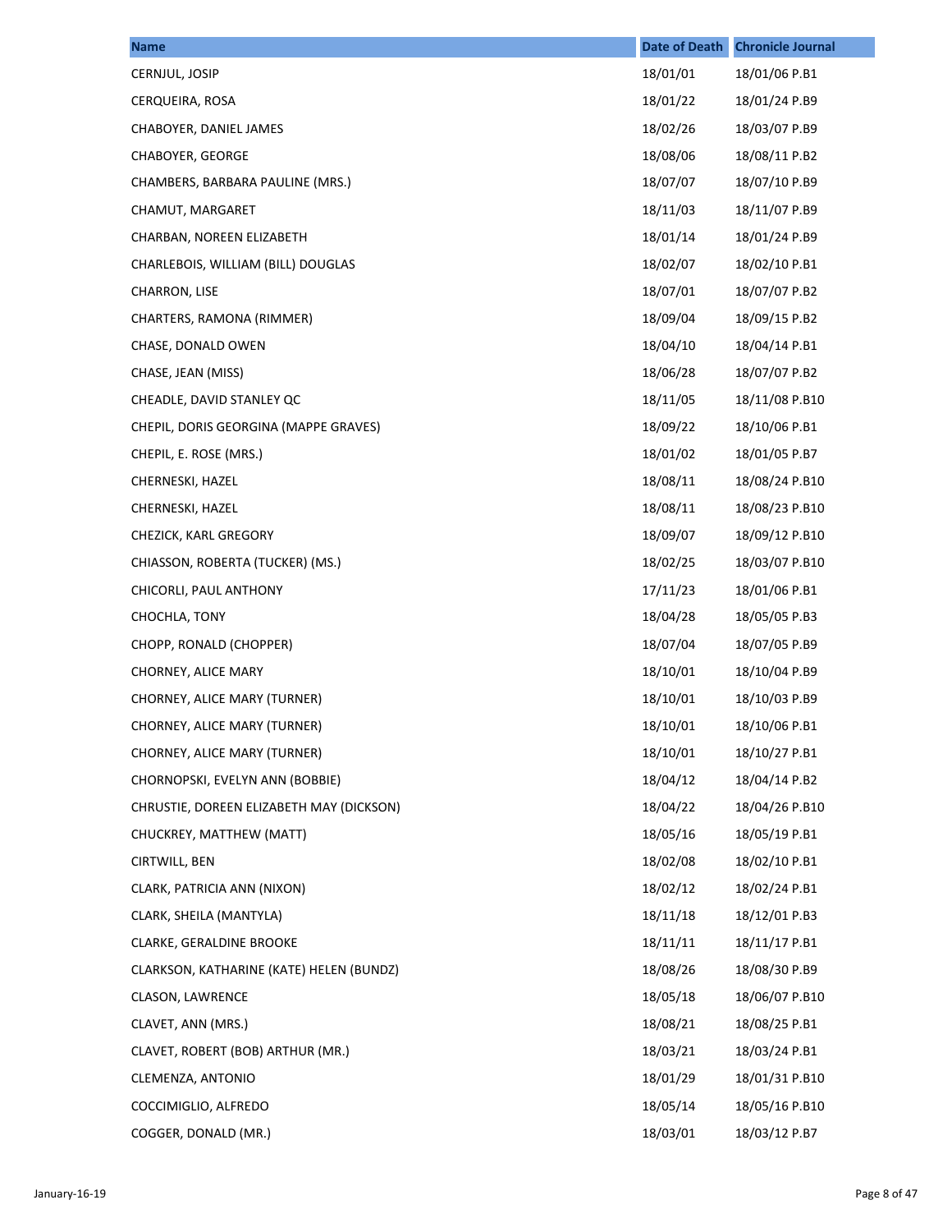| Name | Date of Death | Chronicle Journal |
| --- | --- | --- |
| CERNJUL, JOSIP | 18/01/01 | 18/01/06 P.B1 |
| CERQUEIRA, ROSA | 18/01/22 | 18/01/24 P.B9 |
| CHABOYER, DANIEL JAMES | 18/02/26 | 18/03/07 P.B9 |
| CHABOYER, GEORGE | 18/08/06 | 18/08/11 P.B2 |
| CHAMBERS, BARBARA PAULINE (MRS.) | 18/07/07 | 18/07/10 P.B9 |
| CHAMUT, MARGARET | 18/11/03 | 18/11/07 P.B9 |
| CHARBAN, NOREEN ELIZABETH | 18/01/14 | 18/01/24 P.B9 |
| CHARLEBOIS, WILLIAM (BILL) DOUGLAS | 18/02/07 | 18/02/10 P.B1 |
| CHARRON, LISE | 18/07/01 | 18/07/07 P.B2 |
| CHARTERS, RAMONA (RIMMER) | 18/09/04 | 18/09/15 P.B2 |
| CHASE, DONALD OWEN | 18/04/10 | 18/04/14 P.B1 |
| CHASE, JEAN (MISS) | 18/06/28 | 18/07/07 P.B2 |
| CHEADLE, DAVID STANLEY QC | 18/11/05 | 18/11/08 P.B10 |
| CHEPIL, DORIS GEORGINA (MAPPE GRAVES) | 18/09/22 | 18/10/06 P.B1 |
| CHEPIL, E. ROSE (MRS.) | 18/01/02 | 18/01/05 P.B7 |
| CHERNESKI, HAZEL | 18/08/11 | 18/08/24 P.B10 |
| CHERNESKI, HAZEL | 18/08/11 | 18/08/23 P.B10 |
| CHEZICK, KARL GREGORY | 18/09/07 | 18/09/12 P.B10 |
| CHIASSON, ROBERTA (TUCKER) (MS.) | 18/02/25 | 18/03/07 P.B10 |
| CHICORLI, PAUL ANTHONY | 17/11/23 | 18/01/06 P.B1 |
| CHOCHLA, TONY | 18/04/28 | 18/05/05 P.B3 |
| CHOPP, RONALD (CHOPPER) | 18/07/04 | 18/07/05 P.B9 |
| CHORNEY, ALICE MARY | 18/10/01 | 18/10/04 P.B9 |
| CHORNEY, ALICE MARY (TURNER) | 18/10/01 | 18/10/03 P.B9 |
| CHORNEY, ALICE MARY (TURNER) | 18/10/01 | 18/10/06 P.B1 |
| CHORNEY, ALICE MARY (TURNER) | 18/10/01 | 18/10/27 P.B1 |
| CHORNOPSKI, EVELYN ANN (BOBBIE) | 18/04/12 | 18/04/14 P.B2 |
| CHRUSTIE, DOREEN ELIZABETH MAY (DICKSON) | 18/04/22 | 18/04/26 P.B10 |
| CHUCKREY, MATTHEW (MATT) | 18/05/16 | 18/05/19 P.B1 |
| CIRTWILL, BEN | 18/02/08 | 18/02/10 P.B1 |
| CLARK, PATRICIA ANN (NIXON) | 18/02/12 | 18/02/24 P.B1 |
| CLARK, SHEILA (MANTYLA) | 18/11/18 | 18/12/01 P.B3 |
| CLARKE, GERALDINE BROOKE | 18/11/11 | 18/11/17 P.B1 |
| CLARKSON, KATHARINE (KATE) HELEN (BUNDZ) | 18/08/26 | 18/08/30 P.B9 |
| CLASON, LAWRENCE | 18/05/18 | 18/06/07 P.B10 |
| CLAVET, ANN (MRS.) | 18/08/21 | 18/08/25 P.B1 |
| CLAVET, ROBERT (BOB) ARTHUR (MR.) | 18/03/21 | 18/03/24 P.B1 |
| CLEMENZA, ANTONIO | 18/01/29 | 18/01/31 P.B10 |
| COCCIMIGLIO, ALFREDO | 18/05/14 | 18/05/16 P.B10 |
| COGGER, DONALD (MR.) | 18/03/01 | 18/03/12 P.B7 |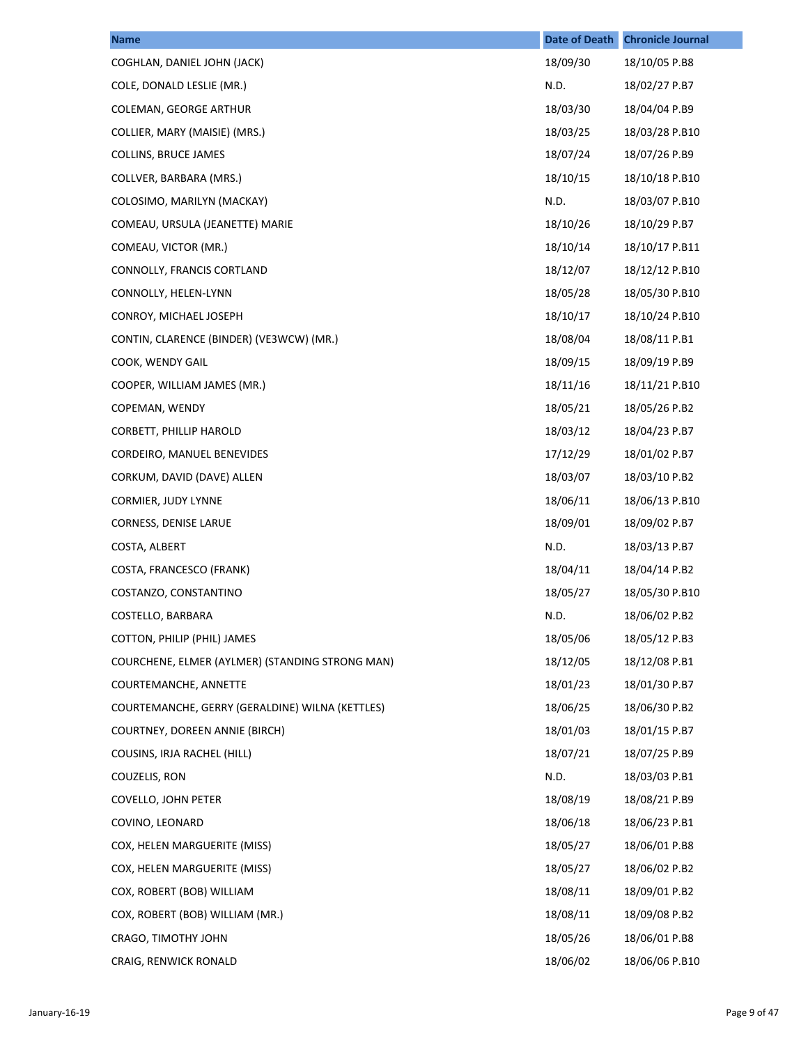| Name | Date of Death | Chronicle Journal |
| --- | --- | --- |
| COGHLAN, DANIEL JOHN (JACK) | 18/09/30 | 18/10/05 P.B8 |
| COLE, DONALD LESLIE (MR.) | N.D. | 18/02/27 P.B7 |
| COLEMAN, GEORGE ARTHUR | 18/03/30 | 18/04/04 P.B9 |
| COLLIER, MARY (MAISIE) (MRS.) | 18/03/25 | 18/03/28 P.B10 |
| COLLINS, BRUCE JAMES | 18/07/24 | 18/07/26 P.B9 |
| COLLVER, BARBARA (MRS.) | 18/10/15 | 18/10/18 P.B10 |
| COLOSIMO, MARILYN (MACKAY) | N.D. | 18/03/07 P.B10 |
| COMEAU, URSULA (JEANETTE) MARIE | 18/10/26 | 18/10/29 P.B7 |
| COMEAU, VICTOR (MR.) | 18/10/14 | 18/10/17 P.B11 |
| CONNOLLY, FRANCIS CORTLAND | 18/12/07 | 18/12/12 P.B10 |
| CONNOLLY, HELEN-LYNN | 18/05/28 | 18/05/30 P.B10 |
| CONROY, MICHAEL JOSEPH | 18/10/17 | 18/10/24 P.B10 |
| CONTIN, CLARENCE (BINDER) (VE3WCW) (MR.) | 18/08/04 | 18/08/11 P.B1 |
| COOK, WENDY GAIL | 18/09/15 | 18/09/19 P.B9 |
| COOPER, WILLIAM JAMES (MR.) | 18/11/16 | 18/11/21 P.B10 |
| COPEMAN, WENDY | 18/05/21 | 18/05/26 P.B2 |
| CORBETT, PHILLIP HAROLD | 18/03/12 | 18/04/23 P.B7 |
| CORDEIRO, MANUEL BENEVIDES | 17/12/29 | 18/01/02 P.B7 |
| CORKUM, DAVID (DAVE) ALLEN | 18/03/07 | 18/03/10 P.B2 |
| CORMIER, JUDY LYNNE | 18/06/11 | 18/06/13 P.B10 |
| CORNESS, DENISE LARUE | 18/09/01 | 18/09/02 P.B7 |
| COSTA, ALBERT | N.D. | 18/03/13 P.B7 |
| COSTA, FRANCESCO (FRANK) | 18/04/11 | 18/04/14 P.B2 |
| COSTANZO, CONSTANTINO | 18/05/27 | 18/05/30 P.B10 |
| COSTELLO, BARBARA | N.D. | 18/06/02 P.B2 |
| COTTON, PHILIP (PHIL) JAMES | 18/05/06 | 18/05/12 P.B3 |
| COURCHENE, ELMER (AYLMER) (STANDING STRONG MAN) | 18/12/05 | 18/12/08 P.B1 |
| COURTEMANCHE, ANNETTE | 18/01/23 | 18/01/30 P.B7 |
| COURTEMANCHE, GERRY (GERALDINE) WILNA (KETTLES) | 18/06/25 | 18/06/30 P.B2 |
| COURTNEY, DOREEN ANNIE (BIRCH) | 18/01/03 | 18/01/15 P.B7 |
| COUSINS, IRJA RACHEL (HILL) | 18/07/21 | 18/07/25 P.B9 |
| COUZELIS, RON | N.D. | 18/03/03 P.B1 |
| COVELLO, JOHN PETER | 18/08/19 | 18/08/21 P.B9 |
| COVINO, LEONARD | 18/06/18 | 18/06/23 P.B1 |
| COX, HELEN MARGUERITE (MISS) | 18/05/27 | 18/06/01 P.B8 |
| COX, HELEN MARGUERITE (MISS) | 18/05/27 | 18/06/02 P.B2 |
| COX, ROBERT (BOB) WILLIAM | 18/08/11 | 18/09/01 P.B2 |
| COX, ROBERT (BOB) WILLIAM (MR.) | 18/08/11 | 18/09/08 P.B2 |
| CRAGO, TIMOTHY JOHN | 18/05/26 | 18/06/01 P.B8 |
| CRAIG, RENWICK RONALD | 18/06/02 | 18/06/06 P.B10 |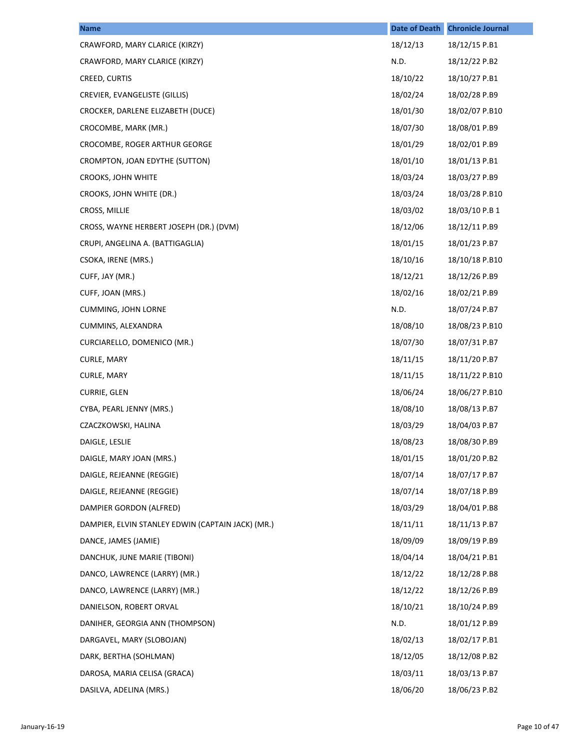| Name | Date of Death | Chronicle Journal |
|---|---|---|
| CRAWFORD, MARY CLARICE (KIRZY) | 18/12/13 | 18/12/15 P.B1 |
| CRAWFORD, MARY CLARICE (KIRZY) | N.D. | 18/12/22 P.B2 |
| CREED, CURTIS | 18/10/22 | 18/10/27 P.B1 |
| CREVIER, EVANGELISTE (GILLIS) | 18/02/24 | 18/02/28 P.B9 |
| CROCKER, DARLENE ELIZABETH (DUCE) | 18/01/30 | 18/02/07 P.B10 |
| CROCOMBE, MARK (MR.) | 18/07/30 | 18/08/01 P.B9 |
| CROCOMBE, ROGER ARTHUR GEORGE | 18/01/29 | 18/02/01 P.B9 |
| CROMPTON, JOAN EDYTHE (SUTTON) | 18/01/10 | 18/01/13 P.B1 |
| CROOKS, JOHN WHITE | 18/03/24 | 18/03/27 P.B9 |
| CROOKS, JOHN WHITE (DR.) | 18/03/24 | 18/03/28 P.B10 |
| CROSS, MILLIE | 18/03/02 | 18/03/10 P.B 1 |
| CROSS, WAYNE HERBERT JOSEPH (DR.) (DVM) | 18/12/06 | 18/12/11 P.B9 |
| CRUPI, ANGELINA A. (BATTIGAGLIA) | 18/01/15 | 18/01/23 P.B7 |
| CSOKA, IRENE (MRS.) | 18/10/16 | 18/10/18 P.B10 |
| CUFF, JAY (MR.) | 18/12/21 | 18/12/26 P.B9 |
| CUFF, JOAN (MRS.) | 18/02/16 | 18/02/21 P.B9 |
| CUMMING, JOHN LORNE | N.D. | 18/07/24 P.B7 |
| CUMMINS, ALEXANDRA | 18/08/10 | 18/08/23 P.B10 |
| CURCIARELLO, DOMENICO (MR.) | 18/07/30 | 18/07/31 P.B7 |
| CURLE, MARY | 18/11/15 | 18/11/20 P.B7 |
| CURLE, MARY | 18/11/15 | 18/11/22 P.B10 |
| CURRIE, GLEN | 18/06/24 | 18/06/27 P.B10 |
| CYBA, PEARL JENNY (MRS.) | 18/08/10 | 18/08/13 P.B7 |
| CZACZKOWSKI, HALINA | 18/03/29 | 18/04/03 P.B7 |
| DAIGLE, LESLIE | 18/08/23 | 18/08/30 P.B9 |
| DAIGLE, MARY JOAN (MRS.) | 18/01/15 | 18/01/20 P.B2 |
| DAIGLE, REJEANNE (REGGIE) | 18/07/14 | 18/07/17 P.B7 |
| DAIGLE, REJEANNE (REGGIE) | 18/07/14 | 18/07/18 P.B9 |
| DAMPIER GORDON (ALFRED) | 18/03/29 | 18/04/01 P.B8 |
| DAMPIER, ELVIN STANLEY EDWIN (CAPTAIN JACK) (MR.) | 18/11/11 | 18/11/13 P.B7 |
| DANCE, JAMES (JAMIE) | 18/09/09 | 18/09/19 P.B9 |
| DANCHUK, JUNE MARIE (TIBONI) | 18/04/14 | 18/04/21 P.B1 |
| DANCO, LAWRENCE (LARRY) (MR.) | 18/12/22 | 18/12/28 P.B8 |
| DANCO, LAWRENCE (LARRY) (MR.) | 18/12/22 | 18/12/26 P.B9 |
| DANIELSON, ROBERT ORVAL | 18/10/21 | 18/10/24 P.B9 |
| DANIHER, GEORGIA ANN (THOMPSON) | N.D. | 18/01/12 P.B9 |
| DARGAVEL, MARY (SLOBOJAN) | 18/02/13 | 18/02/17 P.B1 |
| DARK, BERTHA (SOHLMAN) | 18/12/05 | 18/12/08 P.B2 |
| DAROSA, MARIA CELISA (GRACA) | 18/03/11 | 18/03/13 P.B7 |
| DASILVA, ADELINA (MRS.) | 18/06/20 | 18/06/23 P.B2 |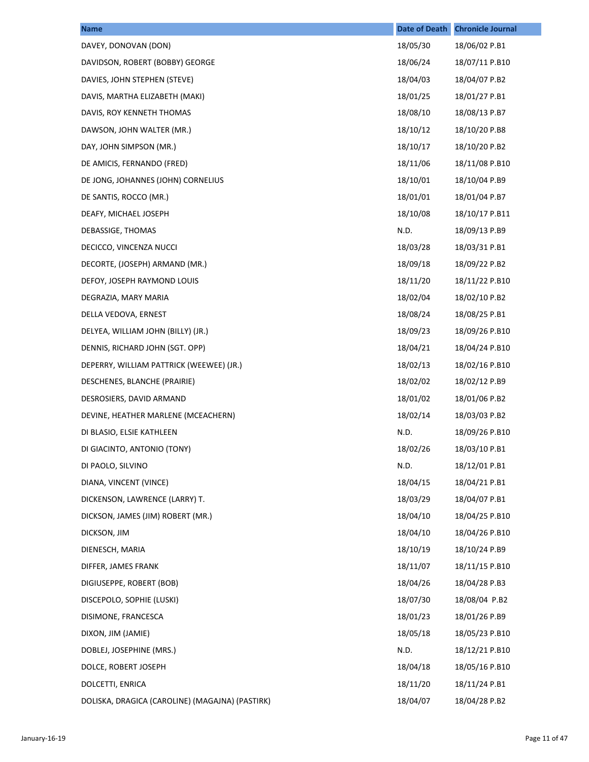| Name | Date of Death | Chronicle Journal |
|---|---|---|
| DAVEY, DONOVAN (DON) | 18/05/30 | 18/06/02 P.B1 |
| DAVIDSON, ROBERT (BOBBY) GEORGE | 18/06/24 | 18/07/11 P.B10 |
| DAVIES, JOHN STEPHEN (STEVE) | 18/04/03 | 18/04/07 P.B2 |
| DAVIS, MARTHA ELIZABETH (MAKI) | 18/01/25 | 18/01/27 P.B1 |
| DAVIS, ROY KENNETH THOMAS | 18/08/10 | 18/08/13 P.B7 |
| DAWSON, JOHN WALTER (MR.) | 18/10/12 | 18/10/20 P.B8 |
| DAY, JOHN SIMPSON (MR.) | 18/10/17 | 18/10/20 P.B2 |
| DE AMICIS, FERNANDO (FRED) | 18/11/06 | 18/11/08 P.B10 |
| DE JONG, JOHANNES (JOHN) CORNELIUS | 18/10/01 | 18/10/04 P.B9 |
| DE SANTIS, ROCCO (MR.) | 18/01/01 | 18/01/04 P.B7 |
| DEAFY, MICHAEL JOSEPH | 18/10/08 | 18/10/17 P.B11 |
| DEBASSIGE, THOMAS | N.D. | 18/09/13 P.B9 |
| DECICCO, VINCENZA NUCCI | 18/03/28 | 18/03/31 P.B1 |
| DECORTE, (JOSEPH) ARMAND (MR.) | 18/09/18 | 18/09/22 P.B2 |
| DEFOY, JOSEPH RAYMOND LOUIS | 18/11/20 | 18/11/22 P.B10 |
| DEGRAZIA, MARY MARIA | 18/02/04 | 18/02/10 P.B2 |
| DELLA VEDOVA, ERNEST | 18/08/24 | 18/08/25 P.B1 |
| DELYEA, WILLIAM JOHN (BILLY) (JR.) | 18/09/23 | 18/09/26 P.B10 |
| DENNIS, RICHARD JOHN (SGT. OPP) | 18/04/21 | 18/04/24 P.B10 |
| DEPERRY, WILLIAM PATTRICK (WEEWEE) (JR.) | 18/02/13 | 18/02/16 P.B10 |
| DESCHENES, BLANCHE (PRAIRIE) | 18/02/02 | 18/02/12 P.B9 |
| DESROSIERS, DAVID ARMAND | 18/01/02 | 18/01/06 P.B2 |
| DEVINE, HEATHER MARLENE (MCEACHERN) | 18/02/14 | 18/03/03 P.B2 |
| DI BLASIO, ELSIE KATHLEEN | N.D. | 18/09/26 P.B10 |
| DI GIACINTO, ANTONIO (TONY) | 18/02/26 | 18/03/10 P.B1 |
| DI PAOLO, SILVINO | N.D. | 18/12/01 P.B1 |
| DIANA, VINCENT (VINCE) | 18/04/15 | 18/04/21 P.B1 |
| DICKENSON, LAWRENCE (LARRY) T. | 18/03/29 | 18/04/07 P.B1 |
| DICKSON, JAMES (JIM) ROBERT (MR.) | 18/04/10 | 18/04/25 P.B10 |
| DICKSON, JIM | 18/04/10 | 18/04/26 P.B10 |
| DIENESCH, MARIA | 18/10/19 | 18/10/24 P.B9 |
| DIFFER, JAMES FRANK | 18/11/07 | 18/11/15 P.B10 |
| DIGIUSEPPE, ROBERT (BOB) | 18/04/26 | 18/04/28 P.B3 |
| DISCEPOLO, SOPHIE (LUSKI) | 18/07/30 | 18/08/04 P.B2 |
| DISIMONE, FRANCESCA | 18/01/23 | 18/01/26 P.B9 |
| DIXON, JIM (JAMIE) | 18/05/18 | 18/05/23 P.B10 |
| DOBLEJ, JOSEPHINE (MRS.) | N.D. | 18/12/21 P.B10 |
| DOLCE, ROBERT JOSEPH | 18/04/18 | 18/05/16 P.B10 |
| DOLCETTI, ENRICA | 18/11/20 | 18/11/24 P.B1 |
| DOLISKA, DRAGICA (CAROLINE) (MAGAJNA) (PASTIRK) | 18/04/07 | 18/04/28 P.B2 |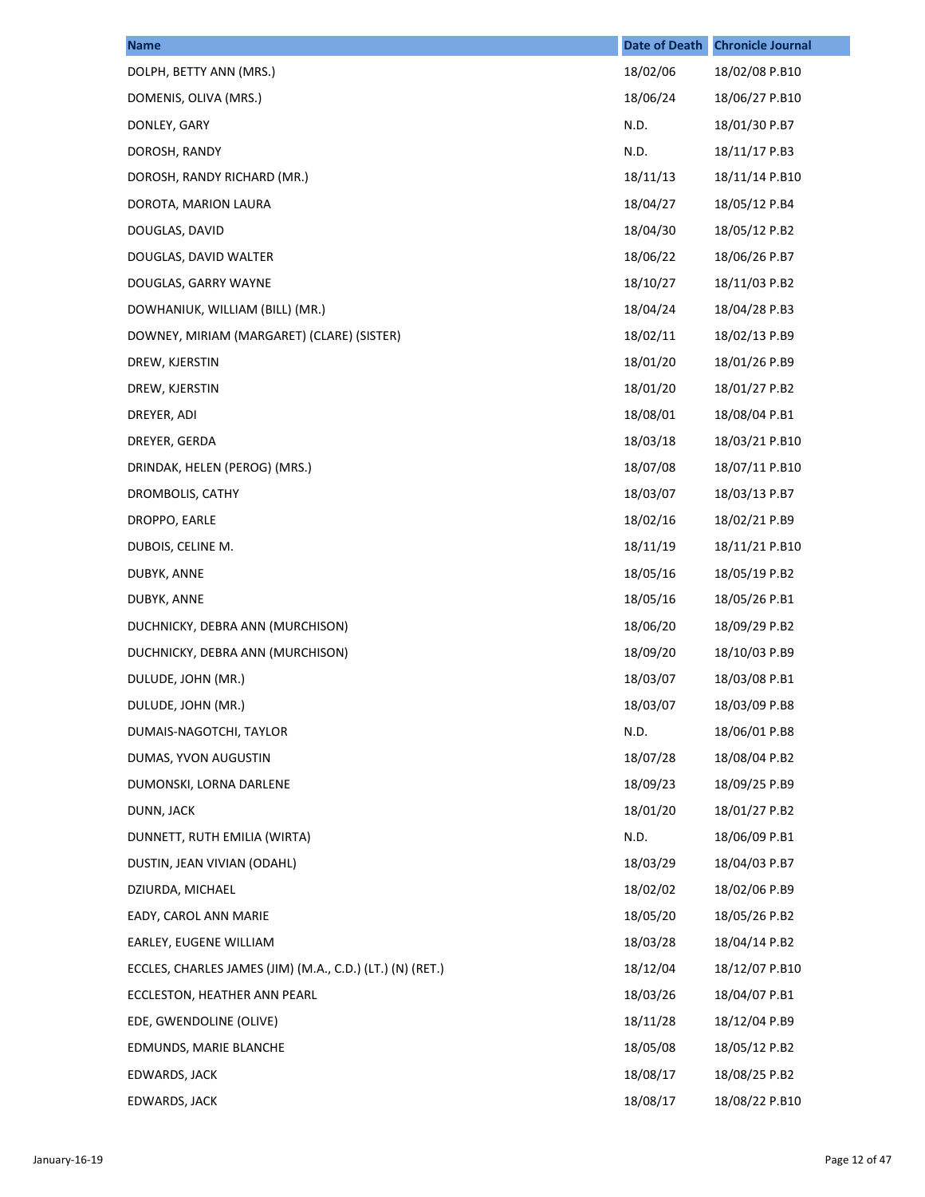| Name | Date of Death | Chronicle Journal |
| --- | --- | --- |
| DOLPH, BETTY ANN (MRS.) | 18/02/06 | 18/02/08 P.B10 |
| DOMENIS, OLIVA (MRS.) | 18/06/24 | 18/06/27 P.B10 |
| DONLEY, GARY | N.D. | 18/01/30 P.B7 |
| DOROSH, RANDY | N.D. | 18/11/17 P.B3 |
| DOROSH, RANDY RICHARD (MR.) | 18/11/13 | 18/11/14 P.B10 |
| DOROTA, MARION LAURA | 18/04/27 | 18/05/12 P.B4 |
| DOUGLAS, DAVID | 18/04/30 | 18/05/12 P.B2 |
| DOUGLAS, DAVID WALTER | 18/06/22 | 18/06/26 P.B7 |
| DOUGLAS, GARRY WAYNE | 18/10/27 | 18/11/03 P.B2 |
| DOWHANIUK, WILLIAM (BILL) (MR.) | 18/04/24 | 18/04/28 P.B3 |
| DOWNEY, MIRIAM (MARGARET) (CLARE) (SISTER) | 18/02/11 | 18/02/13 P.B9 |
| DREW, KJERSTIN | 18/01/20 | 18/01/26 P.B9 |
| DREW, KJERSTIN | 18/01/20 | 18/01/27 P.B2 |
| DREYER, ADI | 18/08/01 | 18/08/04 P.B1 |
| DREYER, GERDA | 18/03/18 | 18/03/21 P.B10 |
| DRINDAK, HELEN (PEROG) (MRS.) | 18/07/08 | 18/07/11 P.B10 |
| DROMBOLIS, CATHY | 18/03/07 | 18/03/13 P.B7 |
| DROPPO, EARLE | 18/02/16 | 18/02/21 P.B9 |
| DUBOIS, CELINE M. | 18/11/19 | 18/11/21 P.B10 |
| DUBYK, ANNE | 18/05/16 | 18/05/19 P.B2 |
| DUBYK, ANNE | 18/05/16 | 18/05/26 P.B1 |
| DUCHNICKY, DEBRA ANN (MURCHISON) | 18/06/20 | 18/09/29 P.B2 |
| DUCHNICKY, DEBRA ANN (MURCHISON) | 18/09/20 | 18/10/03 P.B9 |
| DULUDE, JOHN (MR.) | 18/03/07 | 18/03/08 P.B1 |
| DULUDE, JOHN (MR.) | 18/03/07 | 18/03/09 P.B8 |
| DUMAIS-NAGOTCHI, TAYLOR | N.D. | 18/06/01 P.B8 |
| DUMAS, YVON AUGUSTIN | 18/07/28 | 18/08/04 P.B2 |
| DUMONSKI, LORNA DARLENE | 18/09/23 | 18/09/25 P.B9 |
| DUNN, JACK | 18/01/20 | 18/01/27 P.B2 |
| DUNNETT, RUTH EMILIA (WIRTA) | N.D. | 18/06/09 P.B1 |
| DUSTIN, JEAN VIVIAN (ODAHL) | 18/03/29 | 18/04/03 P.B7 |
| DZIURDA, MICHAEL | 18/02/02 | 18/02/06 P.B9 |
| EADY, CAROL ANN MARIE | 18/05/20 | 18/05/26 P.B2 |
| EARLEY, EUGENE WILLIAM | 18/03/28 | 18/04/14 P.B2 |
| ECCLES, CHARLES JAMES (JIM) (M.A., C.D.) (LT.) (N) (RET.) | 18/12/04 | 18/12/07 P.B10 |
| ECCLESTON, HEATHER ANN PEARL | 18/03/26 | 18/04/07 P.B1 |
| EDE, GWENDOLINE (OLIVE) | 18/11/28 | 18/12/04 P.B9 |
| EDMUNDS, MARIE BLANCHE | 18/05/08 | 18/05/12 P.B2 |
| EDWARDS, JACK | 18/08/17 | 18/08/25 P.B2 |
| EDWARDS, JACK | 18/08/17 | 18/08/22 P.B10 |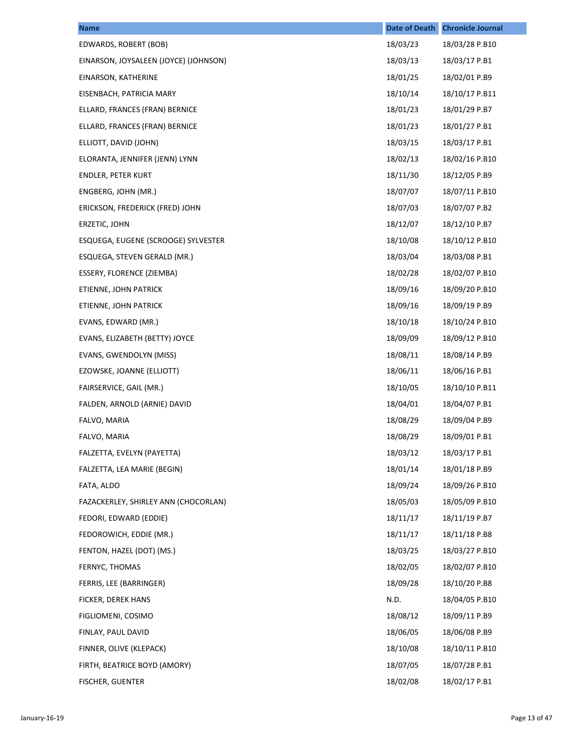| Name | Date of Death | Chronicle Journal |
| --- | --- | --- |
| EDWARDS, ROBERT (BOB) | 18/03/23 | 18/03/28 P.B10 |
| EINARSON, JOYSALEEN (JOYCE) (JOHNSON) | 18/03/13 | 18/03/17 P.B1 |
| EINARSON, KATHERINE | 18/01/25 | 18/02/01 P.B9 |
| EISENBACH, PATRICIA MARY | 18/10/14 | 18/10/17 P.B11 |
| ELLARD, FRANCES (FRAN) BERNICE | 18/01/23 | 18/01/29 P.B7 |
| ELLARD, FRANCES (FRAN) BERNICE | 18/01/23 | 18/01/27 P.B1 |
| ELLIOTT, DAVID (JOHN) | 18/03/15 | 18/03/17 P.B1 |
| ELORANTA, JENNIFER (JENN) LYNN | 18/02/13 | 18/02/16 P.B10 |
| ENDLER, PETER KURT | 18/11/30 | 18/12/05 P.B9 |
| ENGBERG, JOHN (MR.) | 18/07/07 | 18/07/11 P.B10 |
| ERICKSON, FREDERICK (FRED) JOHN | 18/07/03 | 18/07/07 P.B2 |
| ERZETIC, JOHN | 18/12/07 | 18/12/10 P.B7 |
| ESQUEGA, EUGENE (SCROOGE) SYLVESTER | 18/10/08 | 18/10/12 P.B10 |
| ESQUEGA, STEVEN GERALD (MR.) | 18/03/04 | 18/03/08 P.B1 |
| ESSERY, FLORENCE (ZIEMBA) | 18/02/28 | 18/02/07 P.B10 |
| ETIENNE, JOHN PATRICK | 18/09/16 | 18/09/20 P.B10 |
| ETIENNE, JOHN PATRICK | 18/09/16 | 18/09/19 P.B9 |
| EVANS, EDWARD (MR.) | 18/10/18 | 18/10/24 P.B10 |
| EVANS, ELIZABETH (BETTY) JOYCE | 18/09/09 | 18/09/12 P.B10 |
| EVANS, GWENDOLYN (MISS) | 18/08/11 | 18/08/14 P.B9 |
| EZOWSKE, JOANNE (ELLIOTT) | 18/06/11 | 18/06/16 P.B1 |
| FAIRSERVICE, GAIL (MR.) | 18/10/05 | 18/10/10 P.B11 |
| FALDEN, ARNOLD (ARNIE) DAVID | 18/04/01 | 18/04/07 P.B1 |
| FALVO, MARIA | 18/08/29 | 18/09/04 P.B9 |
| FALVO, MARIA | 18/08/29 | 18/09/01 P.B1 |
| FALZETTA, EVELYN (PAYETTA) | 18/03/12 | 18/03/17 P.B1 |
| FALZETTA, LEA MARIE (BEGIN) | 18/01/14 | 18/01/18 P.B9 |
| FATA, ALDO | 18/09/24 | 18/09/26 P.B10 |
| FAZACKERLEY, SHIRLEY ANN (CHOCORLAN) | 18/05/03 | 18/05/09 P.B10 |
| FEDORI, EDWARD (EDDIE) | 18/11/17 | 18/11/19 P.B7 |
| FEDOROWICH, EDDIE (MR.) | 18/11/17 | 18/11/18 P.B8 |
| FENTON, HAZEL (DOT) (MS.) | 18/03/25 | 18/03/27 P.B10 |
| FERNYC, THOMAS | 18/02/05 | 18/02/07 P.B10 |
| FERRIS, LEE (BARRINGER) | 18/09/28 | 18/10/20 P.B8 |
| FICKER, DEREK HANS | N.D. | 18/04/05 P.B10 |
| FIGLIOMENI, COSIMO | 18/08/12 | 18/09/11 P.B9 |
| FINLAY, PAUL DAVID | 18/06/05 | 18/06/08 P.B9 |
| FINNER, OLIVE (KLEPACK) | 18/10/08 | 18/10/11 P.B10 |
| FIRTH, BEATRICE BOYD (AMORY) | 18/07/05 | 18/07/28 P.B1 |
| FISCHER, GUENTER | 18/02/08 | 18/02/17 P.B1 |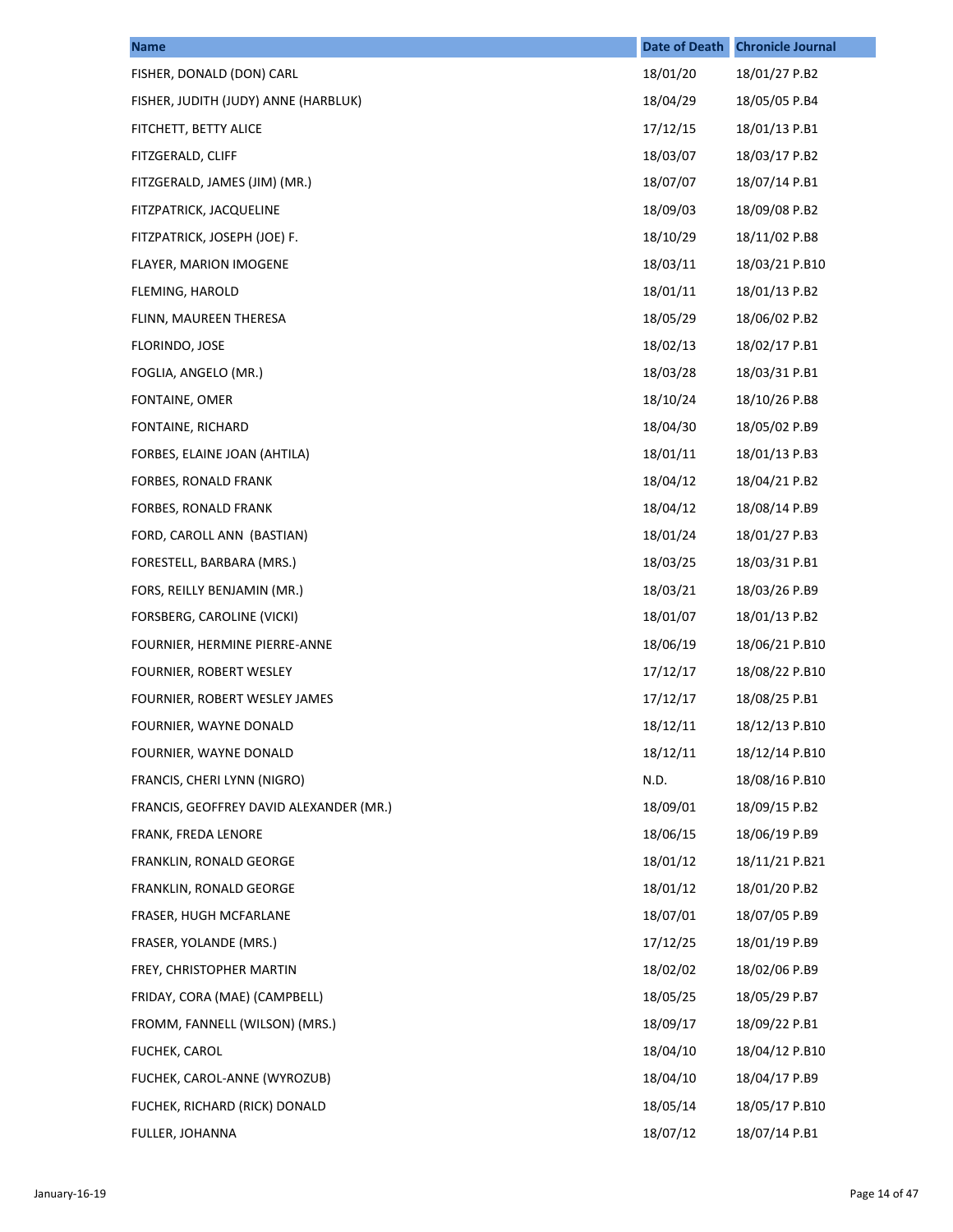| Name | Date of Death | Chronicle Journal |
| --- | --- | --- |
| FISHER, DONALD (DON) CARL | 18/01/20 | 18/01/27 P.B2 |
| FISHER, JUDITH (JUDY) ANNE (HARBLUK) | 18/04/29 | 18/05/05 P.B4 |
| FITCHETT, BETTY ALICE | 17/12/15 | 18/01/13 P.B1 |
| FITZGERALD, CLIFF | 18/03/07 | 18/03/17 P.B2 |
| FITZGERALD, JAMES (JIM) (MR.) | 18/07/07 | 18/07/14 P.B1 |
| FITZPATRICK, JACQUELINE | 18/09/03 | 18/09/08 P.B2 |
| FITZPATRICK, JOSEPH (JOE) F. | 18/10/29 | 18/11/02 P.B8 |
| FLAYER, MARION IMOGENE | 18/03/11 | 18/03/21 P.B10 |
| FLEMING, HAROLD | 18/01/11 | 18/01/13 P.B2 |
| FLINN, MAUREEN THERESA | 18/05/29 | 18/06/02 P.B2 |
| FLORINDO, JOSE | 18/02/13 | 18/02/17 P.B1 |
| FOGLIA, ANGELO (MR.) | 18/03/28 | 18/03/31 P.B1 |
| FONTAINE, OMER | 18/10/24 | 18/10/26 P.B8 |
| FONTAINE, RICHARD | 18/04/30 | 18/05/02 P.B9 |
| FORBES, ELAINE JOAN (AHTILA) | 18/01/11 | 18/01/13 P.B3 |
| FORBES, RONALD FRANK | 18/04/12 | 18/04/21 P.B2 |
| FORBES, RONALD FRANK | 18/04/12 | 18/08/14 P.B9 |
| FORD, CAROLL ANN (BASTIAN) | 18/01/24 | 18/01/27 P.B3 |
| FORESTELL, BARBARA (MRS.) | 18/03/25 | 18/03/31 P.B1 |
| FORS, REILLY BENJAMIN (MR.) | 18/03/21 | 18/03/26 P.B9 |
| FORSBERG, CAROLINE (VICKI) | 18/01/07 | 18/01/13 P.B2 |
| FOURNIER, HERMINE PIERRE-ANNE | 18/06/19 | 18/06/21 P.B10 |
| FOURNIER, ROBERT WESLEY | 17/12/17 | 18/08/22 P.B10 |
| FOURNIER, ROBERT WESLEY JAMES | 17/12/17 | 18/08/25 P.B1 |
| FOURNIER, WAYNE DONALD | 18/12/11 | 18/12/13 P.B10 |
| FOURNIER, WAYNE DONALD | 18/12/11 | 18/12/14 P.B10 |
| FRANCIS, CHERI LYNN (NIGRO) | N.D. | 18/08/16 P.B10 |
| FRANCIS, GEOFFREY DAVID ALEXANDER (MR.) | 18/09/01 | 18/09/15 P.B2 |
| FRANK, FREDA LENORE | 18/06/15 | 18/06/19 P.B9 |
| FRANKLIN, RONALD GEORGE | 18/01/12 | 18/11/21 P.B21 |
| FRANKLIN, RONALD GEORGE | 18/01/12 | 18/01/20 P.B2 |
| FRASER, HUGH MCFARLANE | 18/07/01 | 18/07/05 P.B9 |
| FRASER, YOLANDE (MRS.) | 17/12/25 | 18/01/19 P.B9 |
| FREY, CHRISTOPHER MARTIN | 18/02/02 | 18/02/06 P.B9 |
| FRIDAY, CORA (MAE) (CAMPBELL) | 18/05/25 | 18/05/29 P.B7 |
| FROMM, FANNELL (WILSON) (MRS.) | 18/09/17 | 18/09/22 P.B1 |
| FUCHEK, CAROL | 18/04/10 | 18/04/12 P.B10 |
| FUCHEK, CAROL-ANNE (WYROZUB) | 18/04/10 | 18/04/17 P.B9 |
| FUCHEK, RICHARD (RICK) DONALD | 18/05/14 | 18/05/17 P.B10 |
| FULLER, JOHANNA | 18/07/12 | 18/07/14 P.B1 |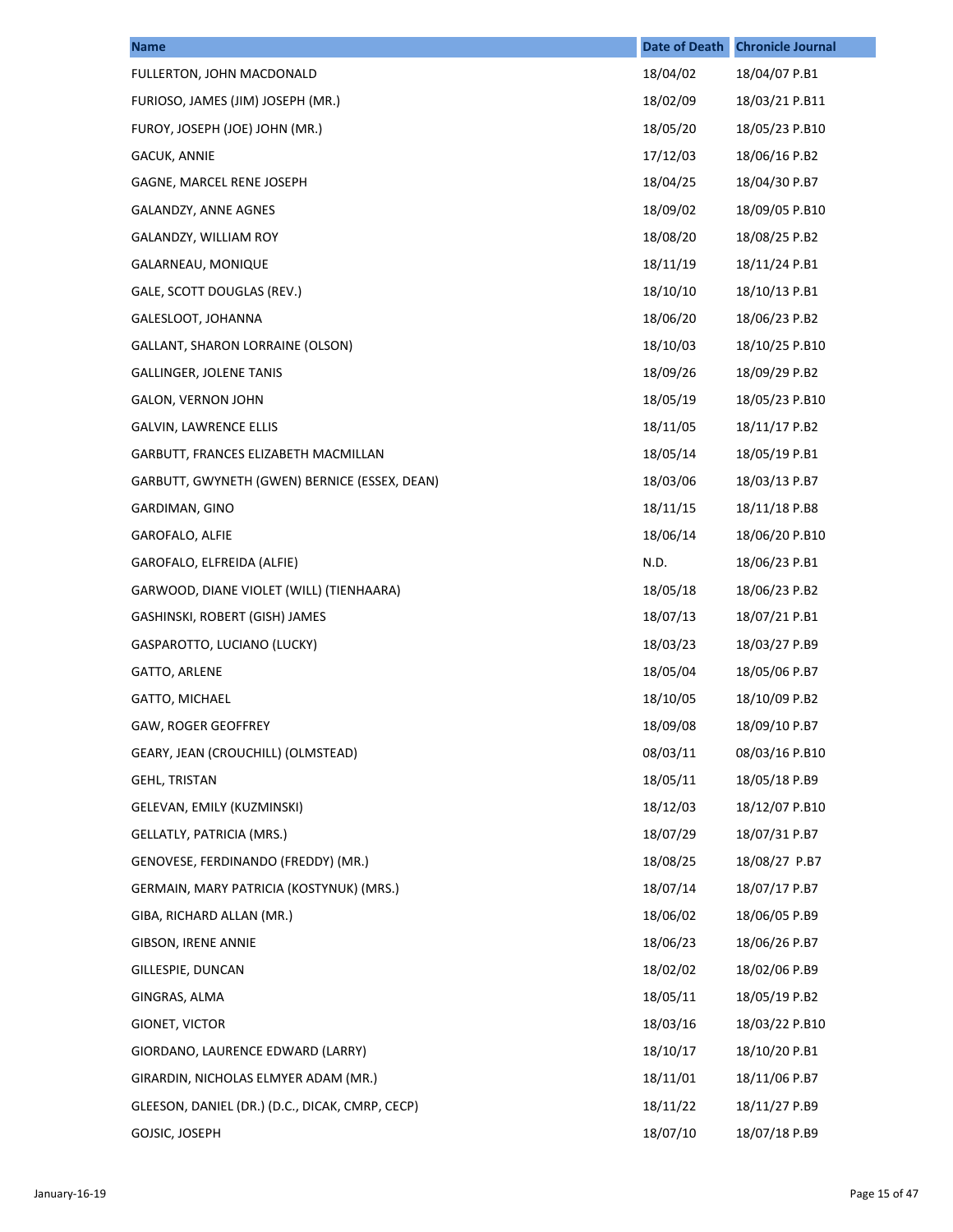| Name | Date of Death | Chronicle Journal |
| --- | --- | --- |
| FULLERTON, JOHN MACDONALD | 18/04/02 | 18/04/07 P.B1 |
| FURIOSO, JAMES (JIM) JOSEPH (MR.) | 18/02/09 | 18/03/21 P.B11 |
| FUROY, JOSEPH (JOE) JOHN (MR.) | 18/05/20 | 18/05/23 P.B10 |
| GACUK, ANNIE | 17/12/03 | 18/06/16 P.B2 |
| GAGNE, MARCEL RENE JOSEPH | 18/04/25 | 18/04/30 P.B7 |
| GALANDZY, ANNE AGNES | 18/09/02 | 18/09/05 P.B10 |
| GALANDZY, WILLIAM ROY | 18/08/20 | 18/08/25 P.B2 |
| GALARNEAU, MONIQUE | 18/11/19 | 18/11/24 P.B1 |
| GALE, SCOTT DOUGLAS (REV.) | 18/10/10 | 18/10/13 P.B1 |
| GALESLOOT, JOHANNA | 18/06/20 | 18/06/23 P.B2 |
| GALLANT, SHARON LORRAINE (OLSON) | 18/10/03 | 18/10/25 P.B10 |
| GALLINGER, JOLENE TANIS | 18/09/26 | 18/09/29 P.B2 |
| GALON, VERNON JOHN | 18/05/19 | 18/05/23 P.B10 |
| GALVIN, LAWRENCE ELLIS | 18/11/05 | 18/11/17 P.B2 |
| GARBUTT, FRANCES ELIZABETH MACMILLAN | 18/05/14 | 18/05/19 P.B1 |
| GARBUTT, GWYNETH (GWEN) BERNICE (ESSEX, DEAN) | 18/03/06 | 18/03/13 P.B7 |
| GARDIMAN, GINO | 18/11/15 | 18/11/18 P.B8 |
| GAROFALO, ALFIE | 18/06/14 | 18/06/20 P.B10 |
| GAROFALO, ELFREIDA (ALFIE) | N.D. | 18/06/23 P.B1 |
| GARWOOD, DIANE VIOLET (WILL) (TIENHAARA) | 18/05/18 | 18/06/23 P.B2 |
| GASHINSKI, ROBERT (GISH) JAMES | 18/07/13 | 18/07/21 P.B1 |
| GASPAROTTO, LUCIANO (LUCKY) | 18/03/23 | 18/03/27 P.B9 |
| GATTO, ARLENE | 18/05/04 | 18/05/06 P.B7 |
| GATTO, MICHAEL | 18/10/05 | 18/10/09 P.B2 |
| GAW, ROGER GEOFFREY | 18/09/08 | 18/09/10 P.B7 |
| GEARY, JEAN (CROUCHILL) (OLMSTEAD) | 08/03/11 | 08/03/16 P.B10 |
| GEHL, TRISTAN | 18/05/11 | 18/05/18 P.B9 |
| GELEVAN, EMILY (KUZMINSKI) | 18/12/03 | 18/12/07 P.B10 |
| GELLATLY, PATRICIA (MRS.) | 18/07/29 | 18/07/31 P.B7 |
| GENOVESE, FERDINANDO (FREDDY) (MR.) | 18/08/25 | 18/08/27 P.B7 |
| GERMAIN, MARY PATRICIA (KOSTYNUK) (MRS.) | 18/07/14 | 18/07/17 P.B7 |
| GIBA, RICHARD ALLAN (MR.) | 18/06/02 | 18/06/05 P.B9 |
| GIBSON, IRENE ANNIE | 18/06/23 | 18/06/26 P.B7 |
| GILLESPIE, DUNCAN | 18/02/02 | 18/02/06 P.B9 |
| GINGRAS, ALMA | 18/05/11 | 18/05/19 P.B2 |
| GIONET, VICTOR | 18/03/16 | 18/03/22 P.B10 |
| GIORDANO, LAURENCE EDWARD (LARRY) | 18/10/17 | 18/10/20 P.B1 |
| GIRARDIN, NICHOLAS ELMYER ADAM (MR.) | 18/11/01 | 18/11/06 P.B7 |
| GLEESON, DANIEL (DR.) (D.C., DICAK, CMRP, CECP) | 18/11/22 | 18/11/27 P.B9 |
| GOJSIC, JOSEPH | 18/07/10 | 18/07/18 P.B9 |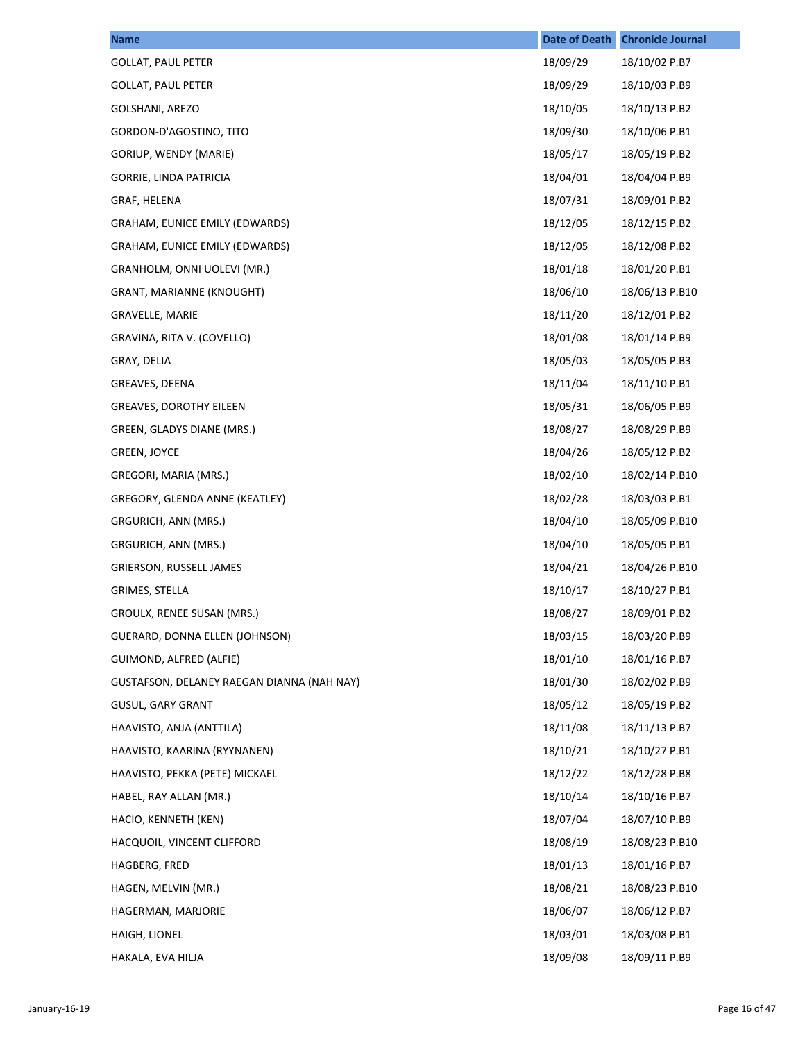| Name | Date of Death | Chronicle Journal |
| --- | --- | --- |
| GOLLAT, PAUL PETER | 18/09/29 | 18/10/02 P.B7 |
| GOLLAT, PAUL PETER | 18/09/29 | 18/10/03 P.B9 |
| GOLSHANI, AREZO | 18/10/05 | 18/10/13 P.B2 |
| GORDON-D'AGOSTINO, TITO | 18/09/30 | 18/10/06 P.B1 |
| GORIUP, WENDY (MARIE) | 18/05/17 | 18/05/19 P.B2 |
| GORRIE, LINDA PATRICIA | 18/04/01 | 18/04/04 P.B9 |
| GRAF, HELENA | 18/07/31 | 18/09/01 P.B2 |
| GRAHAM, EUNICE EMILY (EDWARDS) | 18/12/05 | 18/12/15 P.B2 |
| GRAHAM, EUNICE EMILY (EDWARDS) | 18/12/05 | 18/12/08 P.B2 |
| GRANHOLM, ONNI UOLEVI (MR.) | 18/01/18 | 18/01/20 P.B1 |
| GRANT, MARIANNE (KNOUGHT) | 18/06/10 | 18/06/13 P.B10 |
| GRAVELLE, MARIE | 18/11/20 | 18/12/01 P.B2 |
| GRAVINA, RITA V. (COVELLO) | 18/01/08 | 18/01/14 P.B9 |
| GRAY, DELIA | 18/05/03 | 18/05/05 P.B3 |
| GREAVES, DEENA | 18/11/04 | 18/11/10 P.B1 |
| GREAVES, DOROTHY EILEEN | 18/05/31 | 18/06/05 P.B9 |
| GREEN, GLADYS DIANE (MRS.) | 18/08/27 | 18/08/29 P.B9 |
| GREEN, JOYCE | 18/04/26 | 18/05/12 P.B2 |
| GREGORI, MARIA (MRS.) | 18/02/10 | 18/02/14 P.B10 |
| GREGORY, GLENDA ANNE (KEATLEY) | 18/02/28 | 18/03/03 P.B1 |
| GRGURICH, ANN (MRS.) | 18/04/10 | 18/05/09 P.B10 |
| GRGURICH, ANN (MRS.) | 18/04/10 | 18/05/05 P.B1 |
| GRIERSON, RUSSELL JAMES | 18/04/21 | 18/04/26 P.B10 |
| GRIMES, STELLA | 18/10/17 | 18/10/27 P.B1 |
| GROULX, RENEE SUSAN (MRS.) | 18/08/27 | 18/09/01 P.B2 |
| GUERARD, DONNA ELLEN (JOHNSON) | 18/03/15 | 18/03/20 P.B9 |
| GUIMOND, ALFRED (ALFIE) | 18/01/10 | 18/01/16 P.B7 |
| GUSTAFSON, DELANEY RAEGAN DIANNA (NAH NAY) | 18/01/30 | 18/02/02 P.B9 |
| GUSUL, GARY GRANT | 18/05/12 | 18/05/19 P.B2 |
| HAAVISTO, ANJA (ANTTILA) | 18/11/08 | 18/11/13 P.B7 |
| HAAVISTO, KAARINA (RYYNANEN) | 18/10/21 | 18/10/27 P.B1 |
| HAAVISTO, PEKKA (PETE) MICKAEL | 18/12/22 | 18/12/28 P.B8 |
| HABEL, RAY ALLAN (MR.) | 18/10/14 | 18/10/16 P.B7 |
| HACIO, KENNETH (KEN) | 18/07/04 | 18/07/10 P.B9 |
| HACQUOIL, VINCENT CLIFFORD | 18/08/19 | 18/08/23 P.B10 |
| HAGBERG, FRED | 18/01/13 | 18/01/16 P.B7 |
| HAGEN, MELVIN (MR.) | 18/08/21 | 18/08/23 P.B10 |
| HAGERMAN, MARJORIE | 18/06/07 | 18/06/12 P.B7 |
| HAIGH, LIONEL | 18/03/01 | 18/03/08 P.B1 |
| HAKALA, EVA HILJA | 18/09/08 | 18/09/11 P.B9 |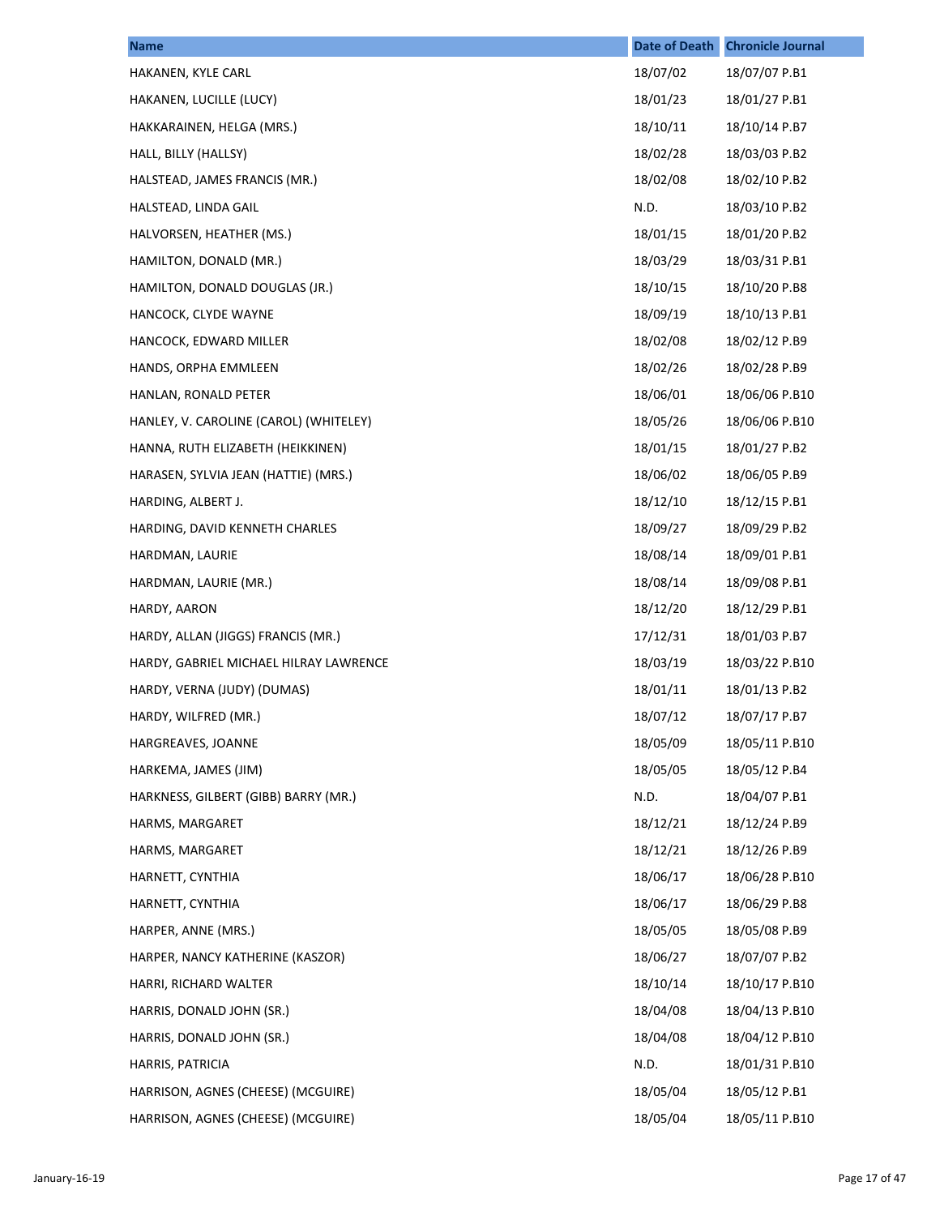| Name | Date of Death | Chronicle Journal |
| --- | --- | --- |
| HAKANEN, KYLE CARL | 18/07/02 | 18/07/07 P.B1 |
| HAKANEN, LUCILLE (LUCY) | 18/01/23 | 18/01/27 P.B1 |
| HAKKARAINEN, HELGA (MRS.) | 18/10/11 | 18/10/14 P.B7 |
| HALL, BILLY (HALLSY) | 18/02/28 | 18/03/03 P.B2 |
| HALSTEAD, JAMES FRANCIS (MR.) | 18/02/08 | 18/02/10 P.B2 |
| HALSTEAD, LINDA GAIL | N.D. | 18/03/10 P.B2 |
| HALVORSEN, HEATHER (MS.) | 18/01/15 | 18/01/20 P.B2 |
| HAMILTON, DONALD (MR.) | 18/03/29 | 18/03/31 P.B1 |
| HAMILTON, DONALD DOUGLAS (JR.) | 18/10/15 | 18/10/20 P.B8 |
| HANCOCK, CLYDE WAYNE | 18/09/19 | 18/10/13 P.B1 |
| HANCOCK, EDWARD MILLER | 18/02/08 | 18/02/12 P.B9 |
| HANDS, ORPHA EMMLEEN | 18/02/26 | 18/02/28 P.B9 |
| HANLAN, RONALD PETER | 18/06/01 | 18/06/06 P.B10 |
| HANLEY, V. CAROLINE (CAROL) (WHITELEY) | 18/05/26 | 18/06/06 P.B10 |
| HANNA, RUTH ELIZABETH (HEIKKINEN) | 18/01/15 | 18/01/27 P.B2 |
| HARASEN, SYLVIA JEAN (HATTIE) (MRS.) | 18/06/02 | 18/06/05 P.B9 |
| HARDING, ALBERT J. | 18/12/10 | 18/12/15 P.B1 |
| HARDING, DAVID KENNETH CHARLES | 18/09/27 | 18/09/29 P.B2 |
| HARDMAN, LAURIE | 18/08/14 | 18/09/01 P.B1 |
| HARDMAN, LAURIE (MR.) | 18/08/14 | 18/09/08 P.B1 |
| HARDY, AARON | 18/12/20 | 18/12/29 P.B1 |
| HARDY, ALLAN (JIGGS) FRANCIS (MR.) | 17/12/31 | 18/01/03 P.B7 |
| HARDY, GABRIEL MICHAEL HILRAY LAWRENCE | 18/03/19 | 18/03/22 P.B10 |
| HARDY, VERNA (JUDY) (DUMAS) | 18/01/11 | 18/01/13 P.B2 |
| HARDY, WILFRED (MR.) | 18/07/12 | 18/07/17 P.B7 |
| HARGREAVES, JOANNE | 18/05/09 | 18/05/11 P.B10 |
| HARKEMA, JAMES (JIM) | 18/05/05 | 18/05/12 P.B4 |
| HARKNESS, GILBERT (GIBB) BARRY (MR.) | N.D. | 18/04/07 P.B1 |
| HARMS, MARGARET | 18/12/21 | 18/12/24 P.B9 |
| HARMS, MARGARET | 18/12/21 | 18/12/26 P.B9 |
| HARNETT, CYNTHIA | 18/06/17 | 18/06/28 P.B10 |
| HARNETT, CYNTHIA | 18/06/17 | 18/06/29 P.B8 |
| HARPER, ANNE (MRS.) | 18/05/05 | 18/05/08 P.B9 |
| HARPER, NANCY KATHERINE (KASZOR) | 18/06/27 | 18/07/07 P.B2 |
| HARRI, RICHARD WALTER | 18/10/14 | 18/10/17 P.B10 |
| HARRIS, DONALD JOHN (SR.) | 18/04/08 | 18/04/13 P.B10 |
| HARRIS, DONALD JOHN (SR.) | 18/04/08 | 18/04/12 P.B10 |
| HARRIS, PATRICIA | N.D. | 18/01/31 P.B10 |
| HARRISON, AGNES (CHEESE) (MCGUIRE) | 18/05/04 | 18/05/12 P.B1 |
| HARRISON, AGNES (CHEESE) (MCGUIRE) | 18/05/04 | 18/05/11 P.B10 |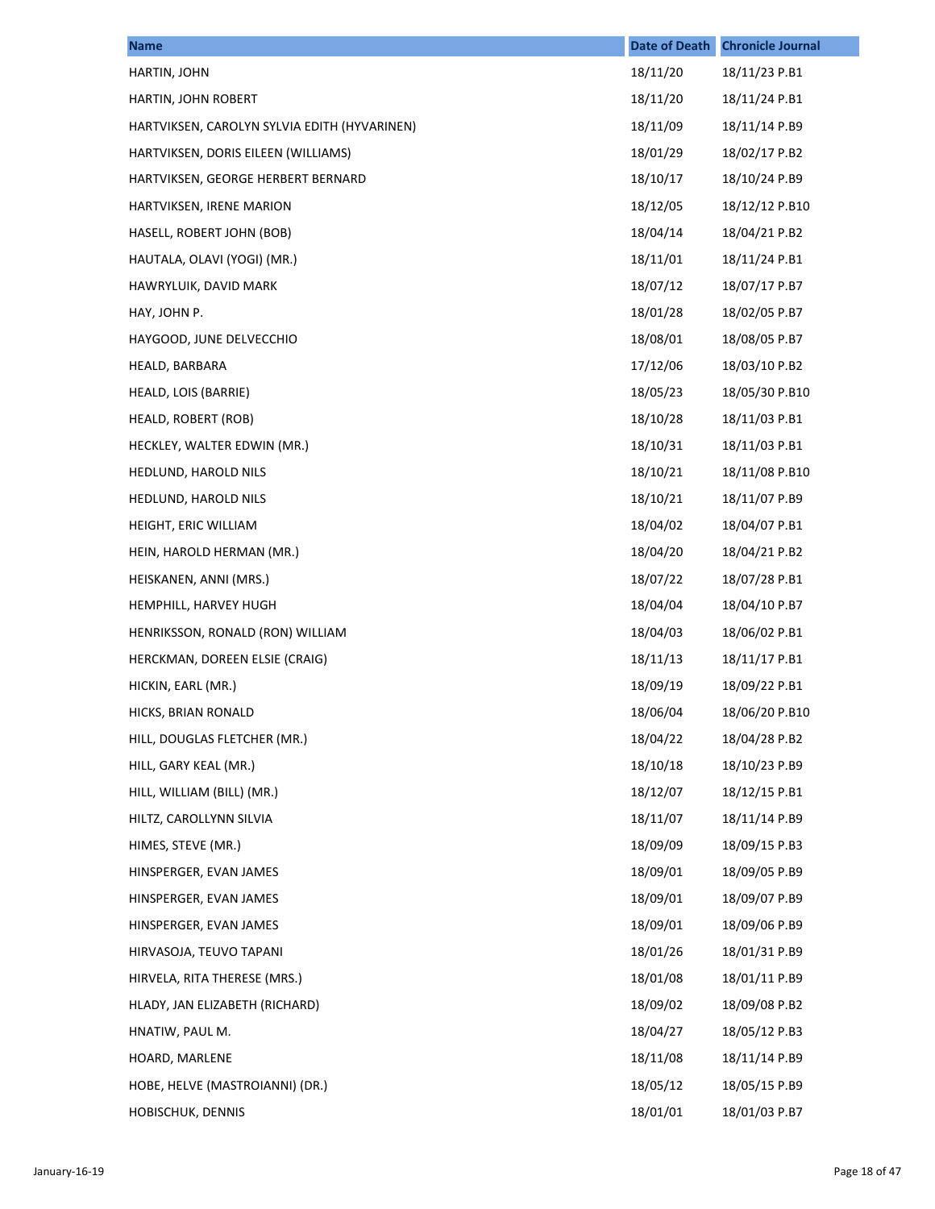| Name | Date of Death | Chronicle Journal |
|---|---|---|
| HARTIN, JOHN | 18/11/20 | 18/11/23 P.B1 |
| HARTIN, JOHN ROBERT | 18/11/20 | 18/11/24 P.B1 |
| HARTVIKSEN, CAROLYN SYLVIA EDITH (HYVARINEN) | 18/11/09 | 18/11/14 P.B9 |
| HARTVIKSEN, DORIS EILEEN (WILLIAMS) | 18/01/29 | 18/02/17 P.B2 |
| HARTVIKSEN, GEORGE HERBERT BERNARD | 18/10/17 | 18/10/24 P.B9 |
| HARTVIKSEN, IRENE MARION | 18/12/05 | 18/12/12 P.B10 |
| HASELL, ROBERT JOHN (BOB) | 18/04/14 | 18/04/21 P.B2 |
| HAUTALA, OLAVI (YOGI) (MR.) | 18/11/01 | 18/11/24 P.B1 |
| HAWRYLUIK, DAVID MARK | 18/07/12 | 18/07/17 P.B7 |
| HAY, JOHN P. | 18/01/28 | 18/02/05 P.B7 |
| HAYGOOD, JUNE DELVECCHIO | 18/08/01 | 18/08/05 P.B7 |
| HEALD, BARBARA | 17/12/06 | 18/03/10 P.B2 |
| HEALD, LOIS (BARRIE) | 18/05/23 | 18/05/30 P.B10 |
| HEALD, ROBERT (ROB) | 18/10/28 | 18/11/03 P.B1 |
| HECKLEY, WALTER EDWIN (MR.) | 18/10/31 | 18/11/03 P.B1 |
| HEDLUND, HAROLD NILS | 18/10/21 | 18/11/08 P.B10 |
| HEDLUND, HAROLD NILS | 18/10/21 | 18/11/07 P.B9 |
| HEIGHT, ERIC WILLIAM | 18/04/02 | 18/04/07 P.B1 |
| HEIN, HAROLD HERMAN (MR.) | 18/04/20 | 18/04/21 P.B2 |
| HEISKANEN, ANNI (MRS.) | 18/07/22 | 18/07/28 P.B1 |
| HEMPHILL, HARVEY HUGH | 18/04/04 | 18/04/10 P.B7 |
| HENRIKSSON, RONALD (RON) WILLIAM | 18/04/03 | 18/06/02 P.B1 |
| HERCKMAN, DOREEN ELSIE (CRAIG) | 18/11/13 | 18/11/17 P.B1 |
| HICKIN, EARL (MR.) | 18/09/19 | 18/09/22 P.B1 |
| HICKS, BRIAN RONALD | 18/06/04 | 18/06/20 P.B10 |
| HILL, DOUGLAS FLETCHER (MR.) | 18/04/22 | 18/04/28 P.B2 |
| HILL, GARY KEAL (MR.) | 18/10/18 | 18/10/23 P.B9 |
| HILL, WILLIAM (BILL) (MR.) | 18/12/07 | 18/12/15 P.B1 |
| HILTZ, CAROLLYNN SILVIA | 18/11/07 | 18/11/14 P.B9 |
| HIMES, STEVE (MR.) | 18/09/09 | 18/09/15 P.B3 |
| HINSPERGER, EVAN JAMES | 18/09/01 | 18/09/05 P.B9 |
| HINSPERGER, EVAN JAMES | 18/09/01 | 18/09/07 P.B9 |
| HINSPERGER, EVAN JAMES | 18/09/01 | 18/09/06 P.B9 |
| HIRVASOJA, TEUVO TAPANI | 18/01/26 | 18/01/31 P.B9 |
| HIRVELA, RITA THERESE (MRS.) | 18/01/08 | 18/01/11 P.B9 |
| HLADY, JAN ELIZABETH (RICHARD) | 18/09/02 | 18/09/08 P.B2 |
| HNATIW, PAUL M. | 18/04/27 | 18/05/12 P.B3 |
| HOARD, MARLENE | 18/11/08 | 18/11/14 P.B9 |
| HOBE, HELVE (MASTROIANNI) (DR.) | 18/05/12 | 18/05/15 P.B9 |
| HOBISCHUK, DENNIS | 18/01/01 | 18/01/03 P.B7 |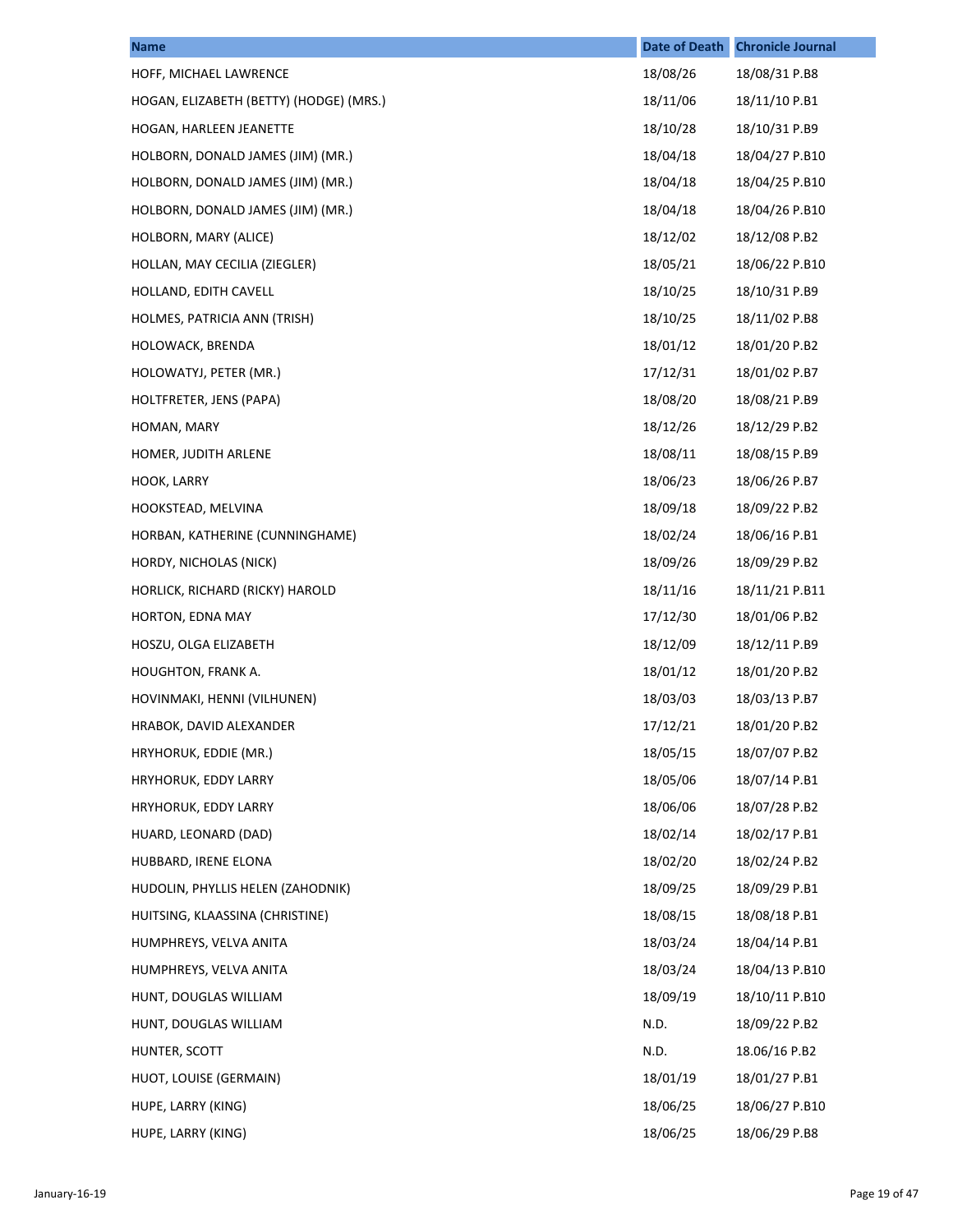| Name | Date of Death | Chronicle Journal |
| --- | --- | --- |
| HOFF, MICHAEL LAWRENCE | 18/08/26 | 18/08/31 P.B8 |
| HOGAN, ELIZABETH (BETTY) (HODGE) (MRS.) | 18/11/06 | 18/11/10 P.B1 |
| HOGAN, HARLEEN JEANETTE | 18/10/28 | 18/10/31 P.B9 |
| HOLBORN, DONALD JAMES (JIM) (MR.) | 18/04/18 | 18/04/27 P.B10 |
| HOLBORN, DONALD JAMES (JIM) (MR.) | 18/04/18 | 18/04/25 P.B10 |
| HOLBORN, DONALD JAMES (JIM) (MR.) | 18/04/18 | 18/04/26 P.B10 |
| HOLBORN, MARY (ALICE) | 18/12/02 | 18/12/08 P.B2 |
| HOLLAN, MAY CECILIA (ZIEGLER) | 18/05/21 | 18/06/22 P.B10 |
| HOLLAND, EDITH CAVELL | 18/10/25 | 18/10/31 P.B9 |
| HOLMES, PATRICIA ANN (TRISH) | 18/10/25 | 18/11/02 P.B8 |
| HOLOWACK, BRENDA | 18/01/12 | 18/01/20 P.B2 |
| HOLOWATYJ, PETER (MR.) | 17/12/31 | 18/01/02 P.B7 |
| HOLTFRETER, JENS (PAPA) | 18/08/20 | 18/08/21 P.B9 |
| HOMAN, MARY | 18/12/26 | 18/12/29 P.B2 |
| HOMER, JUDITH ARLENE | 18/08/11 | 18/08/15 P.B9 |
| HOOK, LARRY | 18/06/23 | 18/06/26 P.B7 |
| HOOKSTEAD, MELVINA | 18/09/18 | 18/09/22 P.B2 |
| HORBAN, KATHERINE (CUNNINGHAME) | 18/02/24 | 18/06/16 P.B1 |
| HORDY, NICHOLAS (NICK) | 18/09/26 | 18/09/29 P.B2 |
| HORLICK, RICHARD (RICKY) HAROLD | 18/11/16 | 18/11/21 P.B11 |
| HORTON, EDNA MAY | 17/12/30 | 18/01/06 P.B2 |
| HOSZU, OLGA ELIZABETH | 18/12/09 | 18/12/11 P.B9 |
| HOUGHTON, FRANK A. | 18/01/12 | 18/01/20 P.B2 |
| HOVINMAKI, HENNI (VILHUNEN) | 18/03/03 | 18/03/13 P.B7 |
| HRABOK, DAVID ALEXANDER | 17/12/21 | 18/01/20 P.B2 |
| HRYHORUK, EDDIE (MR.) | 18/05/15 | 18/07/07 P.B2 |
| HRYHORUK, EDDY LARRY | 18/05/06 | 18/07/14 P.B1 |
| HRYHORUK, EDDY LARRY | 18/06/06 | 18/07/28 P.B2 |
| HUARD, LEONARD (DAD) | 18/02/14 | 18/02/17 P.B1 |
| HUBBARD, IRENE ELONA | 18/02/20 | 18/02/24 P.B2 |
| HUDOLIN, PHYLLIS HELEN (ZAHODNIK) | 18/09/25 | 18/09/29 P.B1 |
| HUITSING, KLAASSINA (CHRISTINE) | 18/08/15 | 18/08/18 P.B1 |
| HUMPHREYS, VELVA ANITA | 18/03/24 | 18/04/14 P.B1 |
| HUMPHREYS, VELVA ANITA | 18/03/24 | 18/04/13 P.B10 |
| HUNT, DOUGLAS WILLIAM | 18/09/19 | 18/10/11 P.B10 |
| HUNT, DOUGLAS WILLIAM | N.D. | 18/09/22 P.B2 |
| HUNTER, SCOTT | N.D. | 18.06/16 P.B2 |
| HUOT, LOUISE (GERMAIN) | 18/01/19 | 18/01/27 P.B1 |
| HUPE, LARRY (KING) | 18/06/25 | 18/06/27 P.B10 |
| HUPE, LARRY (KING) | 18/06/25 | 18/06/29 P.B8 |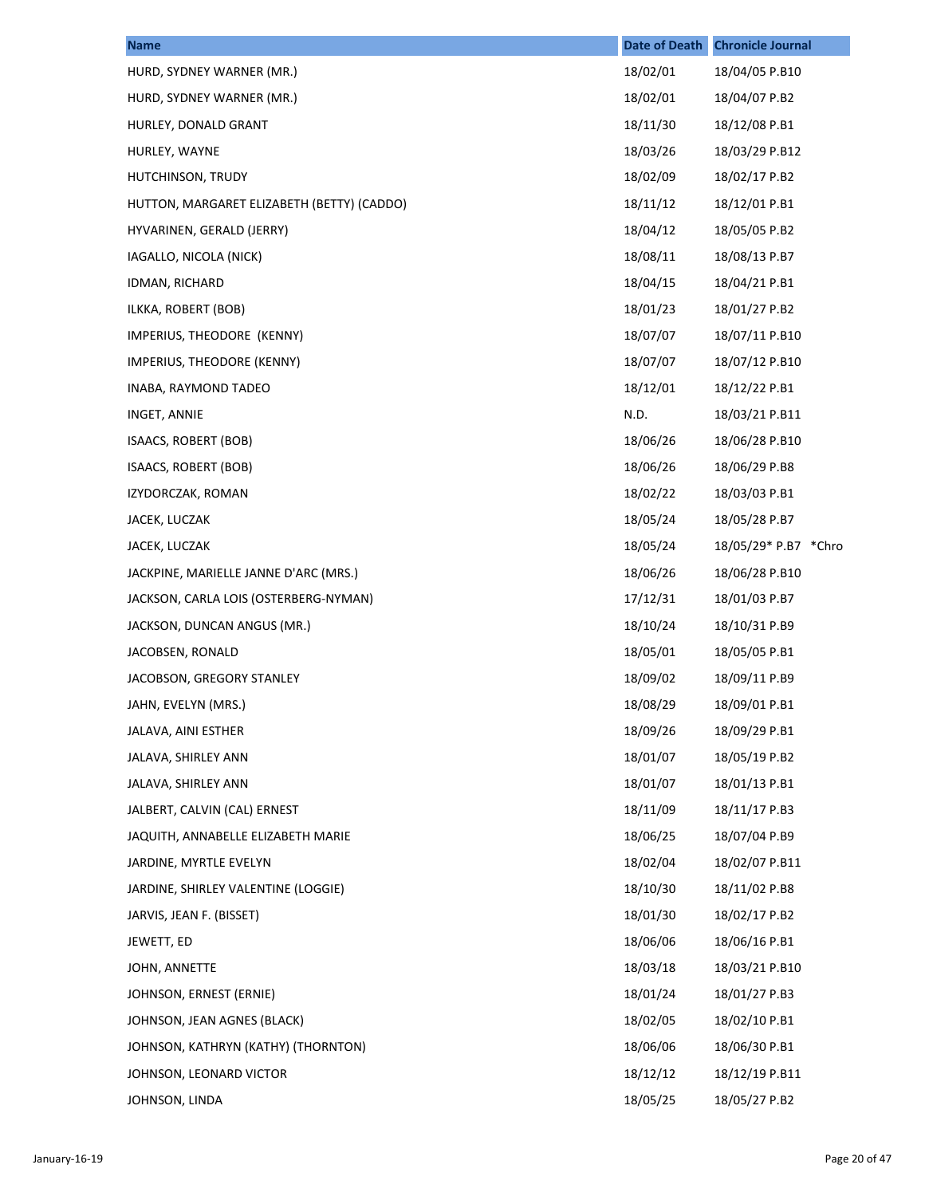| Name | Date of Death | Chronicle Journal |
| --- | --- | --- |
| HURD, SYDNEY WARNER (MR.) | 18/02/01 | 18/04/05 P.B10 |
| HURD, SYDNEY WARNER (MR.) | 18/02/01 | 18/04/07 P.B2 |
| HURLEY, DONALD GRANT | 18/11/30 | 18/12/08 P.B1 |
| HURLEY, WAYNE | 18/03/26 | 18/03/29 P.B12 |
| HUTCHINSON, TRUDY | 18/02/09 | 18/02/17 P.B2 |
| HUTTON, MARGARET ELIZABETH (BETTY) (CADDO) | 18/11/12 | 18/12/01 P.B1 |
| HYVARINEN, GERALD (JERRY) | 18/04/12 | 18/05/05 P.B2 |
| IAGALLO, NICOLA (NICK) | 18/08/11 | 18/08/13 P.B7 |
| IDMAN, RICHARD | 18/04/15 | 18/04/21 P.B1 |
| ILKKA, ROBERT (BOB) | 18/01/23 | 18/01/27 P.B2 |
| IMPERIUS, THEODORE (KENNY) | 18/07/07 | 18/07/11 P.B10 |
| IMPERIUS, THEODORE (KENNY) | 18/07/07 | 18/07/12 P.B10 |
| INABA, RAYMOND TADEO | 18/12/01 | 18/12/22 P.B1 |
| INGET, ANNIE | N.D. | 18/03/21 P.B11 |
| ISAACS, ROBERT (BOB) | 18/06/26 | 18/06/28 P.B10 |
| ISAACS, ROBERT (BOB) | 18/06/26 | 18/06/29 P.B8 |
| IZYDORCZAK, ROMAN | 18/02/22 | 18/03/03 P.B1 |
| JACEK, LUCZAK | 18/05/24 | 18/05/28 P.B7 |
| JACEK, LUCZAK | 18/05/24 | 18/05/29* P.B7 *Chro |
| JACKPINE, MARIELLE JANNE D'ARC (MRS.) | 18/06/26 | 18/06/28 P.B10 |
| JACKSON, CARLA LOIS (OSTERBERG-NYMAN) | 17/12/31 | 18/01/03 P.B7 |
| JACKSON, DUNCAN ANGUS (MR.) | 18/10/24 | 18/10/31 P.B9 |
| JACOBSEN, RONALD | 18/05/01 | 18/05/05 P.B1 |
| JACOBSON, GREGORY STANLEY | 18/09/02 | 18/09/11 P.B9 |
| JAHN, EVELYN (MRS.) | 18/08/29 | 18/09/01 P.B1 |
| JALAVA, AINI ESTHER | 18/09/26 | 18/09/29 P.B1 |
| JALAVA, SHIRLEY ANN | 18/01/07 | 18/05/19 P.B2 |
| JALAVA, SHIRLEY ANN | 18/01/07 | 18/01/13 P.B1 |
| JALBERT, CALVIN (CAL) ERNEST | 18/11/09 | 18/11/17 P.B3 |
| JAQUITH, ANNABELLE ELIZABETH MARIE | 18/06/25 | 18/07/04 P.B9 |
| JARDINE, MYRTLE EVELYN | 18/02/04 | 18/02/07 P.B11 |
| JARDINE, SHIRLEY VALENTINE (LOGGIE) | 18/10/30 | 18/11/02 P.B8 |
| JARVIS, JEAN F. (BISSET) | 18/01/30 | 18/02/17 P.B2 |
| JEWETT, ED | 18/06/06 | 18/06/16 P.B1 |
| JOHN, ANNETTE | 18/03/18 | 18/03/21 P.B10 |
| JOHNSON, ERNEST (ERNIE) | 18/01/24 | 18/01/27 P.B3 |
| JOHNSON, JEAN AGNES (BLACK) | 18/02/05 | 18/02/10 P.B1 |
| JOHNSON, KATHRYN (KATHY) (THORNTON) | 18/06/06 | 18/06/30 P.B1 |
| JOHNSON, LEONARD VICTOR | 18/12/12 | 18/12/19 P.B11 |
| JOHNSON, LINDA | 18/05/25 | 18/05/27 P.B2 |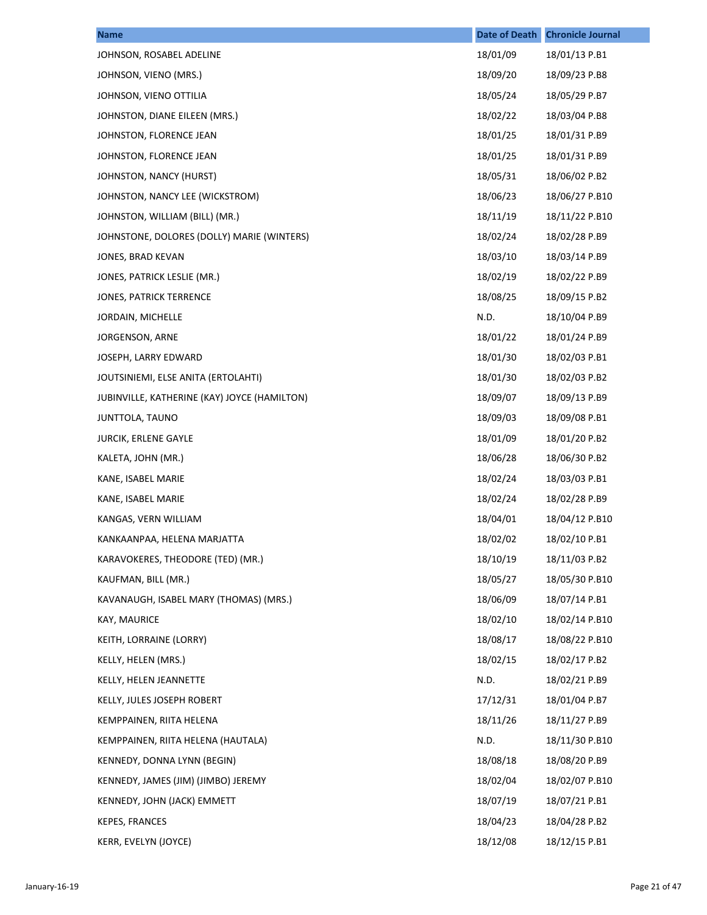| Name | Date of Death | Chronicle Journal |
| --- | --- | --- |
| JOHNSON, ROSABEL ADELINE | 18/01/09 | 18/01/13 P.B1 |
| JOHNSON, VIENO (MRS.) | 18/09/20 | 18/09/23 P.B8 |
| JOHNSON, VIENO OTTILIA | 18/05/24 | 18/05/29 P.B7 |
| JOHNSTON, DIANE EILEEN (MRS.) | 18/02/22 | 18/03/04 P.B8 |
| JOHNSTON, FLORENCE JEAN | 18/01/25 | 18/01/31 P.B9 |
| JOHNSTON, FLORENCE JEAN | 18/01/25 | 18/01/31 P.B9 |
| JOHNSTON, NANCY (HURST) | 18/05/31 | 18/06/02 P.B2 |
| JOHNSTON, NANCY LEE (WICKSTROM) | 18/06/23 | 18/06/27 P.B10 |
| JOHNSTON, WILLIAM (BILL) (MR.) | 18/11/19 | 18/11/22 P.B10 |
| JOHNSTONE, DOLORES (DOLLY) MARIE (WINTERS) | 18/02/24 | 18/02/28 P.B9 |
| JONES, BRAD KEVAN | 18/03/10 | 18/03/14 P.B9 |
| JONES, PATRICK LESLIE (MR.) | 18/02/19 | 18/02/22 P.B9 |
| JONES, PATRICK TERRENCE | 18/08/25 | 18/09/15 P.B2 |
| JORDAIN, MICHELLE | N.D. | 18/10/04 P.B9 |
| JORGENSON, ARNE | 18/01/22 | 18/01/24 P.B9 |
| JOSEPH, LARRY EDWARD | 18/01/30 | 18/02/03 P.B1 |
| JOUTSINIEMI, ELSE ANITA (ERTOLAHTI) | 18/01/30 | 18/02/03 P.B2 |
| JUBINVILLE, KATHERINE (KAY) JOYCE (HAMILTON) | 18/09/07 | 18/09/13 P.B9 |
| JUNTTOLA, TAUNO | 18/09/03 | 18/09/08 P.B1 |
| JURCIK, ERLENE GAYLE | 18/01/09 | 18/01/20 P.B2 |
| KALETA, JOHN (MR.) | 18/06/28 | 18/06/30 P.B2 |
| KANE, ISABEL MARIE | 18/02/24 | 18/03/03 P.B1 |
| KANE, ISABEL MARIE | 18/02/24 | 18/02/28 P.B9 |
| KANGAS, VERN WILLIAM | 18/04/01 | 18/04/12 P.B10 |
| KANKAANPAA, HELENA MARJATTA | 18/02/02 | 18/02/10 P.B1 |
| KARAVOKERES, THEODORE (TED) (MR.) | 18/10/19 | 18/11/03 P.B2 |
| KAUFMAN, BILL (MR.) | 18/05/27 | 18/05/30 P.B10 |
| KAVANAUGH, ISABEL MARY (THOMAS) (MRS.) | 18/06/09 | 18/07/14 P.B1 |
| KAY, MAURICE | 18/02/10 | 18/02/14 P.B10 |
| KEITH, LORRAINE (LORRY) | 18/08/17 | 18/08/22 P.B10 |
| KELLY, HELEN (MRS.) | 18/02/15 | 18/02/17 P.B2 |
| KELLY, HELEN JEANNETTE | N.D. | 18/02/21 P.B9 |
| KELLY, JULES JOSEPH ROBERT | 17/12/31 | 18/01/04 P.B7 |
| KEMPPAINEN, RIITA HELENA | 18/11/26 | 18/11/27 P.B9 |
| KEMPPAINEN, RIITA HELENA (HAUTALA) | N.D. | 18/11/30 P.B10 |
| KENNEDY, DONNA LYNN (BEGIN) | 18/08/18 | 18/08/20 P.B9 |
| KENNEDY, JAMES (JIM) (JIMBO) JEREMY | 18/02/04 | 18/02/07 P.B10 |
| KENNEDY, JOHN (JACK) EMMETT | 18/07/19 | 18/07/21 P.B1 |
| KEPES, FRANCES | 18/04/23 | 18/04/28 P.B2 |
| KERR, EVELYN (JOYCE) | 18/12/08 | 18/12/15 P.B1 |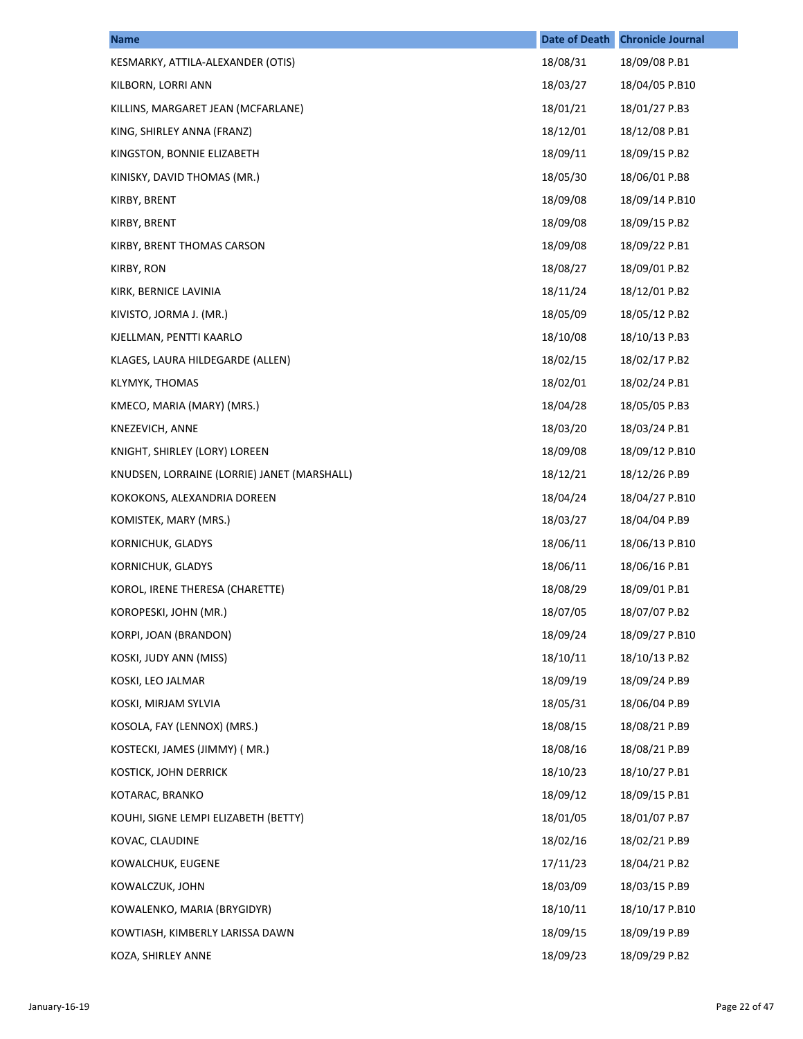| Name | Date of Death | Chronicle Journal |
| --- | --- | --- |
| KESMARKY, ATTILA-ALEXANDER (OTIS) | 18/08/31 | 18/09/08 P.B1 |
| KILBORN, LORRI ANN | 18/03/27 | 18/04/05 P.B10 |
| KILLINS, MARGARET JEAN (MCFARLANE) | 18/01/21 | 18/01/27 P.B3 |
| KING, SHIRLEY ANNA (FRANZ) | 18/12/01 | 18/12/08 P.B1 |
| KINGSTON, BONNIE ELIZABETH | 18/09/11 | 18/09/15 P.B2 |
| KINISKY, DAVID THOMAS (MR.) | 18/05/30 | 18/06/01 P.B8 |
| KIRBY, BRENT | 18/09/08 | 18/09/14 P.B10 |
| KIRBY, BRENT | 18/09/08 | 18/09/15 P.B2 |
| KIRBY, BRENT THOMAS CARSON | 18/09/08 | 18/09/22 P.B1 |
| KIRBY, RON | 18/08/27 | 18/09/01 P.B2 |
| KIRK, BERNICE LAVINIA | 18/11/24 | 18/12/01 P.B2 |
| KIVISTO, JORMA J. (MR.) | 18/05/09 | 18/05/12 P.B2 |
| KJELLMAN, PENTTI KAARLO | 18/10/08 | 18/10/13 P.B3 |
| KLAGES, LAURA HILDEGARDE (ALLEN) | 18/02/15 | 18/02/17 P.B2 |
| KLYMYK, THOMAS | 18/02/01 | 18/02/24 P.B1 |
| KMECO, MARIA (MARY) (MRS.) | 18/04/28 | 18/05/05 P.B3 |
| KNEZEVICH, ANNE | 18/03/20 | 18/03/24 P.B1 |
| KNIGHT, SHIRLEY (LORY) LOREEN | 18/09/08 | 18/09/12 P.B10 |
| KNUDSEN, LORRAINE (LORRIE) JANET (MARSHALL) | 18/12/21 | 18/12/26 P.B9 |
| KOKOKONS, ALEXANDRIA DOREEN | 18/04/24 | 18/04/27 P.B10 |
| KOMISTEK, MARY (MRS.) | 18/03/27 | 18/04/04 P.B9 |
| KORNICHUK, GLADYS | 18/06/11 | 18/06/13 P.B10 |
| KORNICHUK, GLADYS | 18/06/11 | 18/06/16 P.B1 |
| KOROL, IRENE THERESA (CHARETTE) | 18/08/29 | 18/09/01 P.B1 |
| KOROPESKI, JOHN (MR.) | 18/07/05 | 18/07/07 P.B2 |
| KORPI, JOAN (BRANDON) | 18/09/24 | 18/09/27 P.B10 |
| KOSKI, JUDY ANN (MISS) | 18/10/11 | 18/10/13 P.B2 |
| KOSKI, LEO JALMAR | 18/09/19 | 18/09/24 P.B9 |
| KOSKI, MIRJAM SYLVIA | 18/05/31 | 18/06/04 P.B9 |
| KOSOLA, FAY (LENNOX) (MRS.) | 18/08/15 | 18/08/21 P.B9 |
| KOSTECKI, JAMES (JIMMY) ( MR.) | 18/08/16 | 18/08/21 P.B9 |
| KOSTICK, JOHN DERRICK | 18/10/23 | 18/10/27 P.B1 |
| KOTARAC, BRANKO | 18/09/12 | 18/09/15 P.B1 |
| KOUHI, SIGNE LEMPI ELIZABETH (BETTY) | 18/01/05 | 18/01/07 P.B7 |
| KOVAC, CLAUDINE | 18/02/16 | 18/02/21 P.B9 |
| KOWALCHUK, EUGENE | 17/11/23 | 18/04/21 P.B2 |
| KOWALCZUK, JOHN | 18/03/09 | 18/03/15 P.B9 |
| KOWALENKO, MARIA (BRYGIDYR) | 18/10/11 | 18/10/17 P.B10 |
| KOWTIASH, KIMBERLY LARISSA DAWN | 18/09/15 | 18/09/19 P.B9 |
| KOZA, SHIRLEY ANNE | 18/09/23 | 18/09/29 P.B2 |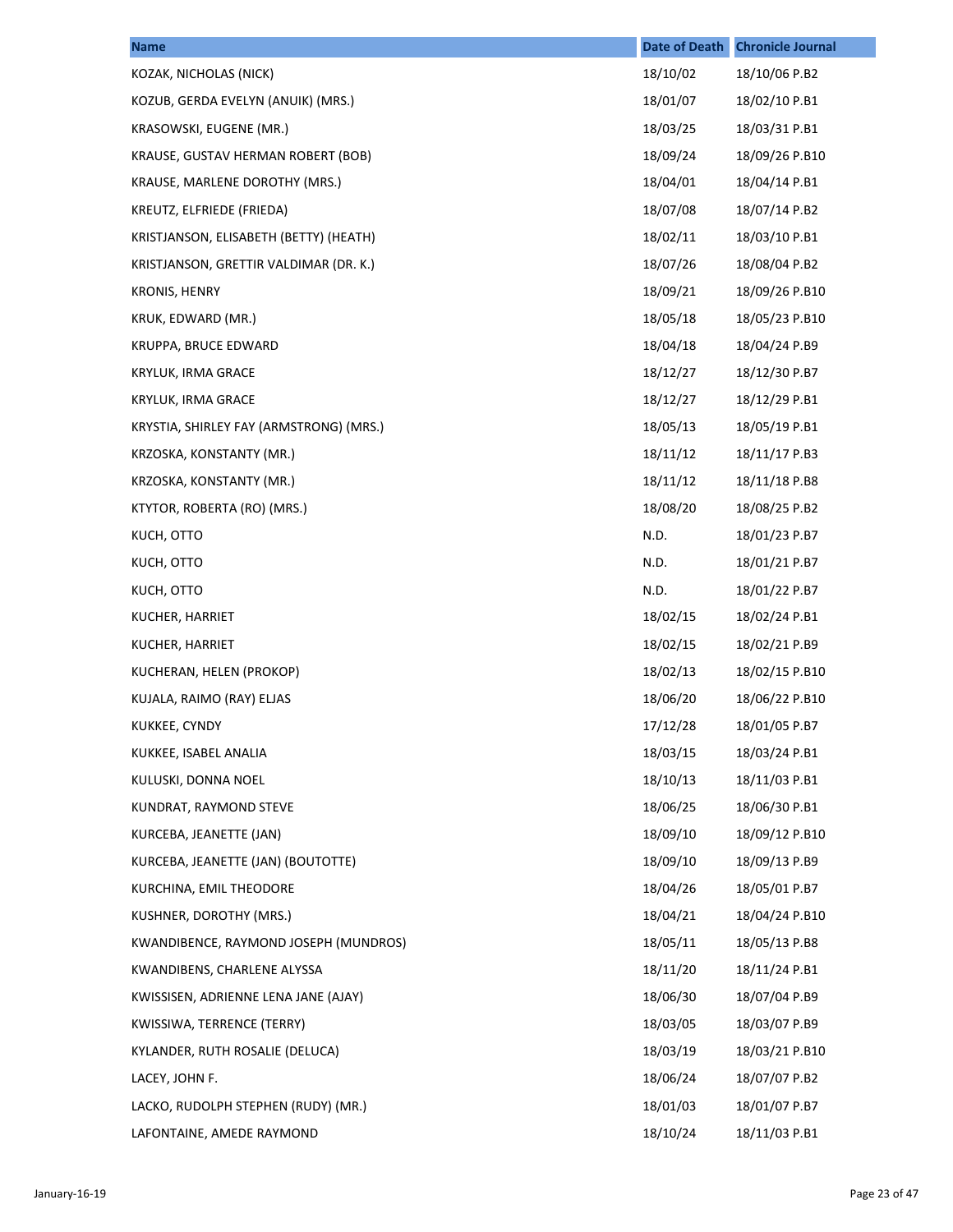| Name | Date of Death | Chronicle Journal |
|---|---|---|
| KOZAK, NICHOLAS (NICK) | 18/10/02 | 18/10/06 P.B2 |
| KOZUB, GERDA EVELYN (ANUIK) (MRS.) | 18/01/07 | 18/02/10 P.B1 |
| KRASOWSKI, EUGENE (MR.) | 18/03/25 | 18/03/31 P.B1 |
| KRAUSE, GUSTAV HERMAN ROBERT (BOB) | 18/09/24 | 18/09/26 P.B10 |
| KRAUSE, MARLENE DOROTHY (MRS.) | 18/04/01 | 18/04/14 P.B1 |
| KREUTZ, ELFRIEDE (FRIEDA) | 18/07/08 | 18/07/14 P.B2 |
| KRISTJANSON, ELISABETH (BETTY) (HEATH) | 18/02/11 | 18/03/10 P.B1 |
| KRISTJANSON, GRETTIR VALDIMAR (DR. K.) | 18/07/26 | 18/08/04 P.B2 |
| KRONIS, HENRY | 18/09/21 | 18/09/26 P.B10 |
| KRUK, EDWARD (MR.) | 18/05/18 | 18/05/23 P.B10 |
| KRUPPA, BRUCE EDWARD | 18/04/18 | 18/04/24 P.B9 |
| KRYLUK, IRMA GRACE | 18/12/27 | 18/12/30 P.B7 |
| KRYLUK, IRMA GRACE | 18/12/27 | 18/12/29 P.B1 |
| KRYSTIA, SHIRLEY FAY (ARMSTRONG) (MRS.) | 18/05/13 | 18/05/19 P.B1 |
| KRZOSKA, KONSTANTY (MR.) | 18/11/12 | 18/11/17 P.B3 |
| KRZOSKA, KONSTANTY (MR.) | 18/11/12 | 18/11/18 P.B8 |
| KTYTOR, ROBERTA (RO) (MRS.) | 18/08/20 | 18/08/25 P.B2 |
| KUCH, OTTO | N.D. | 18/01/23 P.B7 |
| KUCH, OTTO | N.D. | 18/01/21 P.B7 |
| KUCH, OTTO | N.D. | 18/01/22 P.B7 |
| KUCHER, HARRIET | 18/02/15 | 18/02/24 P.B1 |
| KUCHER, HARRIET | 18/02/15 | 18/02/21 P.B9 |
| KUCHERAN, HELEN (PROKOP) | 18/02/13 | 18/02/15 P.B10 |
| KUJALA, RAIMO (RAY) ELJAS | 18/06/20 | 18/06/22 P.B10 |
| KUKKEE, CYNDY | 17/12/28 | 18/01/05 P.B7 |
| KUKKEE, ISABEL ANALIA | 18/03/15 | 18/03/24 P.B1 |
| KULUSKI, DONNA NOEL | 18/10/13 | 18/11/03 P.B1 |
| KUNDRAT, RAYMOND STEVE | 18/06/25 | 18/06/30 P.B1 |
| KURCEBA, JEANETTE (JAN) | 18/09/10 | 18/09/12 P.B10 |
| KURCEBA, JEANETTE (JAN) (BOUTOTTE) | 18/09/10 | 18/09/13 P.B9 |
| KURCHINA, EMIL THEODORE | 18/04/26 | 18/05/01 P.B7 |
| KUSHNER, DOROTHY (MRS.) | 18/04/21 | 18/04/24 P.B10 |
| KWANDIBENCE, RAYMOND JOSEPH (MUNDROS) | 18/05/11 | 18/05/13 P.B8 |
| KWANDIBENS, CHARLENE ALYSSA | 18/11/20 | 18/11/24 P.B1 |
| KWISSISEN, ADRIENNE LENA JANE (AJAY) | 18/06/30 | 18/07/04 P.B9 |
| KWISSIWA, TERRENCE (TERRY) | 18/03/05 | 18/03/07 P.B9 |
| KYLANDER, RUTH ROSALIE (DELUCA) | 18/03/19 | 18/03/21 P.B10 |
| LACEY, JOHN F. | 18/06/24 | 18/07/07 P.B2 |
| LACKO, RUDOLPH STEPHEN (RUDY) (MR.) | 18/01/03 | 18/01/07 P.B7 |
| LAFONTAINE, AMEDE RAYMOND | 18/10/24 | 18/11/03 P.B1 |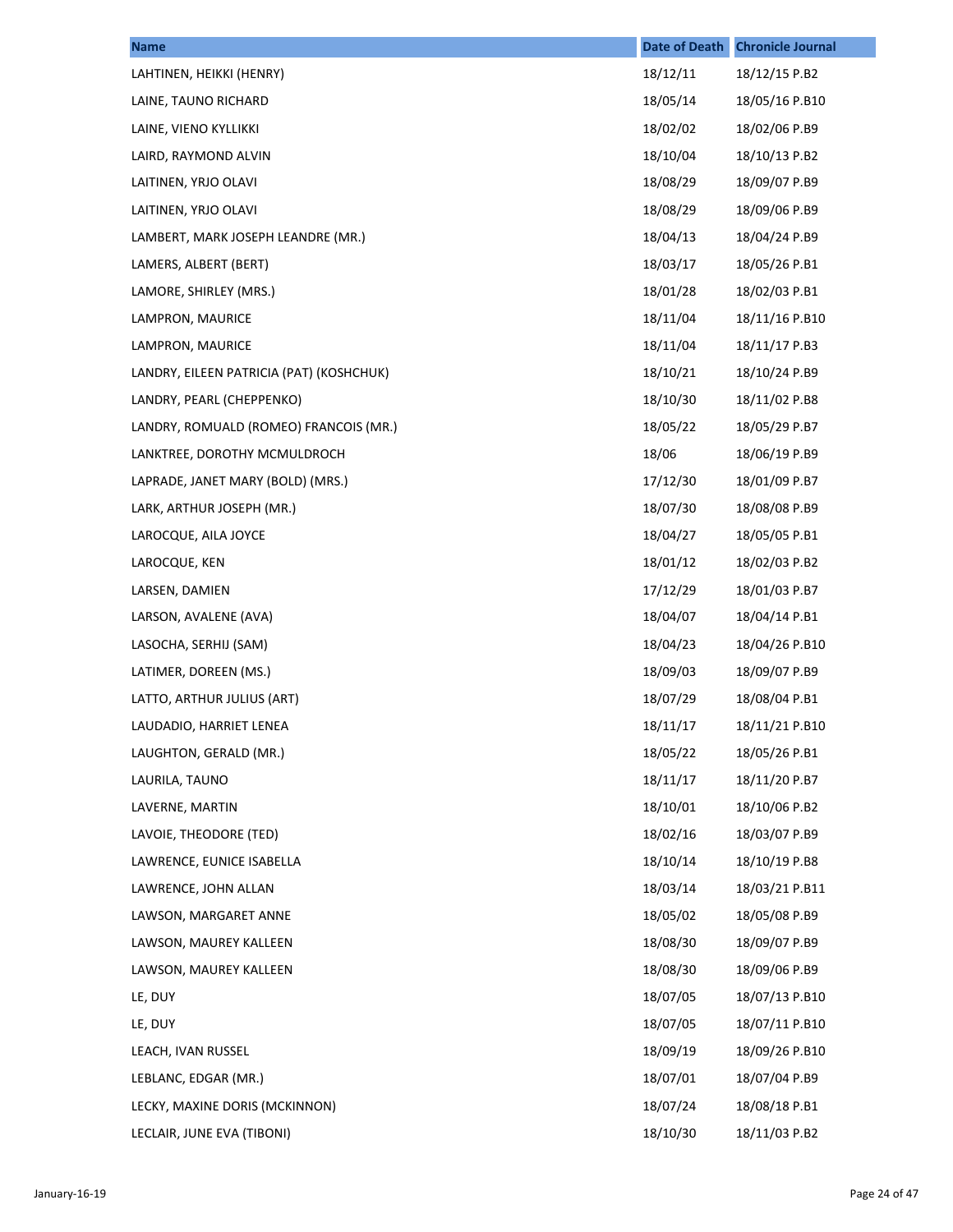| Name | Date of Death | Chronicle Journal |
| --- | --- | --- |
| LAHTINEN, HEIKKI (HENRY) | 18/12/11 | 18/12/15 P.B2 |
| LAINE, TAUNO RICHARD | 18/05/14 | 18/05/16 P.B10 |
| LAINE, VIENO KYLLIKKI | 18/02/02 | 18/02/06 P.B9 |
| LAIRD, RAYMOND ALVIN | 18/10/04 | 18/10/13 P.B2 |
| LAITINEN, YRJO OLAVI | 18/08/29 | 18/09/07 P.B9 |
| LAITINEN, YRJO OLAVI | 18/08/29 | 18/09/06 P.B9 |
| LAMBERT, MARK JOSEPH LEANDRE (MR.) | 18/04/13 | 18/04/24 P.B9 |
| LAMERS, ALBERT (BERT) | 18/03/17 | 18/05/26 P.B1 |
| LAMORE, SHIRLEY (MRS.) | 18/01/28 | 18/02/03 P.B1 |
| LAMPRON, MAURICE | 18/11/04 | 18/11/16 P.B10 |
| LAMPRON, MAURICE | 18/11/04 | 18/11/17 P.B3 |
| LANDRY, EILEEN PATRICIA (PAT) (KOSHCHUK) | 18/10/21 | 18/10/24 P.B9 |
| LANDRY, PEARL (CHEPPENKO) | 18/10/30 | 18/11/02 P.B8 |
| LANDRY, ROMUALD (ROMEO) FRANCOIS (MR.) | 18/05/22 | 18/05/29 P.B7 |
| LANKTREE, DOROTHY MCMULDROCH | 18/06 | 18/06/19 P.B9 |
| LAPRADE, JANET MARY (BOLD) (MRS.) | 17/12/30 | 18/01/09 P.B7 |
| LARK, ARTHUR JOSEPH (MR.) | 18/07/30 | 18/08/08 P.B9 |
| LAROCQUE, AILA JOYCE | 18/04/27 | 18/05/05 P.B1 |
| LAROCQUE, KEN | 18/01/12 | 18/02/03 P.B2 |
| LARSEN, DAMIEN | 17/12/29 | 18/01/03 P.B7 |
| LARSON, AVALENE (AVA) | 18/04/07 | 18/04/14 P.B1 |
| LASOCHA, SERHIJ (SAM) | 18/04/23 | 18/04/26 P.B10 |
| LATIMER, DOREEN (MS.) | 18/09/03 | 18/09/07 P.B9 |
| LATTO, ARTHUR JULIUS (ART) | 18/07/29 | 18/08/04 P.B1 |
| LAUDADIO, HARRIET LENEA | 18/11/17 | 18/11/21 P.B10 |
| LAUGHTON, GERALD (MR.) | 18/05/22 | 18/05/26 P.B1 |
| LAURILA, TAUNO | 18/11/17 | 18/11/20 P.B7 |
| LAVERNE, MARTIN | 18/10/01 | 18/10/06 P.B2 |
| LAVOIE, THEODORE (TED) | 18/02/16 | 18/03/07 P.B9 |
| LAWRENCE, EUNICE ISABELLA | 18/10/14 | 18/10/19 P.B8 |
| LAWRENCE, JOHN ALLAN | 18/03/14 | 18/03/21 P.B11 |
| LAWSON, MARGARET ANNE | 18/05/02 | 18/05/08 P.B9 |
| LAWSON, MAUREY KALLEEN | 18/08/30 | 18/09/07 P.B9 |
| LAWSON, MAUREY KALLEEN | 18/08/30 | 18/09/06 P.B9 |
| LE, DUY | 18/07/05 | 18/07/13 P.B10 |
| LE, DUY | 18/07/05 | 18/07/11 P.B10 |
| LEACH, IVAN RUSSEL | 18/09/19 | 18/09/26 P.B10 |
| LEBLANC, EDGAR (MR.) | 18/07/01 | 18/07/04 P.B9 |
| LECKY, MAXINE DORIS (MCKINNON) | 18/07/24 | 18/08/18 P.B1 |
| LECLAIR, JUNE EVA (TIBONI) | 18/10/30 | 18/11/03 P.B2 |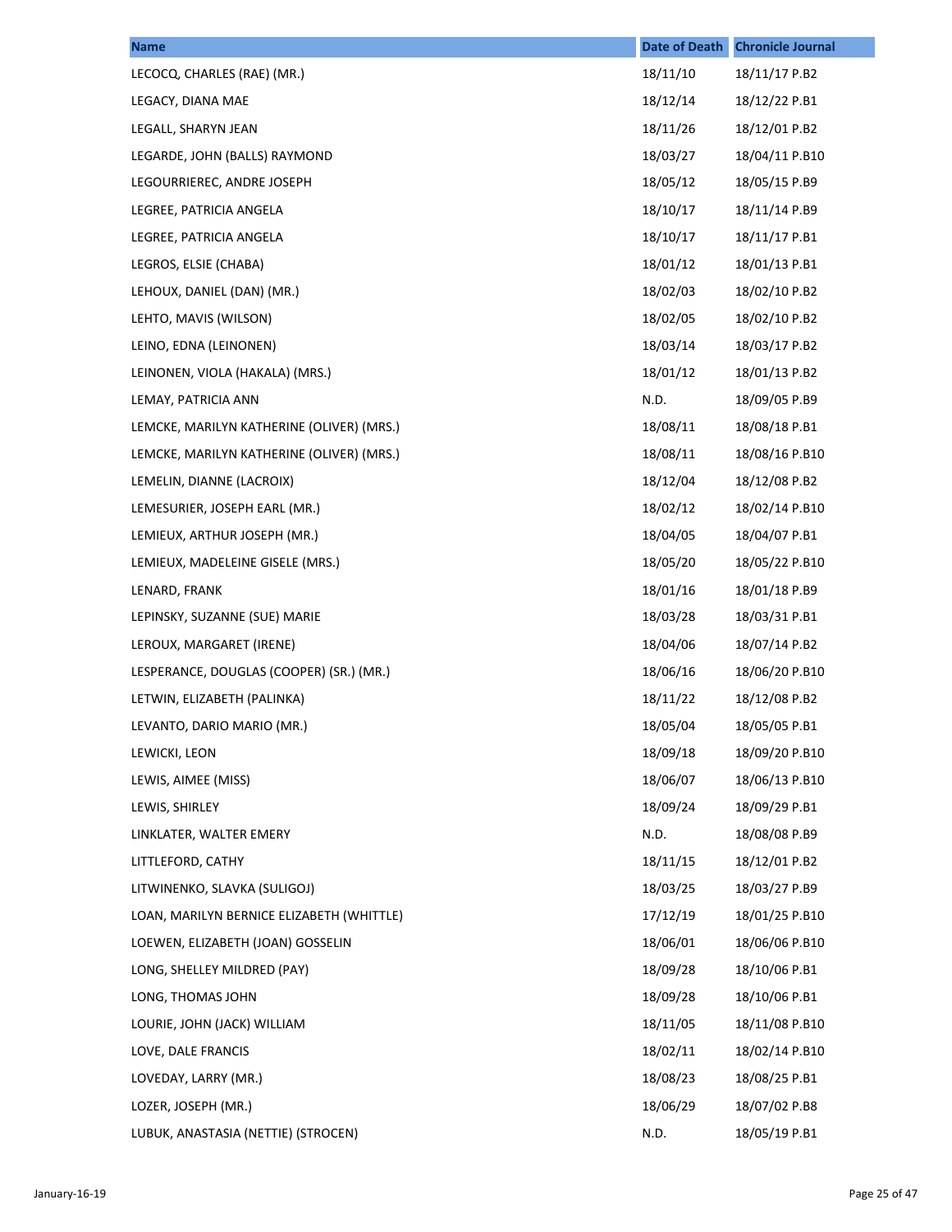| Name | Date of Death | Chronicle Journal |
| --- | --- | --- |
| LECOCQ, CHARLES (RAE) (MR.) | 18/11/10 | 18/11/17 P.B2 |
| LEGACY, DIANA MAE | 18/12/14 | 18/12/22 P.B1 |
| LEGALL, SHARYN JEAN | 18/11/26 | 18/12/01 P.B2 |
| LEGARDE, JOHN (BALLS) RAYMOND | 18/03/27 | 18/04/11 P.B10 |
| LEGOURRIEREC, ANDRE JOSEPH | 18/05/12 | 18/05/15 P.B9 |
| LEGREE, PATRICIA ANGELA | 18/10/17 | 18/11/14 P.B9 |
| LEGREE, PATRICIA ANGELA | 18/10/17 | 18/11/17 P.B1 |
| LEGROS, ELSIE (CHABA) | 18/01/12 | 18/01/13 P.B1 |
| LEHOUX, DANIEL (DAN) (MR.) | 18/02/03 | 18/02/10 P.B2 |
| LEHTO, MAVIS (WILSON) | 18/02/05 | 18/02/10 P.B2 |
| LEINO, EDNA (LEINONEN) | 18/03/14 | 18/03/17 P.B2 |
| LEINONEN, VIOLA (HAKALA) (MRS.) | 18/01/12 | 18/01/13 P.B2 |
| LEMAY, PATRICIA ANN | N.D. | 18/09/05 P.B9 |
| LEMCKE, MARILYN KATHERINE (OLIVER) (MRS.) | 18/08/11 | 18/08/18 P.B1 |
| LEMCKE, MARILYN KATHERINE (OLIVER) (MRS.) | 18/08/11 | 18/08/16 P.B10 |
| LEMELIN, DIANNE (LACROIX) | 18/12/04 | 18/12/08 P.B2 |
| LEMESURIER, JOSEPH EARL (MR.) | 18/02/12 | 18/02/14 P.B10 |
| LEMIEUX, ARTHUR JOSEPH (MR.) | 18/04/05 | 18/04/07 P.B1 |
| LEMIEUX, MADELEINE GISELE (MRS.) | 18/05/20 | 18/05/22 P.B10 |
| LENARD, FRANK | 18/01/16 | 18/01/18 P.B9 |
| LEPINSKY, SUZANNE (SUE) MARIE | 18/03/28 | 18/03/31 P.B1 |
| LEROUX, MARGARET (IRENE) | 18/04/06 | 18/07/14 P.B2 |
| LESPERANCE, DOUGLAS (COOPER) (SR.) (MR.) | 18/06/16 | 18/06/20 P.B10 |
| LETWIN, ELIZABETH (PALINKA) | 18/11/22 | 18/12/08 P.B2 |
| LEVANTO, DARIO MARIO (MR.) | 18/05/04 | 18/05/05 P.B1 |
| LEWICKI, LEON | 18/09/18 | 18/09/20 P.B10 |
| LEWIS, AIMEE (MISS) | 18/06/07 | 18/06/13 P.B10 |
| LEWIS, SHIRLEY | 18/09/24 | 18/09/29 P.B1 |
| LINKLATER, WALTER EMERY | N.D. | 18/08/08 P.B9 |
| LITTLEFORD, CATHY | 18/11/15 | 18/12/01 P.B2 |
| LITWINENKO, SLAVKA (SULIGOJ) | 18/03/25 | 18/03/27 P.B9 |
| LOAN, MARILYN BERNICE ELIZABETH (WHITTLE) | 17/12/19 | 18/01/25 P.B10 |
| LOEWEN, ELIZABETH (JOAN) GOSSELIN | 18/06/01 | 18/06/06 P.B10 |
| LONG, SHELLEY MILDRED (PAY) | 18/09/28 | 18/10/06 P.B1 |
| LONG, THOMAS JOHN | 18/09/28 | 18/10/06 P.B1 |
| LOURIE, JOHN (JACK) WILLIAM | 18/11/05 | 18/11/08 P.B10 |
| LOVE, DALE FRANCIS | 18/02/11 | 18/02/14 P.B10 |
| LOVEDAY, LARRY (MR.) | 18/08/23 | 18/08/25 P.B1 |
| LOZER, JOSEPH (MR.) | 18/06/29 | 18/07/02 P.B8 |
| LUBUK, ANASTASIA (NETTIE) (STROCEN) | N.D. | 18/05/19 P.B1 |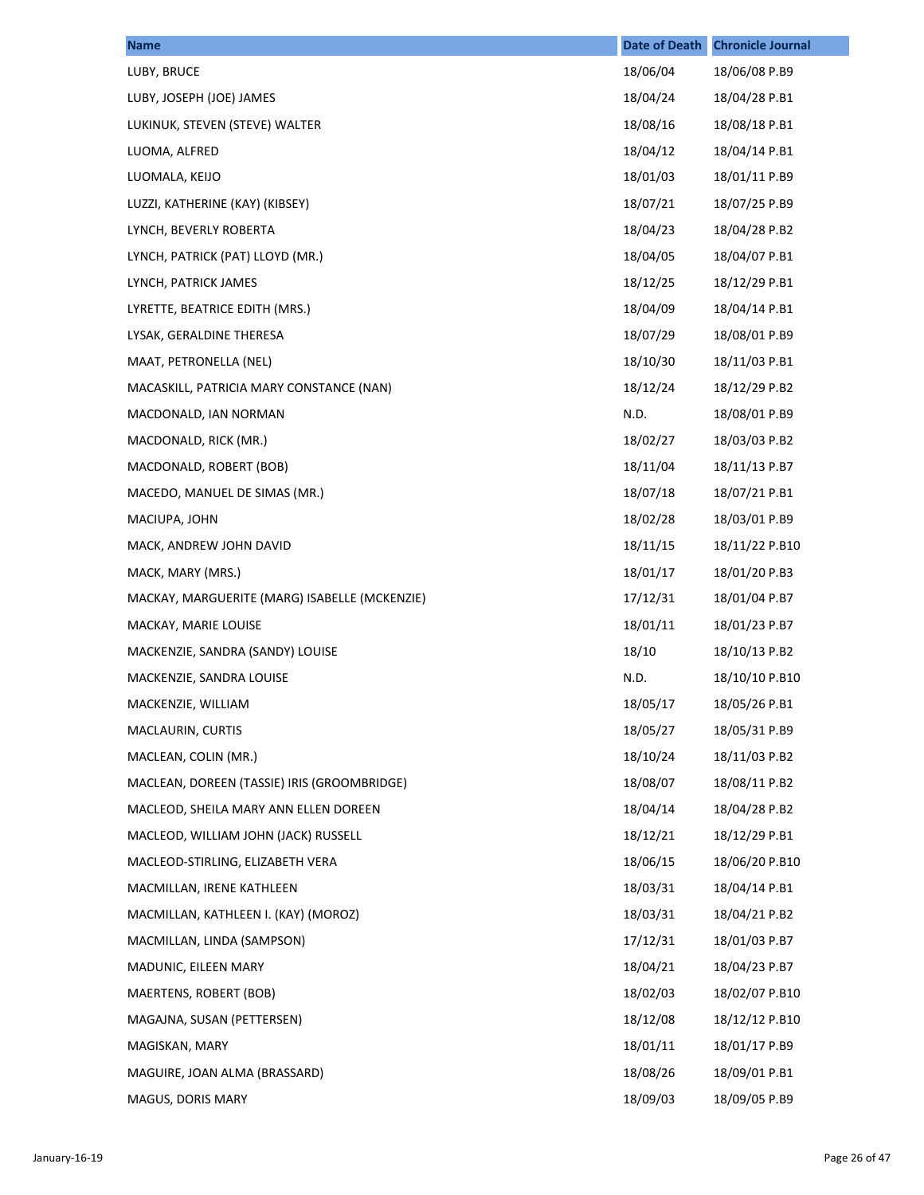| Name | Date of Death | Chronicle Journal |
| --- | --- | --- |
| LUBY, BRUCE | 18/06/04 | 18/06/08 P.B9 |
| LUBY, JOSEPH (JOE) JAMES | 18/04/24 | 18/04/28 P.B1 |
| LUKINUK, STEVEN (STEVE) WALTER | 18/08/16 | 18/08/18 P.B1 |
| LUOMA, ALFRED | 18/04/12 | 18/04/14 P.B1 |
| LUOMALA, KEIJO | 18/01/03 | 18/01/11 P.B9 |
| LUZZI, KATHERINE (KAY) (KIBSEY) | 18/07/21 | 18/07/25 P.B9 |
| LYNCH, BEVERLY ROBERTA | 18/04/23 | 18/04/28 P.B2 |
| LYNCH, PATRICK (PAT) LLOYD (MR.) | 18/04/05 | 18/04/07 P.B1 |
| LYNCH, PATRICK JAMES | 18/12/25 | 18/12/29 P.B1 |
| LYRETTE, BEATRICE EDITH (MRS.) | 18/04/09 | 18/04/14 P.B1 |
| LYSAK, GERALDINE THERESA | 18/07/29 | 18/08/01 P.B9 |
| MAAT, PETRONELLA (NEL) | 18/10/30 | 18/11/03 P.B1 |
| MACASKILL, PATRICIA MARY CONSTANCE (NAN) | 18/12/24 | 18/12/29 P.B2 |
| MACDONALD, IAN NORMAN | N.D. | 18/08/01 P.B9 |
| MACDONALD, RICK (MR.) | 18/02/27 | 18/03/03 P.B2 |
| MACDONALD, ROBERT (BOB) | 18/11/04 | 18/11/13 P.B7 |
| MACEDO, MANUEL DE SIMAS (MR.) | 18/07/18 | 18/07/21 P.B1 |
| MACIUPA, JOHN | 18/02/28 | 18/03/01 P.B9 |
| MACK, ANDREW JOHN DAVID | 18/11/15 | 18/11/22 P.B10 |
| MACK, MARY (MRS.) | 18/01/17 | 18/01/20 P.B3 |
| MACKAY, MARGUERITE (MARG) ISABELLE (MCKENZIE) | 17/12/31 | 18/01/04 P.B7 |
| MACKAY, MARIE LOUISE | 18/01/11 | 18/01/23 P.B7 |
| MACKENZIE, SANDRA (SANDY) LOUISE | 18/10 | 18/10/13 P.B2 |
| MACKENZIE, SANDRA LOUISE | N.D. | 18/10/10 P.B10 |
| MACKENZIE, WILLIAM | 18/05/17 | 18/05/26 P.B1 |
| MACLAURIN, CURTIS | 18/05/27 | 18/05/31 P.B9 |
| MACLEAN, COLIN (MR.) | 18/10/24 | 18/11/03 P.B2 |
| MACLEAN, DOREEN (TASSIE) IRIS (GROOMBRIDGE) | 18/08/07 | 18/08/11 P.B2 |
| MACLEOD, SHEILA MARY ANN ELLEN DOREEN | 18/04/14 | 18/04/28 P.B2 |
| MACLEOD, WILLIAM JOHN (JACK) RUSSELL | 18/12/21 | 18/12/29 P.B1 |
| MACLEOD-STIRLING, ELIZABETH VERA | 18/06/15 | 18/06/20 P.B10 |
| MACMILLAN, IRENE KATHLEEN | 18/03/31 | 18/04/14 P.B1 |
| MACMILLAN, KATHLEEN I. (KAY) (MOROZ) | 18/03/31 | 18/04/21 P.B2 |
| MACMILLAN, LINDA (SAMPSON) | 17/12/31 | 18/01/03 P.B7 |
| MADUNIC, EILEEN MARY | 18/04/21 | 18/04/23 P.B7 |
| MAERTENS, ROBERT (BOB) | 18/02/03 | 18/02/07 P.B10 |
| MAGAJNA, SUSAN (PETTERSEN) | 18/12/08 | 18/12/12 P.B10 |
| MAGISKAN, MARY | 18/01/11 | 18/01/17 P.B9 |
| MAGUIRE, JOAN ALMA (BRASSARD) | 18/08/26 | 18/09/01 P.B1 |
| MAGUS, DORIS MARY | 18/09/03 | 18/09/05 P.B9 |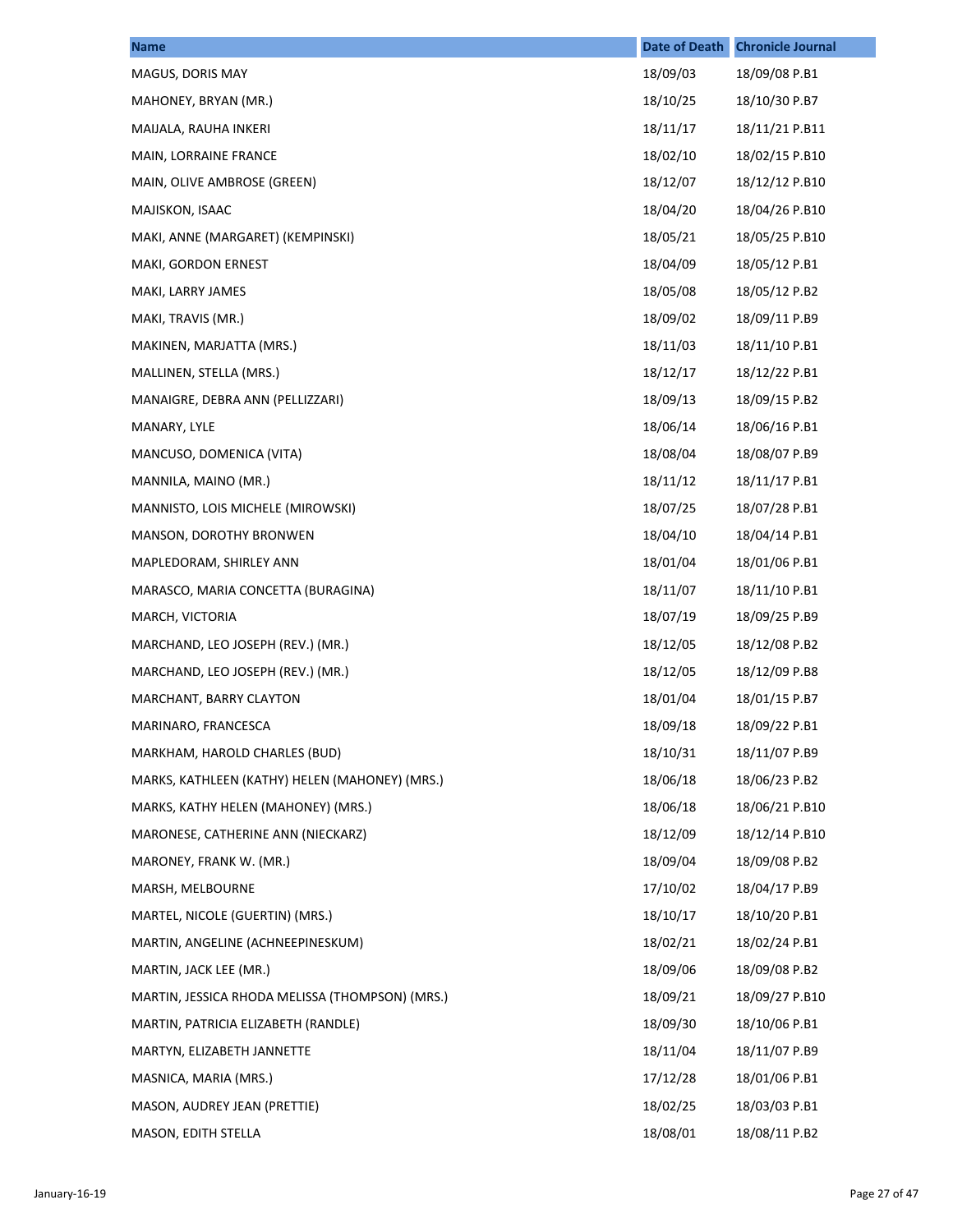| Name | Date of Death | Chronicle Journal |
|---|---|---|
| MAGUS, DORIS MAY | 18/09/03 | 18/09/08 P.B1 |
| MAHONEY, BRYAN (MR.) | 18/10/25 | 18/10/30 P.B7 |
| MAIJALA, RAUHA INKERI | 18/11/17 | 18/11/21 P.B11 |
| MAIN, LORRAINE FRANCE | 18/02/10 | 18/02/15 P.B10 |
| MAIN, OLIVE AMBROSE (GREEN) | 18/12/07 | 18/12/12 P.B10 |
| MAJISKON, ISAAC | 18/04/20 | 18/04/26 P.B10 |
| MAKI, ANNE (MARGARET) (KEMPINSKI) | 18/05/21 | 18/05/25 P.B10 |
| MAKI, GORDON ERNEST | 18/04/09 | 18/05/12 P.B1 |
| MAKI, LARRY JAMES | 18/05/08 | 18/05/12 P.B2 |
| MAKI, TRAVIS (MR.) | 18/09/02 | 18/09/11 P.B9 |
| MAKINEN, MARJATTA (MRS.) | 18/11/03 | 18/11/10 P.B1 |
| MALLINEN, STELLA (MRS.) | 18/12/17 | 18/12/22 P.B1 |
| MANAIGRE, DEBRA ANN (PELLIZZARI) | 18/09/13 | 18/09/15 P.B2 |
| MANARY, LYLE | 18/06/14 | 18/06/16 P.B1 |
| MANCUSO, DOMENICA (VITA) | 18/08/04 | 18/08/07 P.B9 |
| MANNILA, MAINO (MR.) | 18/11/12 | 18/11/17 P.B1 |
| MANNISTO, LOIS MICHELE (MIROWSKI) | 18/07/25 | 18/07/28 P.B1 |
| MANSON, DOROTHY BRONWEN | 18/04/10 | 18/04/14 P.B1 |
| MAPLEDORAM, SHIRLEY ANN | 18/01/04 | 18/01/06 P.B1 |
| MARASCO, MARIA CONCETTA (BURAGINA) | 18/11/07 | 18/11/10 P.B1 |
| MARCH, VICTORIA | 18/07/19 | 18/09/25 P.B9 |
| MARCHAND, LEO JOSEPH (REV.) (MR.) | 18/12/05 | 18/12/08 P.B2 |
| MARCHAND, LEO JOSEPH (REV.) (MR.) | 18/12/05 | 18/12/09 P.B8 |
| MARCHANT, BARRY CLAYTON | 18/01/04 | 18/01/15 P.B7 |
| MARINARO, FRANCESCA | 18/09/18 | 18/09/22 P.B1 |
| MARKHAM, HAROLD CHARLES (BUD) | 18/10/31 | 18/11/07 P.B9 |
| MARKS, KATHLEEN (KATHY) HELEN (MAHONEY) (MRS.) | 18/06/18 | 18/06/23 P.B2 |
| MARKS, KATHY HELEN (MAHONEY) (MRS.) | 18/06/18 | 18/06/21 P.B10 |
| MARONESE, CATHERINE ANN (NIECKARZ) | 18/12/09 | 18/12/14 P.B10 |
| MARONEY, FRANK W. (MR.) | 18/09/04 | 18/09/08 P.B2 |
| MARSH, MELBOURNE | 17/10/02 | 18/04/17 P.B9 |
| MARTEL, NICOLE (GUERTIN) (MRS.) | 18/10/17 | 18/10/20 P.B1 |
| MARTIN, ANGELINE (ACHNEEPINESKUM) | 18/02/21 | 18/02/24 P.B1 |
| MARTIN, JACK LEE (MR.) | 18/09/06 | 18/09/08 P.B2 |
| MARTIN, JESSICA RHODA MELISSA (THOMPSON) (MRS.) | 18/09/21 | 18/09/27 P.B10 |
| MARTIN, PATRICIA ELIZABETH (RANDLE) | 18/09/30 | 18/10/06 P.B1 |
| MARTYN, ELIZABETH JANNETTE | 18/11/04 | 18/11/07 P.B9 |
| MASNICA, MARIA (MRS.) | 17/12/28 | 18/01/06 P.B1 |
| MASON, AUDREY JEAN (PRETTIE) | 18/02/25 | 18/03/03 P.B1 |
| MASON, EDITH STELLA | 18/08/01 | 18/08/11 P.B2 |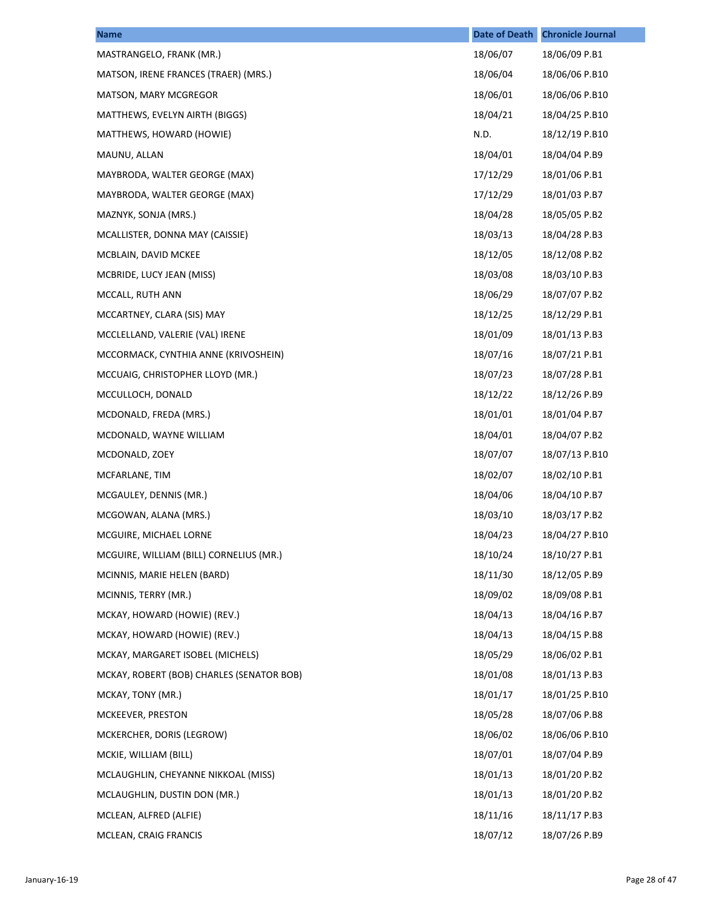| Name | Date of Death | Chronicle Journal |
| --- | --- | --- |
| MASTRANGELO, FRANK (MR.) | 18/06/07 | 18/06/09 P.B1 |
| MATSON, IRENE FRANCES (TRAER) (MRS.) | 18/06/04 | 18/06/06 P.B10 |
| MATSON, MARY MCGREGOR | 18/06/01 | 18/06/06 P.B10 |
| MATTHEWS, EVELYN AIRTH (BIGGS) | 18/04/21 | 18/04/25 P.B10 |
| MATTHEWS, HOWARD (HOWIE) | N.D. | 18/12/19 P.B10 |
| MAUNU, ALLAN | 18/04/01 | 18/04/04 P.B9 |
| MAYBRODA, WALTER GEORGE (MAX) | 17/12/29 | 18/01/06 P.B1 |
| MAYBRODA, WALTER GEORGE (MAX) | 17/12/29 | 18/01/03 P.B7 |
| MAZNYK, SONJA (MRS.) | 18/04/28 | 18/05/05 P.B2 |
| MCALLISTER, DONNA MAY (CAISSIE) | 18/03/13 | 18/04/28 P.B3 |
| MCBLAIN, DAVID MCKEE | 18/12/05 | 18/12/08 P.B2 |
| MCBRIDE, LUCY JEAN (MISS) | 18/03/08 | 18/03/10 P.B3 |
| MCCALL, RUTH ANN | 18/06/29 | 18/07/07 P.B2 |
| MCCARTNEY, CLARA (SIS) MAY | 18/12/25 | 18/12/29 P.B1 |
| MCCLELLAND, VALERIE (VAL) IRENE | 18/01/09 | 18/01/13 P.B3 |
| MCCORMACK, CYNTHIA ANNE (KRIVOSHEIN) | 18/07/16 | 18/07/21 P.B1 |
| MCCUAIG, CHRISTOPHER LLOYD (MR.) | 18/07/23 | 18/07/28 P.B1 |
| MCCULLOCH, DONALD | 18/12/22 | 18/12/26 P.B9 |
| MCDONALD, FREDA (MRS.) | 18/01/01 | 18/01/04 P.B7 |
| MCDONALD, WAYNE WILLIAM | 18/04/01 | 18/04/07 P.B2 |
| MCDONALD, ZOEY | 18/07/07 | 18/07/13 P.B10 |
| MCFARLANE, TIM | 18/02/07 | 18/02/10 P.B1 |
| MCGAULEY, DENNIS (MR.) | 18/04/06 | 18/04/10 P.B7 |
| MCGOWAN, ALANA (MRS.) | 18/03/10 | 18/03/17 P.B2 |
| MCGUIRE, MICHAEL LORNE | 18/04/23 | 18/04/27 P.B10 |
| MCGUIRE, WILLIAM (BILL) CORNELIUS (MR.) | 18/10/24 | 18/10/27 P.B1 |
| MCINNIS, MARIE HELEN (BARD) | 18/11/30 | 18/12/05 P.B9 |
| MCINNIS, TERRY (MR.) | 18/09/02 | 18/09/08 P.B1 |
| MCKAY, HOWARD (HOWIE) (REV.) | 18/04/13 | 18/04/16 P.B7 |
| MCKAY, HOWARD (HOWIE) (REV.) | 18/04/13 | 18/04/15 P.B8 |
| MCKAY, MARGARET ISOBEL (MICHELS) | 18/05/29 | 18/06/02 P.B1 |
| MCKAY, ROBERT (BOB) CHARLES (SENATOR BOB) | 18/01/08 | 18/01/13 P.B3 |
| MCKAY, TONY (MR.) | 18/01/17 | 18/01/25 P.B10 |
| MCKEEVER, PRESTON | 18/05/28 | 18/07/06 P.B8 |
| MCKERCHER, DORIS (LEGROW) | 18/06/02 | 18/06/06 P.B10 |
| MCKIE, WILLIAM (BILL) | 18/07/01 | 18/07/04 P.B9 |
| MCLAUGHLIN, CHEYANNE NIKKOAL (MISS) | 18/01/13 | 18/01/20 P.B2 |
| MCLAUGHLIN, DUSTIN DON (MR.) | 18/01/13 | 18/01/20 P.B2 |
| MCLEAN, ALFRED (ALFIE) | 18/11/16 | 18/11/17 P.B3 |
| MCLEAN, CRAIG FRANCIS | 18/07/12 | 18/07/26 P.B9 |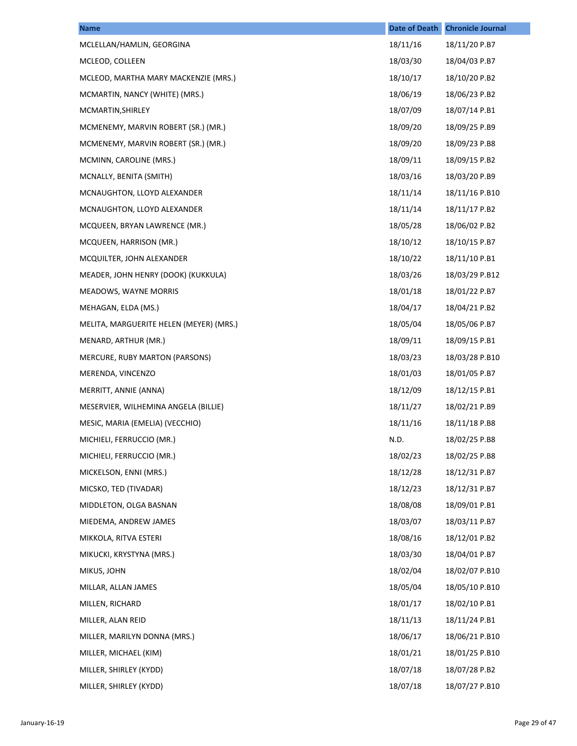| Name | Date of Death | Chronicle Journal |
|---|---|---|
| MCLELLAN/HAMLIN, GEORGINA | 18/11/16 | 18/11/20 P.B7 |
| MCLEOD, COLLEEN | 18/03/30 | 18/04/03 P.B7 |
| MCLEOD, MARTHA MARY MACKENZIE (MRS.) | 18/10/17 | 18/10/20 P.B2 |
| MCMARTIN, NANCY (WHITE) (MRS.) | 18/06/19 | 18/06/23 P.B2 |
| MCMARTIN,SHIRLEY | 18/07/09 | 18/07/14 P.B1 |
| MCMENEMY, MARVIN ROBERT (SR.) (MR.) | 18/09/20 | 18/09/25 P.B9 |
| MCMENEMY, MARVIN ROBERT (SR.) (MR.) | 18/09/20 | 18/09/23 P.B8 |
| MCMINN, CAROLINE (MRS.) | 18/09/11 | 18/09/15 P.B2 |
| MCNALLY, BENITA (SMITH) | 18/03/16 | 18/03/20 P.B9 |
| MCNAUGHTON, LLOYD ALEXANDER | 18/11/14 | 18/11/16 P.B10 |
| MCNAUGHTON, LLOYD ALEXANDER | 18/11/14 | 18/11/17 P.B2 |
| MCQUEEN, BRYAN LAWRENCE (MR.) | 18/05/28 | 18/06/02 P.B2 |
| MCQUEEN, HARRISON (MR.) | 18/10/12 | 18/10/15 P.B7 |
| MCQUILTER, JOHN ALEXANDER | 18/10/22 | 18/11/10 P.B1 |
| MEADER, JOHN HENRY (DOOK) (KUKKULA) | 18/03/26 | 18/03/29 P.B12 |
| MEADOWS, WAYNE MORRIS | 18/01/18 | 18/01/22 P.B7 |
| MEHAGAN, ELDA (MS.) | 18/04/17 | 18/04/21 P.B2 |
| MELITA, MARGUERITE HELEN (MEYER) (MRS.) | 18/05/04 | 18/05/06 P.B7 |
| MENARD, ARTHUR (MR.) | 18/09/11 | 18/09/15 P.B1 |
| MERCURE, RUBY MARTON (PARSONS) | 18/03/23 | 18/03/28 P.B10 |
| MERENDA, VINCENZO | 18/01/03 | 18/01/05 P.B7 |
| MERRITT, ANNIE (ANNA) | 18/12/09 | 18/12/15 P.B1 |
| MESERVIER, WILHEMINA ANGELA (BILLIE) | 18/11/27 | 18/02/21 P.B9 |
| MESIC, MARIA (EMELIA) (VECCHIO) | 18/11/16 | 18/11/18 P.B8 |
| MICHIELI, FERRUCCIO (MR.) | N.D. | 18/02/25 P.B8 |
| MICHIELI, FERRUCCIO (MR.) | 18/02/23 | 18/02/25 P.B8 |
| MICKELSON, ENNI (MRS.) | 18/12/28 | 18/12/31 P.B7 |
| MICSKO, TED (TIVADAR) | 18/12/23 | 18/12/31 P.B7 |
| MIDDLETON, OLGA BASNAN | 18/08/08 | 18/09/01 P.B1 |
| MIEDEMA, ANDREW JAMES | 18/03/07 | 18/03/11 P.B7 |
| MIKKOLA, RITVA ESTERI | 18/08/16 | 18/12/01 P.B2 |
| MIKUCKI, KRYSTYNA (MRS.) | 18/03/30 | 18/04/01 P.B7 |
| MIKUS, JOHN | 18/02/04 | 18/02/07 P.B10 |
| MILLAR, ALLAN JAMES | 18/05/04 | 18/05/10 P.B10 |
| MILLEN, RICHARD | 18/01/17 | 18/02/10 P.B1 |
| MILLER, ALAN REID | 18/11/13 | 18/11/24 P.B1 |
| MILLER, MARILYN DONNA (MRS.) | 18/06/17 | 18/06/21 P.B10 |
| MILLER, MICHAEL (KIM) | 18/01/21 | 18/01/25 P.B10 |
| MILLER, SHIRLEY (KYDD) | 18/07/18 | 18/07/28 P.B2 |
| MILLER, SHIRLEY (KYDD) | 18/07/18 | 18/07/27 P.B10 |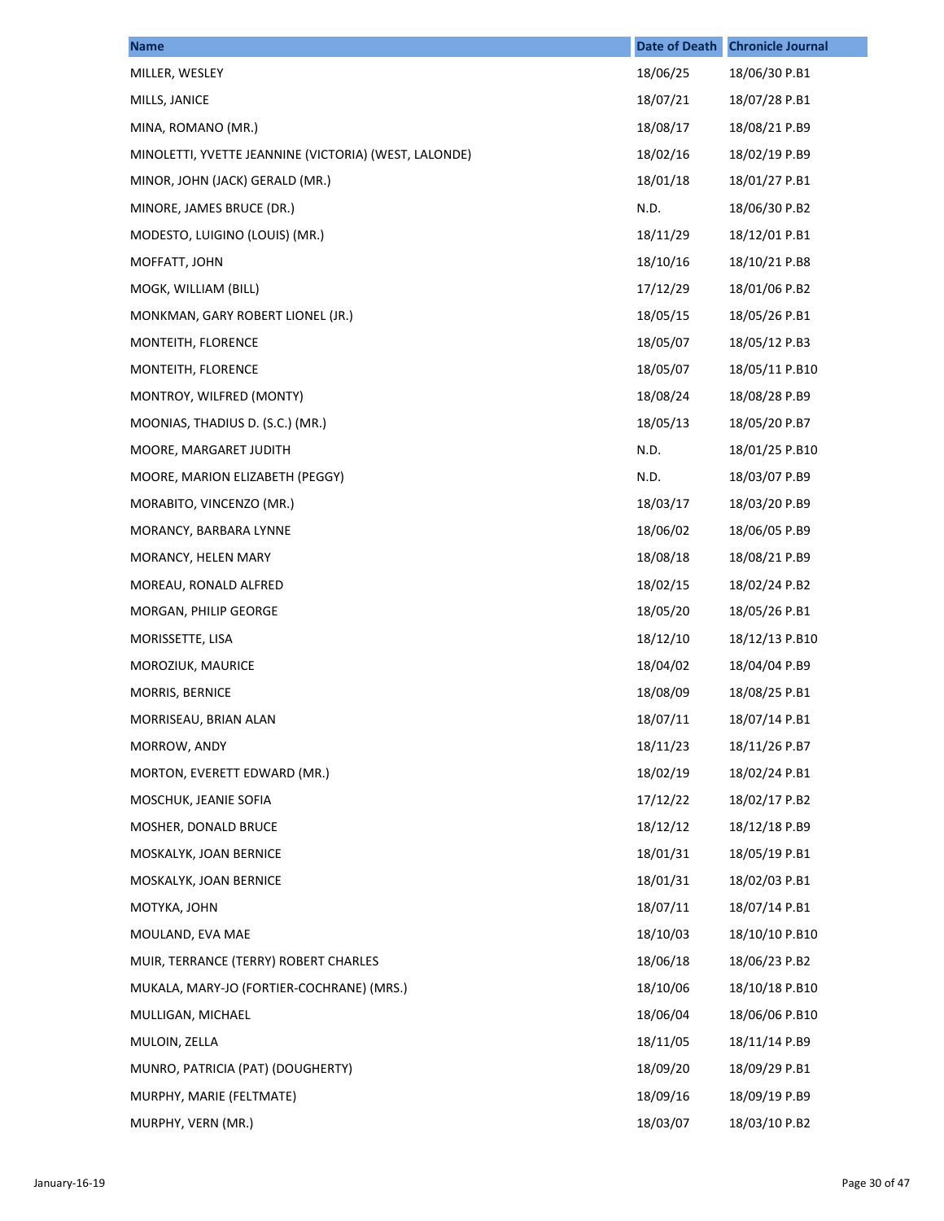| Name | Date of Death | Chronicle Journal |
|---|---|---|
| MILLER, WESLEY | 18/06/25 | 18/06/30 P.B1 |
| MILLS, JANICE | 18/07/21 | 18/07/28 P.B1 |
| MINA, ROMANO (MR.) | 18/08/17 | 18/08/21 P.B9 |
| MINOLETTI, YVETTE JEANNINE (VICTORIA) (WEST, LALONDE) | 18/02/16 | 18/02/19 P.B9 |
| MINOR, JOHN (JACK) GERALD (MR.) | 18/01/18 | 18/01/27 P.B1 |
| MINORE, JAMES BRUCE (DR.) | N.D. | 18/06/30 P.B2 |
| MODESTO, LUIGINO (LOUIS) (MR.) | 18/11/29 | 18/12/01 P.B1 |
| MOFFATT, JOHN | 18/10/16 | 18/10/21 P.B8 |
| MOGK, WILLIAM (BILL) | 17/12/29 | 18/01/06 P.B2 |
| MONKMAN, GARY ROBERT LIONEL (JR.) | 18/05/15 | 18/05/26 P.B1 |
| MONTEITH, FLORENCE | 18/05/07 | 18/05/12 P.B3 |
| MONTEITH, FLORENCE | 18/05/07 | 18/05/11 P.B10 |
| MONTROY, WILFRED (MONTY) | 18/08/24 | 18/08/28 P.B9 |
| MOONIAS, THADIUS D. (S.C.) (MR.) | 18/05/13 | 18/05/20 P.B7 |
| MOORE, MARGARET JUDITH | N.D. | 18/01/25 P.B10 |
| MOORE, MARION ELIZABETH (PEGGY) | N.D. | 18/03/07 P.B9 |
| MORABITO, VINCENZO (MR.) | 18/03/17 | 18/03/20 P.B9 |
| MORANCY, BARBARA LYNNE | 18/06/02 | 18/06/05 P.B9 |
| MORANCY, HELEN MARY | 18/08/18 | 18/08/21 P.B9 |
| MOREAU, RONALD ALFRED | 18/02/15 | 18/02/24 P.B2 |
| MORGAN, PHILIP GEORGE | 18/05/20 | 18/05/26 P.B1 |
| MORISSETTE, LISA | 18/12/10 | 18/12/13 P.B10 |
| MOROZIUK, MAURICE | 18/04/02 | 18/04/04 P.B9 |
| MORRIS, BERNICE | 18/08/09 | 18/08/25 P.B1 |
| MORRISEAU, BRIAN ALAN | 18/07/11 | 18/07/14 P.B1 |
| MORROW, ANDY | 18/11/23 | 18/11/26 P.B7 |
| MORTON, EVERETT EDWARD (MR.) | 18/02/19 | 18/02/24 P.B1 |
| MOSCHUK, JEANIE SOFIA | 17/12/22 | 18/02/17 P.B2 |
| MOSHER, DONALD BRUCE | 18/12/12 | 18/12/18 P.B9 |
| MOSKALYK, JOAN BERNICE | 18/01/31 | 18/05/19 P.B1 |
| MOSKALYK, JOAN BERNICE | 18/01/31 | 18/02/03 P.B1 |
| MOTYKA, JOHN | 18/07/11 | 18/07/14 P.B1 |
| MOULAND, EVA MAE | 18/10/03 | 18/10/10 P.B10 |
| MUIR, TERRANCE (TERRY) ROBERT CHARLES | 18/06/18 | 18/06/23 P.B2 |
| MUKALA, MARY-JO (FORTIER-COCHRANE) (MRS.) | 18/10/06 | 18/10/18 P.B10 |
| MULLIGAN, MICHAEL | 18/06/04 | 18/06/06 P.B10 |
| MULOIN, ZELLA | 18/11/05 | 18/11/14 P.B9 |
| MUNRO, PATRICIA (PAT) (DOUGHERTY) | 18/09/20 | 18/09/29 P.B1 |
| MURPHY, MARIE (FELTMATE) | 18/09/16 | 18/09/19 P.B9 |
| MURPHY, VERN (MR.) | 18/03/07 | 18/03/10 P.B2 |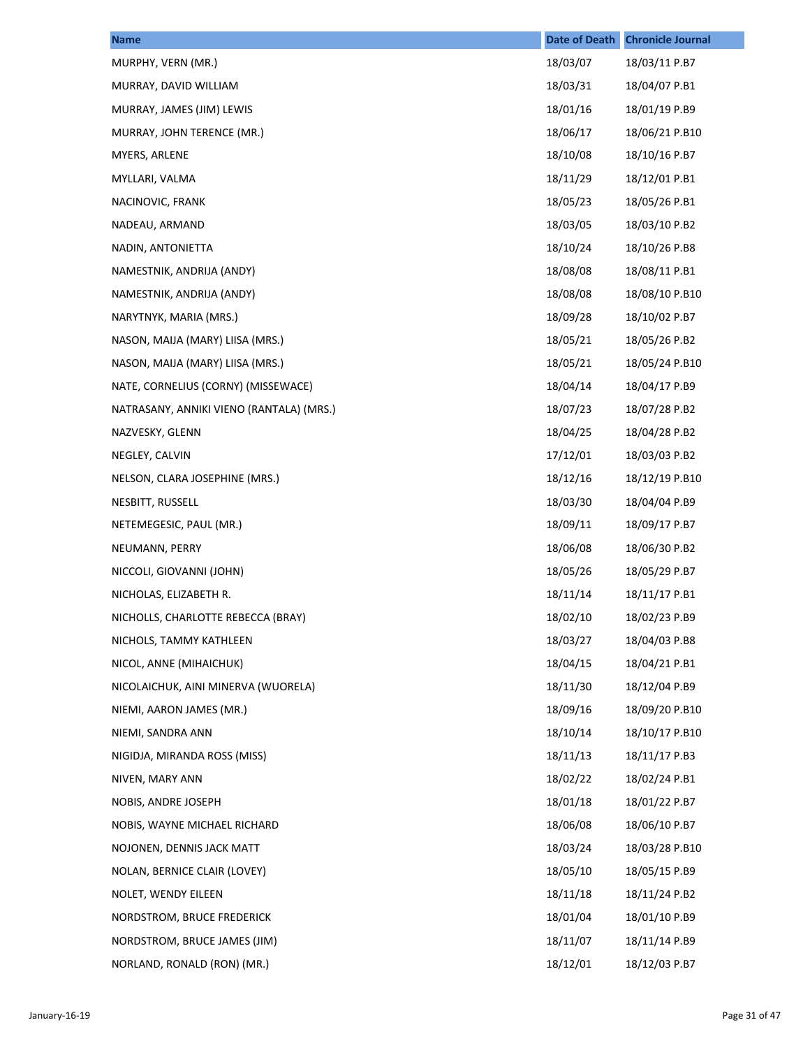| Name | Date of Death | Chronicle Journal |
|---|---|---|
| MURPHY, VERN (MR.) | 18/03/07 | 18/03/11 P.B7 |
| MURRAY, DAVID WILLIAM | 18/03/31 | 18/04/07 P.B1 |
| MURRAY, JAMES (JIM) LEWIS | 18/01/16 | 18/01/19 P.B9 |
| MURRAY, JOHN TERENCE (MR.) | 18/06/17 | 18/06/21 P.B10 |
| MYERS, ARLENE | 18/10/08 | 18/10/16 P.B7 |
| MYLLARI, VALMA | 18/11/29 | 18/12/01 P.B1 |
| NACINOVIC, FRANK | 18/05/23 | 18/05/26 P.B1 |
| NADEAU, ARMAND | 18/03/05 | 18/03/10 P.B2 |
| NADIN, ANTONIETTA | 18/10/24 | 18/10/26 P.B8 |
| NAMESTNIK, ANDRIJA (ANDY) | 18/08/08 | 18/08/11 P.B1 |
| NAMESTNIK, ANDRIJA (ANDY) | 18/08/08 | 18/08/10 P.B10 |
| NARYTNYK, MARIA (MRS.) | 18/09/28 | 18/10/02 P.B7 |
| NASON, MAIJA (MARY) LIISA (MRS.) | 18/05/21 | 18/05/26 P.B2 |
| NASON, MAIJA (MARY) LIISA (MRS.) | 18/05/21 | 18/05/24 P.B10 |
| NATE, CORNELIUS (CORNY) (MISSEWACE) | 18/04/14 | 18/04/17 P.B9 |
| NATRASANY, ANNIKI VIENO (RANTALA) (MRS.) | 18/07/23 | 18/07/28 P.B2 |
| NAZVESKY, GLENN | 18/04/25 | 18/04/28 P.B2 |
| NEGLEY, CALVIN | 17/12/01 | 18/03/03 P.B2 |
| NELSON, CLARA JOSEPHINE (MRS.) | 18/12/16 | 18/12/19 P.B10 |
| NESBITT, RUSSELL | 18/03/30 | 18/04/04 P.B9 |
| NETEMEGESIC, PAUL (MR.) | 18/09/11 | 18/09/17 P.B7 |
| NEUMANN, PERRY | 18/06/08 | 18/06/30 P.B2 |
| NICCOLI, GIOVANNI (JOHN) | 18/05/26 | 18/05/29 P.B7 |
| NICHOLAS, ELIZABETH R. | 18/11/14 | 18/11/17 P.B1 |
| NICHOLLS, CHARLOTTE REBECCA (BRAY) | 18/02/10 | 18/02/23 P.B9 |
| NICHOLS, TAMMY KATHLEEN | 18/03/27 | 18/04/03 P.B8 |
| NICOL, ANNE (MIHAICHUK) | 18/04/15 | 18/04/21 P.B1 |
| NICOLAICHUK, AINI MINERVA (WUORELA) | 18/11/30 | 18/12/04 P.B9 |
| NIEMI, AARON JAMES (MR.) | 18/09/16 | 18/09/20 P.B10 |
| NIEMI, SANDRA ANN | 18/10/14 | 18/10/17 P.B10 |
| NIGIDJA, MIRANDA ROSS (MISS) | 18/11/13 | 18/11/17 P.B3 |
| NIVEN, MARY ANN | 18/02/22 | 18/02/24 P.B1 |
| NOBIS, ANDRE JOSEPH | 18/01/18 | 18/01/22 P.B7 |
| NOBIS, WAYNE MICHAEL RICHARD | 18/06/08 | 18/06/10 P.B7 |
| NOJONEN, DENNIS JACK MATT | 18/03/24 | 18/03/28 P.B10 |
| NOLAN, BERNICE CLAIR (LOVEY) | 18/05/10 | 18/05/15 P.B9 |
| NOLET, WENDY EILEEN | 18/11/18 | 18/11/24 P.B2 |
| NORDSTROM, BRUCE FREDERICK | 18/01/04 | 18/01/10 P.B9 |
| NORDSTROM, BRUCE JAMES (JIM) | 18/11/07 | 18/11/14 P.B9 |
| NORLAND, RONALD (RON) (MR.) | 18/12/01 | 18/12/03 P.B7 |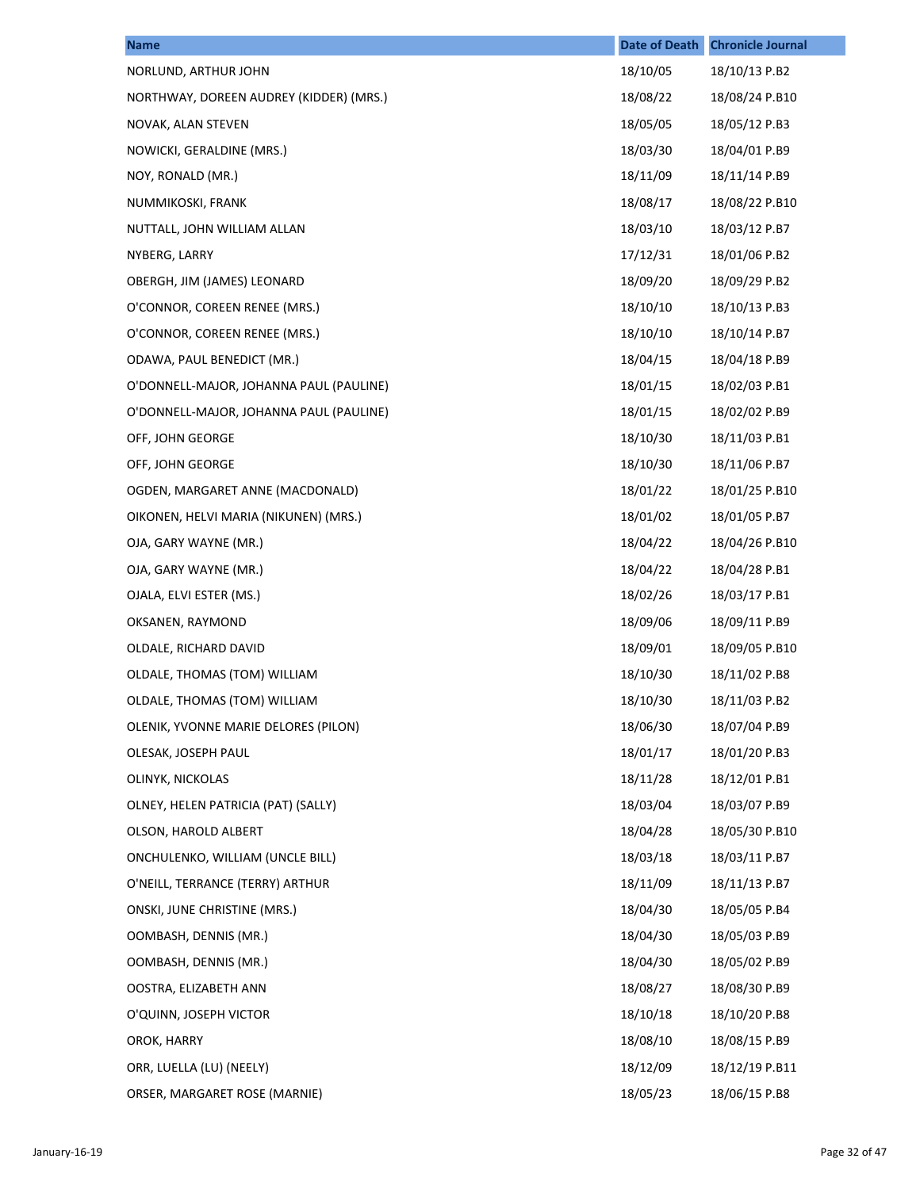| Name | Date of Death | Chronicle Journal |
|---|---|---|
| NORLUND, ARTHUR JOHN | 18/10/05 | 18/10/13 P.B2 |
| NORTHWAY, DOREEN AUDREY (KIDDER) (MRS.) | 18/08/22 | 18/08/24 P.B10 |
| NOVAK, ALAN STEVEN | 18/05/05 | 18/05/12 P.B3 |
| NOWICKI, GERALDINE (MRS.) | 18/03/30 | 18/04/01 P.B9 |
| NOY, RONALD (MR.) | 18/11/09 | 18/11/14 P.B9 |
| NUMMIKOSKI, FRANK | 18/08/17 | 18/08/22 P.B10 |
| NUTTALL, JOHN WILLIAM ALLAN | 18/03/10 | 18/03/12 P.B7 |
| NYBERG, LARRY | 17/12/31 | 18/01/06 P.B2 |
| OBERGH, JIM (JAMES) LEONARD | 18/09/20 | 18/09/29 P.B2 |
| O'CONNOR, COREEN RENEE (MRS.) | 18/10/10 | 18/10/13 P.B3 |
| O'CONNOR, COREEN RENEE (MRS.) | 18/10/10 | 18/10/14 P.B7 |
| ODAWA, PAUL BENEDICT (MR.) | 18/04/15 | 18/04/18 P.B9 |
| O'DONNELL-MAJOR, JOHANNA PAUL (PAULINE) | 18/01/15 | 18/02/03 P.B1 |
| O'DONNELL-MAJOR, JOHANNA PAUL (PAULINE) | 18/01/15 | 18/02/02 P.B9 |
| OFF, JOHN GEORGE | 18/10/30 | 18/11/03 P.B1 |
| OFF, JOHN GEORGE | 18/10/30 | 18/11/06 P.B7 |
| OGDEN, MARGARET ANNE (MACDONALD) | 18/01/22 | 18/01/25 P.B10 |
| OIKONEN, HELVI MARIA (NIKUNEN) (MRS.) | 18/01/02 | 18/01/05 P.B7 |
| OJA, GARY WAYNE (MR.) | 18/04/22 | 18/04/26 P.B10 |
| OJA, GARY WAYNE (MR.) | 18/04/22 | 18/04/28 P.B1 |
| OJALA, ELVI ESTER (MS.) | 18/02/26 | 18/03/17 P.B1 |
| OKSANEN, RAYMOND | 18/09/06 | 18/09/11 P.B9 |
| OLDALE, RICHARD DAVID | 18/09/01 | 18/09/05 P.B10 |
| OLDALE, THOMAS (TOM) WILLIAM | 18/10/30 | 18/11/02 P.B8 |
| OLDALE, THOMAS (TOM) WILLIAM | 18/10/30 | 18/11/03 P.B2 |
| OLENIK, YVONNE MARIE DELORES (PILON) | 18/06/30 | 18/07/04 P.B9 |
| OLESAK, JOSEPH PAUL | 18/01/17 | 18/01/20 P.B3 |
| OLINYK, NICKOLAS | 18/11/28 | 18/12/01 P.B1 |
| OLNEY, HELEN PATRICIA (PAT) (SALLY) | 18/03/04 | 18/03/07 P.B9 |
| OLSON, HAROLD ALBERT | 18/04/28 | 18/05/30 P.B10 |
| ONCHULENKO, WILLIAM (UNCLE BILL) | 18/03/18 | 18/03/11 P.B7 |
| O'NEILL, TERRANCE (TERRY) ARTHUR | 18/11/09 | 18/11/13 P.B7 |
| ONSKI, JUNE CHRISTINE (MRS.) | 18/04/30 | 18/05/05 P.B4 |
| OOMBASH, DENNIS (MR.) | 18/04/30 | 18/05/03 P.B9 |
| OOMBASH, DENNIS (MR.) | 18/04/30 | 18/05/02 P.B9 |
| OOSTRA, ELIZABETH ANN | 18/08/27 | 18/08/30 P.B9 |
| O'QUINN, JOSEPH VICTOR | 18/10/18 | 18/10/20 P.B8 |
| OROK, HARRY | 18/08/10 | 18/08/15 P.B9 |
| ORR, LUELLA (LU) (NEELY) | 18/12/09 | 18/12/19 P.B11 |
| ORSER, MARGARET ROSE (MARNIE) | 18/05/23 | 18/06/15 P.B8 |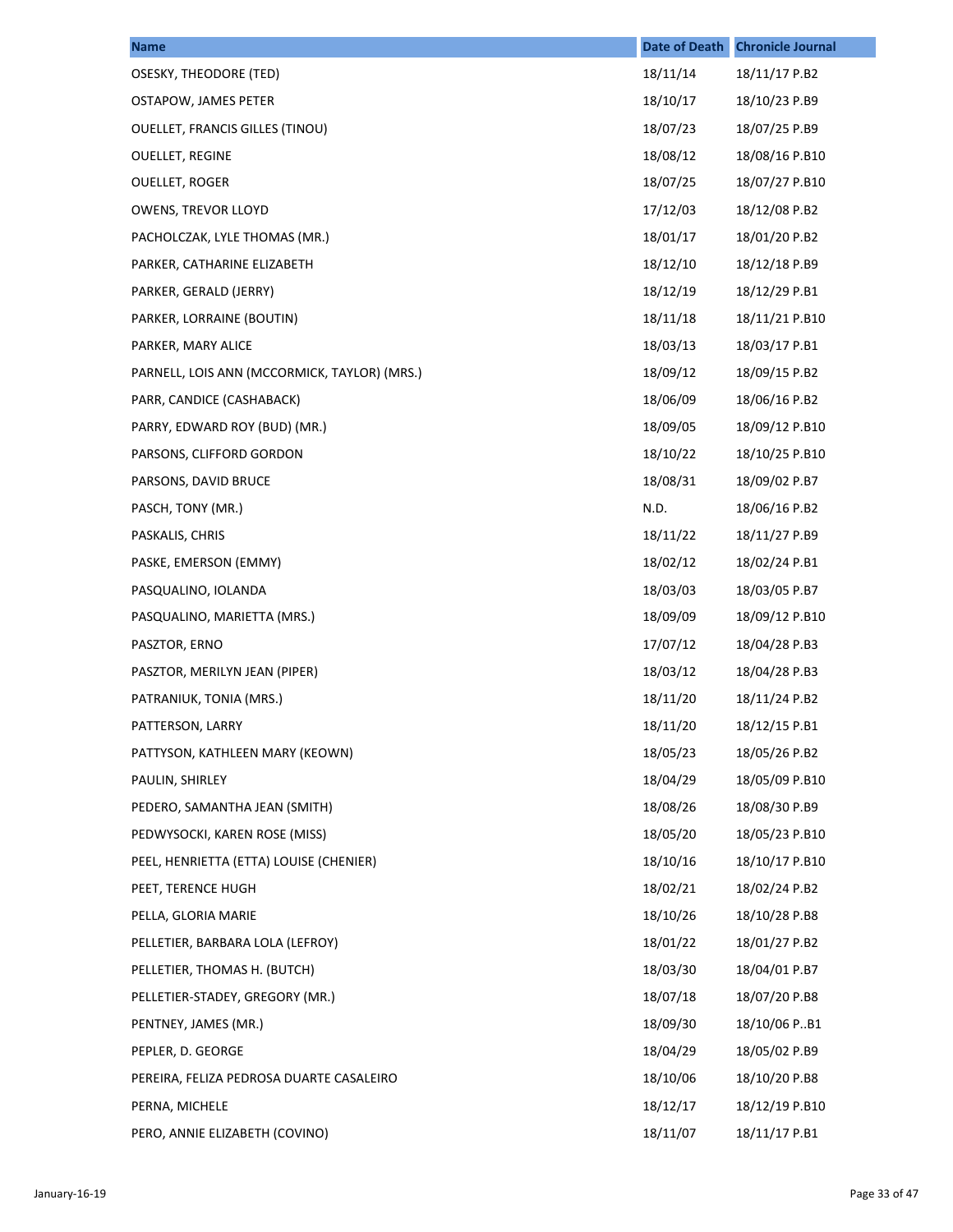| Name | Date of Death | Chronicle Journal |
|---|---|---|
| OSESKY, THEODORE (TED) | 18/11/14 | 18/11/17 P.B2 |
| OSTAPOW, JAMES PETER | 18/10/17 | 18/10/23 P.B9 |
| OUELLET, FRANCIS GILLES (TINOU) | 18/07/23 | 18/07/25 P.B9 |
| OUELLET, REGINE | 18/08/12 | 18/08/16 P.B10 |
| OUELLET, ROGER | 18/07/25 | 18/07/27 P.B10 |
| OWENS, TREVOR LLOYD | 17/12/03 | 18/12/08 P.B2 |
| PACHOLCZAK, LYLE THOMAS (MR.) | 18/01/17 | 18/01/20 P.B2 |
| PARKER, CATHARINE ELIZABETH | 18/12/10 | 18/12/18 P.B9 |
| PARKER, GERALD (JERRY) | 18/12/19 | 18/12/29 P.B1 |
| PARKER, LORRAINE (BOUTIN) | 18/11/18 | 18/11/21 P.B10 |
| PARKER, MARY ALICE | 18/03/13 | 18/03/17 P.B1 |
| PARNELL, LOIS ANN (MCCORMICK, TAYLOR) (MRS.) | 18/09/12 | 18/09/15 P.B2 |
| PARR, CANDICE (CASHABACK) | 18/06/09 | 18/06/16 P.B2 |
| PARRY, EDWARD ROY (BUD) (MR.) | 18/09/05 | 18/09/12 P.B10 |
| PARSONS, CLIFFORD GORDON | 18/10/22 | 18/10/25 P.B10 |
| PARSONS, DAVID BRUCE | 18/08/31 | 18/09/02 P.B7 |
| PASCH, TONY (MR.) | N.D. | 18/06/16 P.B2 |
| PASKALIS, CHRIS | 18/11/22 | 18/11/27 P.B9 |
| PASKE, EMERSON (EMMY) | 18/02/12 | 18/02/24 P.B1 |
| PASQUALINO, IOLANDA | 18/03/03 | 18/03/05 P.B7 |
| PASQUALINO, MARIETTA (MRS.) | 18/09/09 | 18/09/12 P.B10 |
| PASZTOR, ERNO | 17/07/12 | 18/04/28 P.B3 |
| PASZTOR, MERILYN JEAN (PIPER) | 18/03/12 | 18/04/28 P.B3 |
| PATRANIUK, TONIA (MRS.) | 18/11/20 | 18/11/24 P.B2 |
| PATTERSON, LARRY | 18/11/20 | 18/12/15 P.B1 |
| PATTYSON, KATHLEEN MARY (KEOWN) | 18/05/23 | 18/05/26 P.B2 |
| PAULIN, SHIRLEY | 18/04/29 | 18/05/09 P.B10 |
| PEDERO, SAMANTHA JEAN (SMITH) | 18/08/26 | 18/08/30 P.B9 |
| PEDWYSOCKI, KAREN ROSE (MISS) | 18/05/20 | 18/05/23 P.B10 |
| PEEL, HENRIETTA (ETTA) LOUISE (CHENIER) | 18/10/16 | 18/10/17 P.B10 |
| PEET, TERENCE HUGH | 18/02/21 | 18/02/24 P.B2 |
| PELLA, GLORIA MARIE | 18/10/26 | 18/10/28 P.B8 |
| PELLETIER, BARBARA LOLA (LEFROY) | 18/01/22 | 18/01/27 P.B2 |
| PELLETIER, THOMAS H. (BUTCH) | 18/03/30 | 18/04/01 P.B7 |
| PELLETIER-STADEY, GREGORY (MR.) | 18/07/18 | 18/07/20 P.B8 |
| PENTNEY, JAMES (MR.) | 18/09/30 | 18/10/06 P..B1 |
| PEPLER, D. GEORGE | 18/04/29 | 18/05/02 P.B9 |
| PEREIRA, FELIZA PEDROSA DUARTE CASALEIRO | 18/10/06 | 18/10/20 P.B8 |
| PERNA, MICHELE | 18/12/17 | 18/12/19 P.B10 |
| PERO, ANNIE ELIZABETH (COVINO) | 18/11/07 | 18/11/17 P.B1 |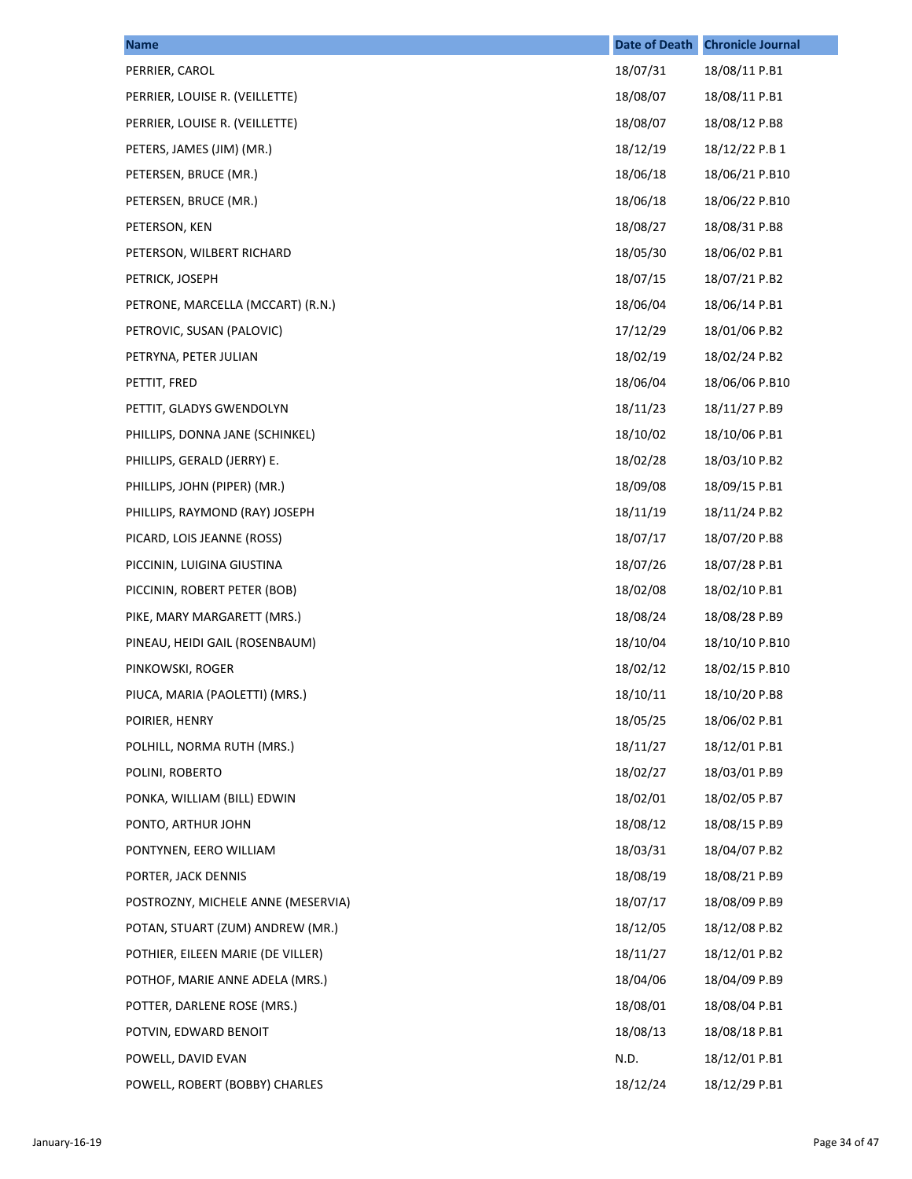| Name | Date of Death | Chronicle Journal |
|---|---|---|
| PERRIER, CAROL | 18/07/31 | 18/08/11 P.B1 |
| PERRIER, LOUISE R. (VEILLETTE) | 18/08/07 | 18/08/11 P.B1 |
| PERRIER, LOUISE R. (VEILLETTE) | 18/08/07 | 18/08/12 P.B8 |
| PETERS, JAMES (JIM) (MR.) | 18/12/19 | 18/12/22 P.B 1 |
| PETERSEN, BRUCE (MR.) | 18/06/18 | 18/06/21 P.B10 |
| PETERSEN, BRUCE (MR.) | 18/06/18 | 18/06/22 P.B10 |
| PETERSON, KEN | 18/08/27 | 18/08/31 P.B8 |
| PETERSON, WILBERT RICHARD | 18/05/30 | 18/06/02 P.B1 |
| PETRICK, JOSEPH | 18/07/15 | 18/07/21 P.B2 |
| PETRONE, MARCELLA (MCCART) (R.N.) | 18/06/04 | 18/06/14 P.B1 |
| PETROVIC, SUSAN (PALOVIC) | 17/12/29 | 18/01/06 P.B2 |
| PETRYNA, PETER JULIAN | 18/02/19 | 18/02/24 P.B2 |
| PETTIT, FRED | 18/06/04 | 18/06/06 P.B10 |
| PETTIT, GLADYS GWENDOLYN | 18/11/23 | 18/11/27 P.B9 |
| PHILLIPS, DONNA JANE (SCHINKEL) | 18/10/02 | 18/10/06 P.B1 |
| PHILLIPS, GERALD (JERRY) E. | 18/02/28 | 18/03/10 P.B2 |
| PHILLIPS, JOHN (PIPER) (MR.) | 18/09/08 | 18/09/15 P.B1 |
| PHILLIPS, RAYMOND (RAY) JOSEPH | 18/11/19 | 18/11/24 P.B2 |
| PICARD, LOIS JEANNE (ROSS) | 18/07/17 | 18/07/20 P.B8 |
| PICCININ, LUIGINA GIUSTINA | 18/07/26 | 18/07/28 P.B1 |
| PICCININ, ROBERT PETER (BOB) | 18/02/08 | 18/02/10 P.B1 |
| PIKE, MARY MARGARETT (MRS.) | 18/08/24 | 18/08/28 P.B9 |
| PINEAU, HEIDI GAIL (ROSENBAUM) | 18/10/04 | 18/10/10 P.B10 |
| PINKOWSKI, ROGER | 18/02/12 | 18/02/15 P.B10 |
| PIUCA, MARIA (PAOLETTI) (MRS.) | 18/10/11 | 18/10/20 P.B8 |
| POIRIER, HENRY | 18/05/25 | 18/06/02 P.B1 |
| POLHILL, NORMA RUTH (MRS.) | 18/11/27 | 18/12/01 P.B1 |
| POLINI, ROBERTO | 18/02/27 | 18/03/01 P.B9 |
| PONKA, WILLIAM (BILL) EDWIN | 18/02/01 | 18/02/05 P.B7 |
| PONTO, ARTHUR JOHN | 18/08/12 | 18/08/15 P.B9 |
| PONTYNEN, EERO WILLIAM | 18/03/31 | 18/04/07 P.B2 |
| PORTER, JACK DENNIS | 18/08/19 | 18/08/21 P.B9 |
| POSTROZNY, MICHELE ANNE (MESERVIA) | 18/07/17 | 18/08/09 P.B9 |
| POTAN, STUART (ZUM) ANDREW (MR.) | 18/12/05 | 18/12/08 P.B2 |
| POTHIER, EILEEN MARIE (DE VILLER) | 18/11/27 | 18/12/01 P.B2 |
| POTHOF, MARIE ANNE ADELA (MRS.) | 18/04/06 | 18/04/09 P.B9 |
| POTTER, DARLENE ROSE (MRS.) | 18/08/01 | 18/08/04 P.B1 |
| POTVIN, EDWARD BENOIT | 18/08/13 | 18/08/18 P.B1 |
| POWELL, DAVID EVAN | N.D. | 18/12/01 P.B1 |
| POWELL, ROBERT (BOBBY) CHARLES | 18/12/24 | 18/12/29 P.B1 |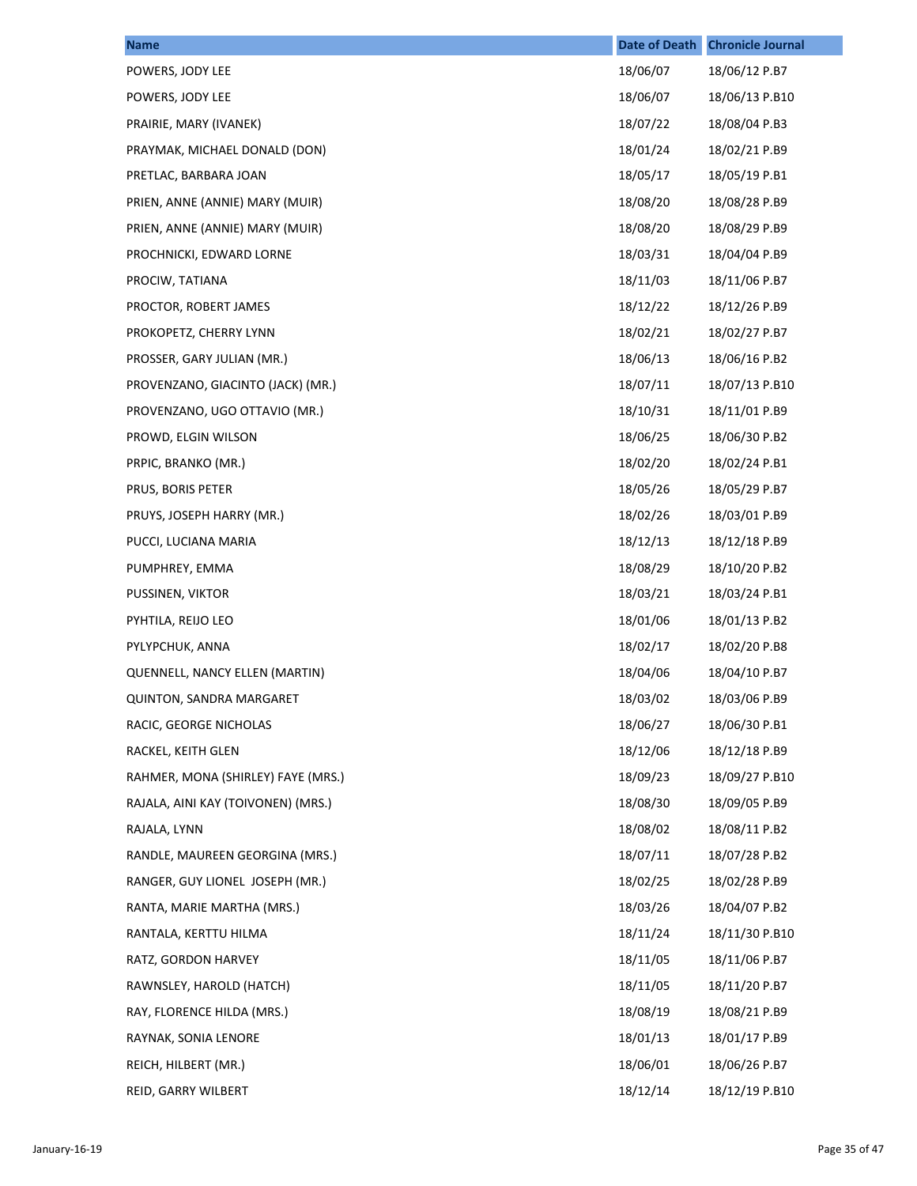| Name | Date of Death | Chronicle Journal |
| --- | --- | --- |
| POWERS, JODY LEE | 18/06/07 | 18/06/12 P.B7 |
| POWERS, JODY LEE | 18/06/07 | 18/06/13 P.B10 |
| PRAIRIE, MARY (IVANEK) | 18/07/22 | 18/08/04 P.B3 |
| PRAYMAK, MICHAEL DONALD (DON) | 18/01/24 | 18/02/21 P.B9 |
| PRETLAC, BARBARA JOAN | 18/05/17 | 18/05/19 P.B1 |
| PRIEN, ANNE (ANNIE) MARY (MUIR) | 18/08/20 | 18/08/28 P.B9 |
| PRIEN, ANNE (ANNIE) MARY (MUIR) | 18/08/20 | 18/08/29 P.B9 |
| PROCHNICKI, EDWARD LORNE | 18/03/31 | 18/04/04 P.B9 |
| PROCIW, TATIANA | 18/11/03 | 18/11/06 P.B7 |
| PROCTOR, ROBERT JAMES | 18/12/22 | 18/12/26 P.B9 |
| PROKOPETZ, CHERRY LYNN | 18/02/21 | 18/02/27 P.B7 |
| PROSSER, GARY JULIAN (MR.) | 18/06/13 | 18/06/16 P.B2 |
| PROVENZANO, GIACINTO (JACK) (MR.) | 18/07/11 | 18/07/13 P.B10 |
| PROVENZANO, UGO OTTAVIO (MR.) | 18/10/31 | 18/11/01 P.B9 |
| PROWD, ELGIN WILSON | 18/06/25 | 18/06/30 P.B2 |
| PRPIC, BRANKO (MR.) | 18/02/20 | 18/02/24 P.B1 |
| PRUS, BORIS PETER | 18/05/26 | 18/05/29 P.B7 |
| PRUYS, JOSEPH HARRY (MR.) | 18/02/26 | 18/03/01 P.B9 |
| PUCCI, LUCIANA MARIA | 18/12/13 | 18/12/18 P.B9 |
| PUMPHREY, EMMA | 18/08/29 | 18/10/20 P.B2 |
| PUSSINEN, VIKTOR | 18/03/21 | 18/03/24 P.B1 |
| PYHTILA, REIJO LEO | 18/01/06 | 18/01/13 P.B2 |
| PYLYPCHUK, ANNA | 18/02/17 | 18/02/20 P.B8 |
| QUENNELL, NANCY ELLEN (MARTIN) | 18/04/06 | 18/04/10 P.B7 |
| QUINTON, SANDRA MARGARET | 18/03/02 | 18/03/06 P.B9 |
| RACIC, GEORGE NICHOLAS | 18/06/27 | 18/06/30 P.B1 |
| RACKEL, KEITH GLEN | 18/12/06 | 18/12/18 P.B9 |
| RAHMER, MONA (SHIRLEY) FAYE (MRS.) | 18/09/23 | 18/09/27 P.B10 |
| RAJALA, AINI KAY (TOIVONEN) (MRS.) | 18/08/30 | 18/09/05 P.B9 |
| RAJALA, LYNN | 18/08/02 | 18/08/11 P.B2 |
| RANDLE, MAUREEN GEORGINA (MRS.) | 18/07/11 | 18/07/28 P.B2 |
| RANGER, GUY LIONEL JOSEPH (MR.) | 18/02/25 | 18/02/28 P.B9 |
| RANTA, MARIE MARTHA (MRS.) | 18/03/26 | 18/04/07 P.B2 |
| RANTALA, KERTTU HILMA | 18/11/24 | 18/11/30 P.B10 |
| RATZ, GORDON HARVEY | 18/11/05 | 18/11/06 P.B7 |
| RAWNSLEY, HAROLD (HATCH) | 18/11/05 | 18/11/20 P.B7 |
| RAY, FLORENCE HILDA (MRS.) | 18/08/19 | 18/08/21 P.B9 |
| RAYNAK, SONIA LENORE | 18/01/13 | 18/01/17 P.B9 |
| REICH, HILBERT (MR.) | 18/06/01 | 18/06/26 P.B7 |
| REID, GARRY WILBERT | 18/12/14 | 18/12/19 P.B10 |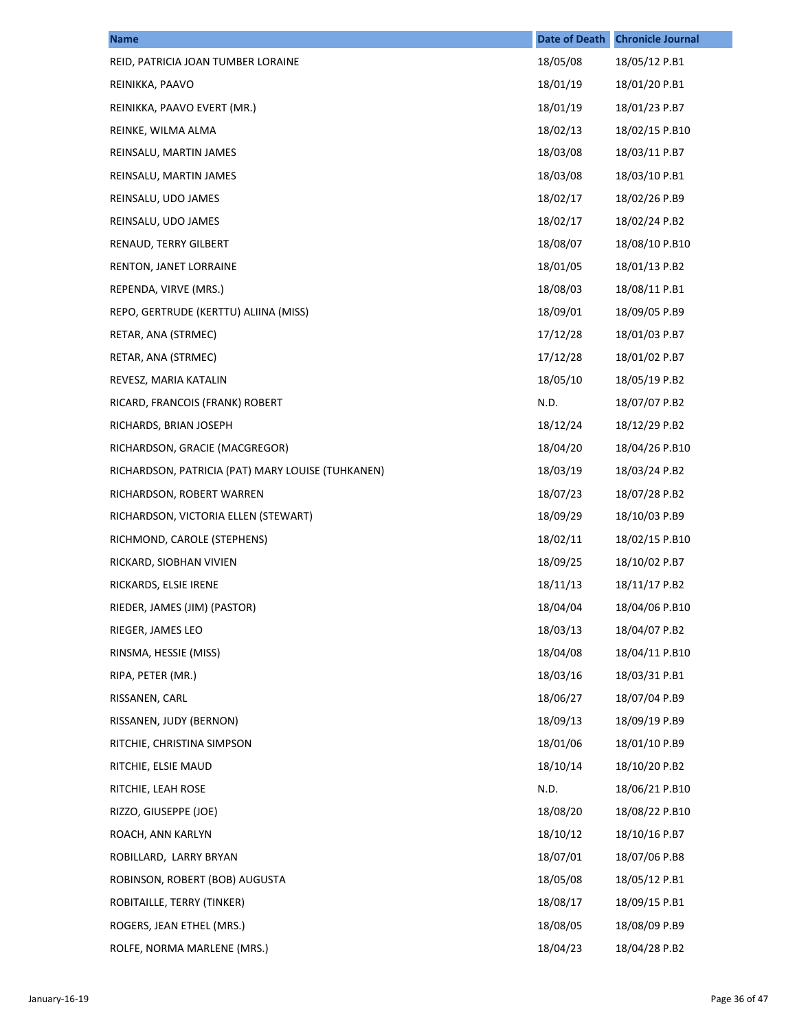| Name | Date of Death | Chronicle Journal |
|---|---|---|
| REID, PATRICIA JOAN TUMBER LORAINE | 18/05/08 | 18/05/12 P.B1 |
| REINIKKA, PAAVO | 18/01/19 | 18/01/20 P.B1 |
| REINIKKA, PAAVO EVERT (MR.) | 18/01/19 | 18/01/23 P.B7 |
| REINKE, WILMA ALMA | 18/02/13 | 18/02/15 P.B10 |
| REINSALU, MARTIN JAMES | 18/03/08 | 18/03/11 P.B7 |
| REINSALU, MARTIN JAMES | 18/03/08 | 18/03/10 P.B1 |
| REINSALU, UDO JAMES | 18/02/17 | 18/02/26 P.B9 |
| REINSALU, UDO JAMES | 18/02/17 | 18/02/24 P.B2 |
| RENAUD, TERRY GILBERT | 18/08/07 | 18/08/10 P.B10 |
| RENTON, JANET LORRAINE | 18/01/05 | 18/01/13 P.B2 |
| REPENDA, VIRVE (MRS.) | 18/08/03 | 18/08/11 P.B1 |
| REPO, GERTRUDE (KERTTU) ALIINA (MISS) | 18/09/01 | 18/09/05 P.B9 |
| RETAR, ANA (STRMEC) | 17/12/28 | 18/01/03 P.B7 |
| RETAR, ANA (STRMEC) | 17/12/28 | 18/01/02 P.B7 |
| REVESZ, MARIA KATALIN | 18/05/10 | 18/05/19 P.B2 |
| RICARD, FRANCOIS (FRANK) ROBERT | N.D. | 18/07/07 P.B2 |
| RICHARDS, BRIAN JOSEPH | 18/12/24 | 18/12/29 P.B2 |
| RICHARDSON, GRACIE (MACGREGOR) | 18/04/20 | 18/04/26 P.B10 |
| RICHARDSON, PATRICIA (PAT) MARY LOUISE (TUHKANEN) | 18/03/19 | 18/03/24 P.B2 |
| RICHARDSON, ROBERT WARREN | 18/07/23 | 18/07/28 P.B2 |
| RICHARDSON, VICTORIA ELLEN (STEWART) | 18/09/29 | 18/10/03 P.B9 |
| RICHMOND, CAROLE (STEPHENS) | 18/02/11 | 18/02/15 P.B10 |
| RICKARD, SIOBHAN VIVIEN | 18/09/25 | 18/10/02 P.B7 |
| RICKARDS, ELSIE IRENE | 18/11/13 | 18/11/17 P.B2 |
| RIEDER, JAMES (JIM) (PASTOR) | 18/04/04 | 18/04/06 P.B10 |
| RIEGER, JAMES LEO | 18/03/13 | 18/04/07 P.B2 |
| RINSMA, HESSIE (MISS) | 18/04/08 | 18/04/11 P.B10 |
| RIPA, PETER (MR.) | 18/03/16 | 18/03/31 P.B1 |
| RISSANEN, CARL | 18/06/27 | 18/07/04 P.B9 |
| RISSANEN, JUDY (BERNON) | 18/09/13 | 18/09/19 P.B9 |
| RITCHIE, CHRISTINA SIMPSON | 18/01/06 | 18/01/10 P.B9 |
| RITCHIE, ELSIE MAUD | 18/10/14 | 18/10/20 P.B2 |
| RITCHIE, LEAH ROSE | N.D. | 18/06/21 P.B10 |
| RIZZO, GIUSEPPE (JOE) | 18/08/20 | 18/08/22 P.B10 |
| ROACH, ANN KARLYN | 18/10/12 | 18/10/16 P.B7 |
| ROBILLARD, LARRY BRYAN | 18/07/01 | 18/07/06 P.B8 |
| ROBINSON, ROBERT (BOB) AUGUSTA | 18/05/08 | 18/05/12 P.B1 |
| ROBITAILLE, TERRY (TINKER) | 18/08/17 | 18/09/15 P.B1 |
| ROGERS, JEAN ETHEL (MRS.) | 18/08/05 | 18/08/09 P.B9 |
| ROLFE, NORMA MARLENE (MRS.) | 18/04/23 | 18/04/28 P.B2 |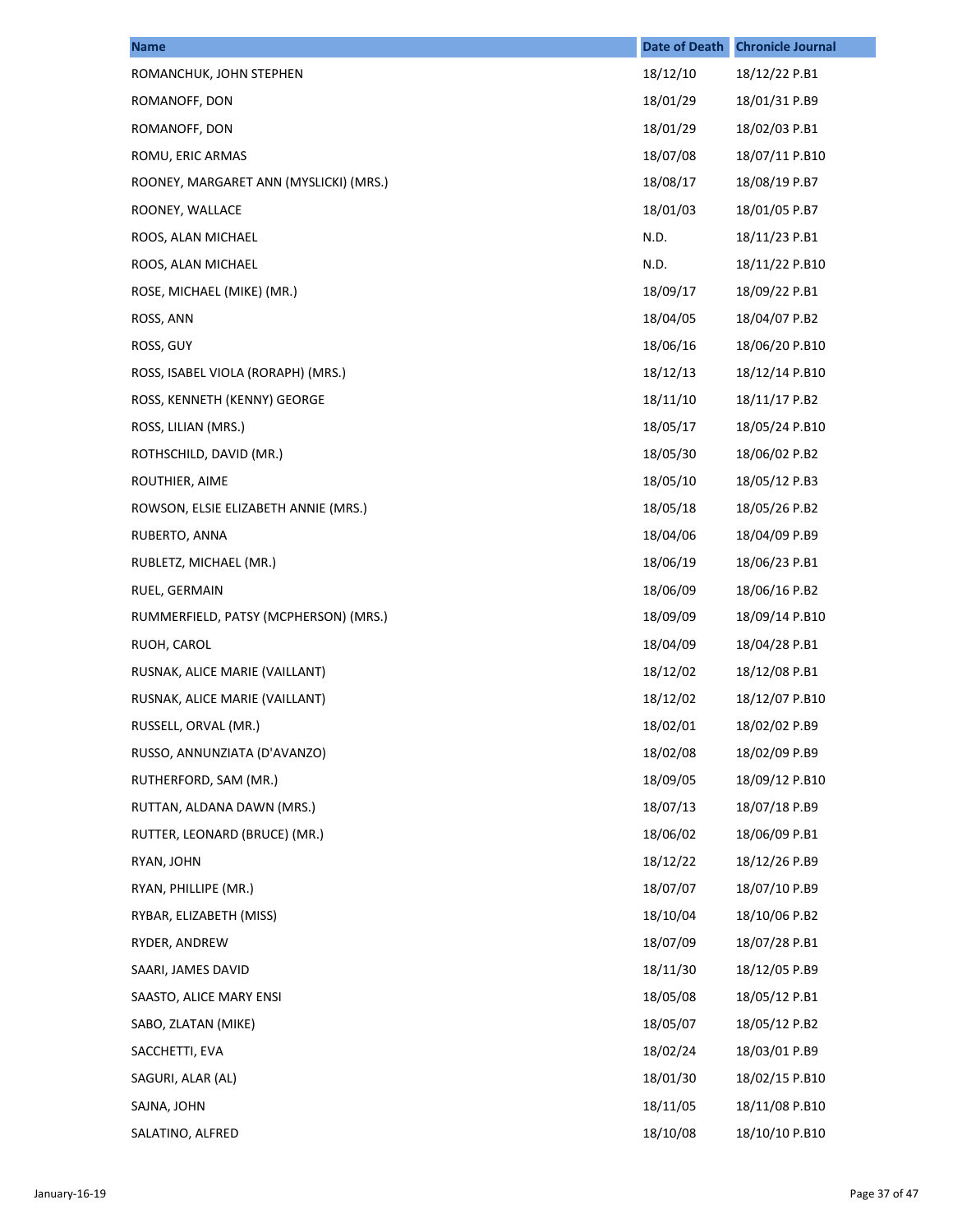| Name | Date of Death | Chronicle Journal |
|---|---|---|
| ROMANCHUK, JOHN STEPHEN | 18/12/10 | 18/12/22 P.B1 |
| ROMANOFF, DON | 18/01/29 | 18/01/31 P.B9 |
| ROMANOFF, DON | 18/01/29 | 18/02/03 P.B1 |
| ROMU, ERIC ARMAS | 18/07/08 | 18/07/11 P.B10 |
| ROONEY, MARGARET ANN (MYSLICKI) (MRS.) | 18/08/17 | 18/08/19 P.B7 |
| ROONEY, WALLACE | 18/01/03 | 18/01/05 P.B7 |
| ROOS, ALAN MICHAEL | N.D. | 18/11/23 P.B1 |
| ROOS, ALAN MICHAEL | N.D. | 18/11/22 P.B10 |
| ROSE, MICHAEL (MIKE) (MR.) | 18/09/17 | 18/09/22 P.B1 |
| ROSS, ANN | 18/04/05 | 18/04/07 P.B2 |
| ROSS, GUY | 18/06/16 | 18/06/20 P.B10 |
| ROSS, ISABEL VIOLA (RORAPH) (MRS.) | 18/12/13 | 18/12/14 P.B10 |
| ROSS, KENNETH (KENNY) GEORGE | 18/11/10 | 18/11/17 P.B2 |
| ROSS, LILIAN (MRS.) | 18/05/17 | 18/05/24 P.B10 |
| ROTHSCHILD, DAVID (MR.) | 18/05/30 | 18/06/02 P.B2 |
| ROUTHIER, AIME | 18/05/10 | 18/05/12 P.B3 |
| ROWSON, ELSIE ELIZABETH ANNIE (MRS.) | 18/05/18 | 18/05/26 P.B2 |
| RUBERTO, ANNA | 18/04/06 | 18/04/09 P.B9 |
| RUBLETZ, MICHAEL (MR.) | 18/06/19 | 18/06/23 P.B1 |
| RUEL, GERMAIN | 18/06/09 | 18/06/16 P.B2 |
| RUMMERFIELD, PATSY (MCPHERSON) (MRS.) | 18/09/09 | 18/09/14 P.B10 |
| RUOH, CAROL | 18/04/09 | 18/04/28 P.B1 |
| RUSNAK, ALICE MARIE (VAILLANT) | 18/12/02 | 18/12/08 P.B1 |
| RUSNAK, ALICE MARIE (VAILLANT) | 18/12/02 | 18/12/07 P.B10 |
| RUSSELL, ORVAL (MR.) | 18/02/01 | 18/02/02 P.B9 |
| RUSSO, ANNUNZIATA (D'AVANZO) | 18/02/08 | 18/02/09 P.B9 |
| RUTHERFORD, SAM (MR.) | 18/09/05 | 18/09/12 P.B10 |
| RUTTAN, ALDANA DAWN (MRS.) | 18/07/13 | 18/07/18 P.B9 |
| RUTTER, LEONARD (BRUCE) (MR.) | 18/06/02 | 18/06/09 P.B1 |
| RYAN, JOHN | 18/12/22 | 18/12/26 P.B9 |
| RYAN, PHILLIPE (MR.) | 18/07/07 | 18/07/10 P.B9 |
| RYBAR, ELIZABETH (MISS) | 18/10/04 | 18/10/06 P.B2 |
| RYDER, ANDREW | 18/07/09 | 18/07/28 P.B1 |
| SAARI, JAMES DAVID | 18/11/30 | 18/12/05 P.B9 |
| SAASTO, ALICE MARY ENSI | 18/05/08 | 18/05/12 P.B1 |
| SABO, ZLATAN (MIKE) | 18/05/07 | 18/05/12 P.B2 |
| SACCHETTI, EVA | 18/02/24 | 18/03/01 P.B9 |
| SAGURI, ALAR (AL) | 18/01/30 | 18/02/15 P.B10 |
| SAJNA, JOHN | 18/11/05 | 18/11/08 P.B10 |
| SALATINO, ALFRED | 18/10/08 | 18/10/10 P.B10 |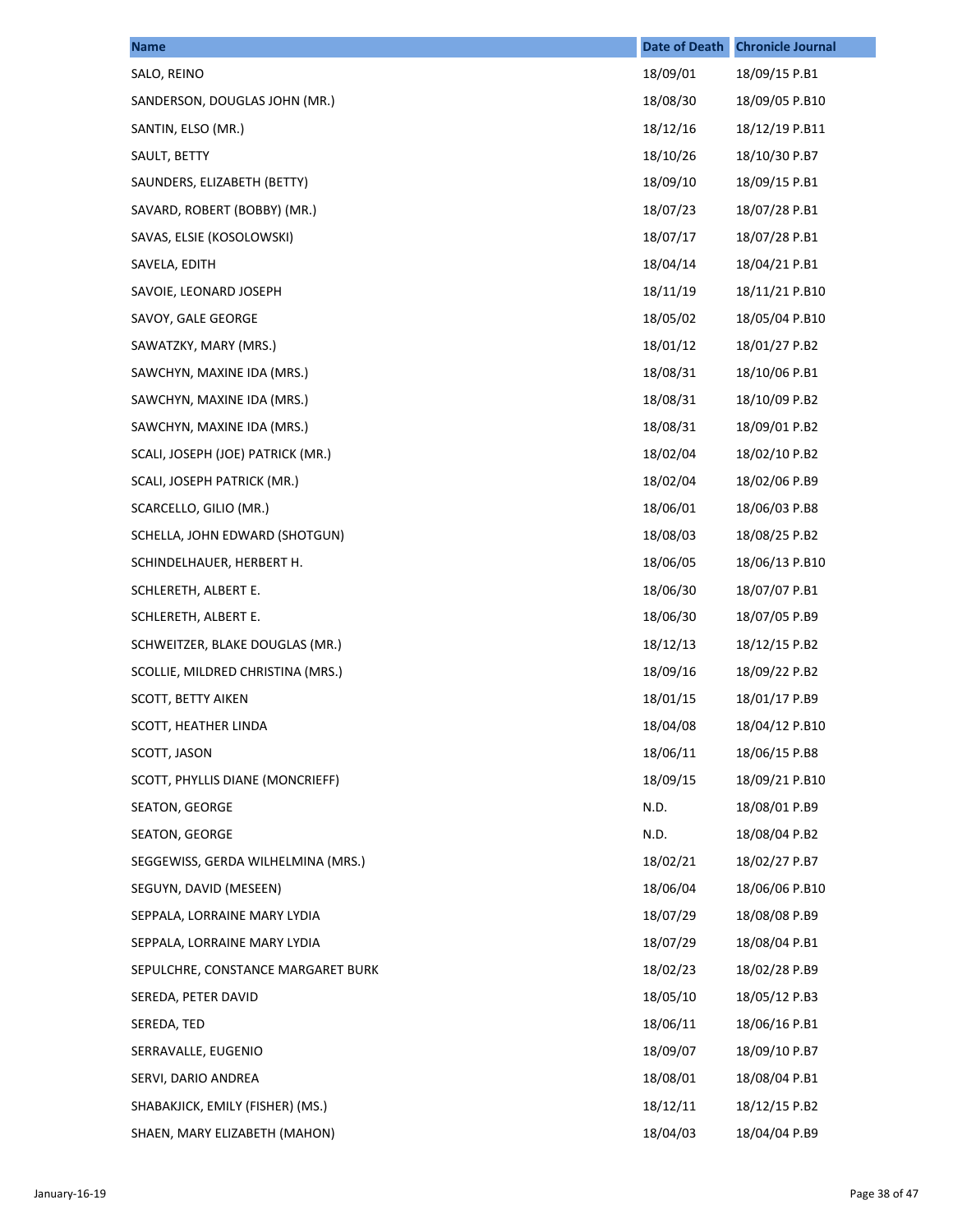| Name | Date of Death | Chronicle Journal |
| --- | --- | --- |
| SALO, REINO | 18/09/01 | 18/09/15 P.B1 |
| SANDERSON, DOUGLAS JOHN (MR.) | 18/08/30 | 18/09/05 P.B10 |
| SANTIN, ELSO (MR.) | 18/12/16 | 18/12/19 P.B11 |
| SAULT, BETTY | 18/10/26 | 18/10/30 P.B7 |
| SAUNDERS, ELIZABETH (BETTY) | 18/09/10 | 18/09/15 P.B1 |
| SAVARD, ROBERT (BOBBY) (MR.) | 18/07/23 | 18/07/28 P.B1 |
| SAVAS, ELSIE (KOSOLOWSKI) | 18/07/17 | 18/07/28 P.B1 |
| SAVELA, EDITH | 18/04/14 | 18/04/21 P.B1 |
| SAVOIE, LEONARD JOSEPH | 18/11/19 | 18/11/21 P.B10 |
| SAVOY, GALE GEORGE | 18/05/02 | 18/05/04 P.B10 |
| SAWATZKY, MARY (MRS.) | 18/01/12 | 18/01/27 P.B2 |
| SAWCHYN, MAXINE IDA (MRS.) | 18/08/31 | 18/10/06 P.B1 |
| SAWCHYN, MAXINE IDA (MRS.) | 18/08/31 | 18/10/09 P.B2 |
| SAWCHYN, MAXINE IDA (MRS.) | 18/08/31 | 18/09/01 P.B2 |
| SCALI, JOSEPH (JOE) PATRICK (MR.) | 18/02/04 | 18/02/10 P.B2 |
| SCALI, JOSEPH PATRICK (MR.) | 18/02/04 | 18/02/06 P.B9 |
| SCARCELLO, GILIO (MR.) | 18/06/01 | 18/06/03 P.B8 |
| SCHELLA, JOHN EDWARD (SHOTGUN) | 18/08/03 | 18/08/25 P.B2 |
| SCHINDELHAUER, HERBERT H. | 18/06/05 | 18/06/13 P.B10 |
| SCHLERETH, ALBERT E. | 18/06/30 | 18/07/07 P.B1 |
| SCHLERETH, ALBERT E. | 18/06/30 | 18/07/05 P.B9 |
| SCHWEITZER, BLAKE DOUGLAS (MR.) | 18/12/13 | 18/12/15 P.B2 |
| SCOLLIE, MILDRED CHRISTINA (MRS.) | 18/09/16 | 18/09/22 P.B2 |
| SCOTT, BETTY AIKEN | 18/01/15 | 18/01/17 P.B9 |
| SCOTT, HEATHER LINDA | 18/04/08 | 18/04/12 P.B10 |
| SCOTT, JASON | 18/06/11 | 18/06/15 P.B8 |
| SCOTT, PHYLLIS DIANE (MONCRIEFF) | 18/09/15 | 18/09/21 P.B10 |
| SEATON, GEORGE | N.D. | 18/08/01 P.B9 |
| SEATON, GEORGE | N.D. | 18/08/04 P.B2 |
| SEGGEWISS, GERDA WILHELMINA (MRS.) | 18/02/21 | 18/02/27 P.B7 |
| SEGUYN, DAVID (MESEEN) | 18/06/04 | 18/06/06 P.B10 |
| SEPPALA, LORRAINE MARY LYDIA | 18/07/29 | 18/08/08 P.B9 |
| SEPPALA, LORRAINE MARY LYDIA | 18/07/29 | 18/08/04 P.B1 |
| SEPULCHRE, CONSTANCE MARGARET BURK | 18/02/23 | 18/02/28 P.B9 |
| SEREDA, PETER DAVID | 18/05/10 | 18/05/12 P.B3 |
| SEREDA, TED | 18/06/11 | 18/06/16 P.B1 |
| SERRAVALLE, EUGENIO | 18/09/07 | 18/09/10 P.B7 |
| SERVI, DARIO ANDREA | 18/08/01 | 18/08/04 P.B1 |
| SHABAKJICK, EMILY (FISHER) (MS.) | 18/12/11 | 18/12/15 P.B2 |
| SHAEN, MARY ELIZABETH (MAHON) | 18/04/03 | 18/04/04 P.B9 |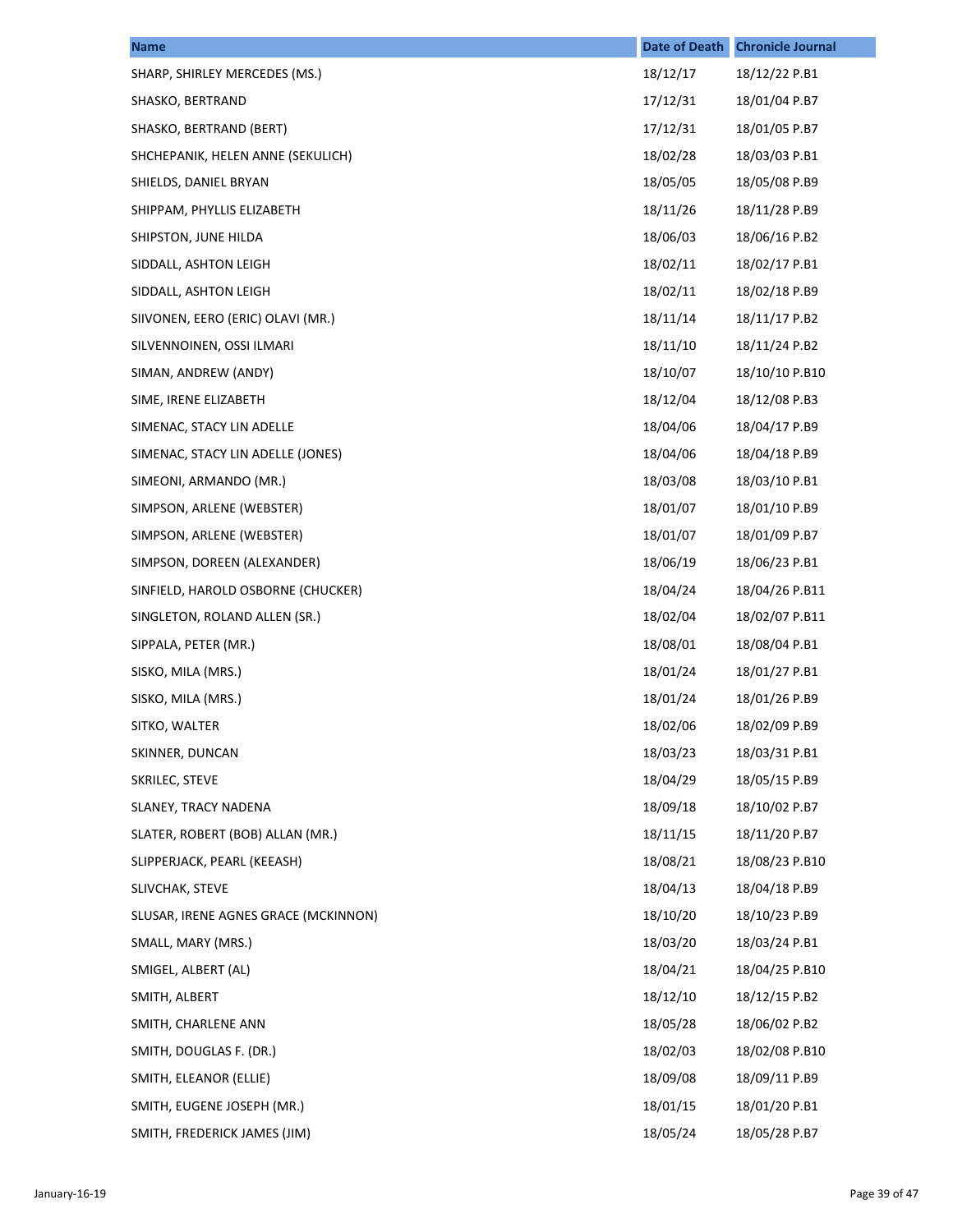| Name | Date of Death | Chronicle Journal |
| --- | --- | --- |
| SHARP, SHIRLEY MERCEDES (MS.) | 18/12/17 | 18/12/22 P.B1 |
| SHASKO, BERTRAND | 17/12/31 | 18/01/04 P.B7 |
| SHASKO, BERTRAND (BERT) | 17/12/31 | 18/01/05 P.B7 |
| SHCHEPANIK, HELEN ANNE (SEKULICH) | 18/02/28 | 18/03/03 P.B1 |
| SHIELDS, DANIEL BRYAN | 18/05/05 | 18/05/08 P.B9 |
| SHIPPAM, PHYLLIS ELIZABETH | 18/11/26 | 18/11/28 P.B9 |
| SHIPSTON, JUNE HILDA | 18/06/03 | 18/06/16 P.B2 |
| SIDDALL, ASHTON LEIGH | 18/02/11 | 18/02/17 P.B1 |
| SIDDALL, ASHTON LEIGH | 18/02/11 | 18/02/18 P.B9 |
| SIIVONEN, EERO (ERIC) OLAVI (MR.) | 18/11/14 | 18/11/17 P.B2 |
| SILVENNOINEN, OSSI ILMARI | 18/11/10 | 18/11/24 P.B2 |
| SIMAN, ANDREW (ANDY) | 18/10/07 | 18/10/10 P.B10 |
| SIME, IRENE ELIZABETH | 18/12/04 | 18/12/08 P.B3 |
| SIMENAC, STACY LIN ADELLE | 18/04/06 | 18/04/17 P.B9 |
| SIMENAC, STACY LIN ADELLE (JONES) | 18/04/06 | 18/04/18 P.B9 |
| SIMEONI, ARMANDO (MR.) | 18/03/08 | 18/03/10 P.B1 |
| SIMPSON, ARLENE (WEBSTER) | 18/01/07 | 18/01/10 P.B9 |
| SIMPSON, ARLENE (WEBSTER) | 18/01/07 | 18/01/09 P.B7 |
| SIMPSON, DOREEN (ALEXANDER) | 18/06/19 | 18/06/23 P.B1 |
| SINFIELD, HAROLD OSBORNE (CHUCKER) | 18/04/24 | 18/04/26 P.B11 |
| SINGLETON, ROLAND ALLEN (SR.) | 18/02/04 | 18/02/07 P.B11 |
| SIPPALA, PETER (MR.) | 18/08/01 | 18/08/04 P.B1 |
| SISKO, MILA (MRS.) | 18/01/24 | 18/01/27 P.B1 |
| SISKO, MILA (MRS.) | 18/01/24 | 18/01/26 P.B9 |
| SITKO, WALTER | 18/02/06 | 18/02/09 P.B9 |
| SKINNER, DUNCAN | 18/03/23 | 18/03/31 P.B1 |
| SKRILEC, STEVE | 18/04/29 | 18/05/15 P.B9 |
| SLANEY, TRACY NADENA | 18/09/18 | 18/10/02 P.B7 |
| SLATER, ROBERT (BOB) ALLAN (MR.) | 18/11/15 | 18/11/20 P.B7 |
| SLIPPERJACK, PEARL (KEEASH) | 18/08/21 | 18/08/23 P.B10 |
| SLIVCHAK, STEVE | 18/04/13 | 18/04/18 P.B9 |
| SLUSAR, IRENE AGNES GRACE (MCKINNON) | 18/10/20 | 18/10/23 P.B9 |
| SMALL, MARY (MRS.) | 18/03/20 | 18/03/24 P.B1 |
| SMIGEL, ALBERT (AL) | 18/04/21 | 18/04/25 P.B10 |
| SMITH, ALBERT | 18/12/10 | 18/12/15 P.B2 |
| SMITH, CHARLENE ANN | 18/05/28 | 18/06/02 P.B2 |
| SMITH, DOUGLAS F. (DR.) | 18/02/03 | 18/02/08 P.B10 |
| SMITH, ELEANOR (ELLIE) | 18/09/08 | 18/09/11 P.B9 |
| SMITH, EUGENE JOSEPH (MR.) | 18/01/15 | 18/01/20 P.B1 |
| SMITH, FREDERICK JAMES (JIM) | 18/05/24 | 18/05/28 P.B7 |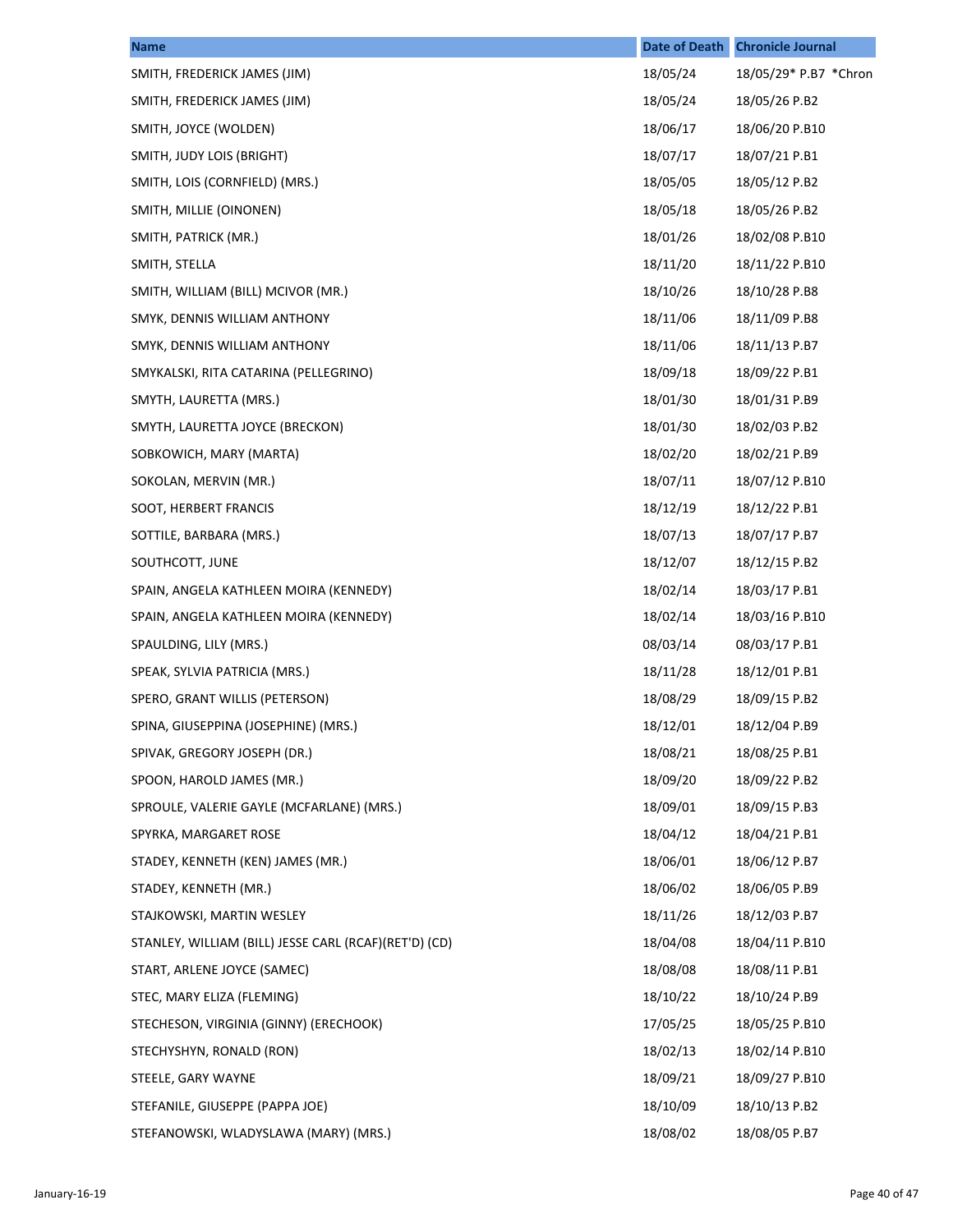| Name | Date of Death | Chronicle Journal |
| --- | --- | --- |
| SMITH, FREDERICK JAMES (JIM) | 18/05/24 | 18/05/29* P.B7 *Chron |
| SMITH, FREDERICK JAMES (JIM) | 18/05/24 | 18/05/26 P.B2 |
| SMITH, JOYCE (WOLDEN) | 18/06/17 | 18/06/20 P.B10 |
| SMITH, JUDY LOIS (BRIGHT) | 18/07/17 | 18/07/21 P.B1 |
| SMITH, LOIS (CORNFIELD) (MRS.) | 18/05/05 | 18/05/12 P.B2 |
| SMITH, MILLIE (OINONEN) | 18/05/18 | 18/05/26 P.B2 |
| SMITH, PATRICK (MR.) | 18/01/26 | 18/02/08 P.B10 |
| SMITH, STELLA | 18/11/20 | 18/11/22 P.B10 |
| SMITH, WILLIAM (BILL) MCIVOR (MR.) | 18/10/26 | 18/10/28 P.B8 |
| SMYK, DENNIS WILLIAM ANTHONY | 18/11/06 | 18/11/09 P.B8 |
| SMYK, DENNIS WILLIAM ANTHONY | 18/11/06 | 18/11/13 P.B7 |
| SMYKALSKI, RITA CATARINA (PELLEGRINO) | 18/09/18 | 18/09/22 P.B1 |
| SMYTH, LAURETTA (MRS.) | 18/01/30 | 18/01/31 P.B9 |
| SMYTH, LAURETTA JOYCE (BRECKON) | 18/01/30 | 18/02/03 P.B2 |
| SOBKOWICH, MARY (MARTA) | 18/02/20 | 18/02/21 P.B9 |
| SOKOLAN, MERVIN (MR.) | 18/07/11 | 18/07/12 P.B10 |
| SOOT, HERBERT FRANCIS | 18/12/19 | 18/12/22 P.B1 |
| SOTTILE, BARBARA (MRS.) | 18/07/13 | 18/07/17 P.B7 |
| SOUTHCOTT, JUNE | 18/12/07 | 18/12/15 P.B2 |
| SPAIN, ANGELA KATHLEEN MOIRA (KENNEDY) | 18/02/14 | 18/03/17 P.B1 |
| SPAIN, ANGELA KATHLEEN MOIRA (KENNEDY) | 18/02/14 | 18/03/16 P.B10 |
| SPAULDING, LILY (MRS.) | 08/03/14 | 08/03/17 P.B1 |
| SPEAK, SYLVIA PATRICIA (MRS.) | 18/11/28 | 18/12/01 P.B1 |
| SPERO, GRANT WILLIS (PETERSON) | 18/08/29 | 18/09/15 P.B2 |
| SPINA, GIUSEPPINA (JOSEPHINE) (MRS.) | 18/12/01 | 18/12/04 P.B9 |
| SPIVAK, GREGORY JOSEPH (DR.) | 18/08/21 | 18/08/25 P.B1 |
| SPOON, HAROLD JAMES (MR.) | 18/09/20 | 18/09/22 P.B2 |
| SPROULE, VALERIE GAYLE (MCFARLANE) (MRS.) | 18/09/01 | 18/09/15 P.B3 |
| SPYRKA, MARGARET ROSE | 18/04/12 | 18/04/21 P.B1 |
| STADEY, KENNETH (KEN) JAMES (MR.) | 18/06/01 | 18/06/12 P.B7 |
| STADEY, KENNETH (MR.) | 18/06/02 | 18/06/05 P.B9 |
| STAJKOWSKI, MARTIN WESLEY | 18/11/26 | 18/12/03 P.B7 |
| STANLEY, WILLIAM (BILL) JESSE CARL (RCAF)(RET'D) (CD) | 18/04/08 | 18/04/11 P.B10 |
| START, ARLENE JOYCE (SAMEC) | 18/08/08 | 18/08/11 P.B1 |
| STEC, MARY ELIZA (FLEMING) | 18/10/22 | 18/10/24 P.B9 |
| STECHESON, VIRGINIA (GINNY) (ERECHOOK) | 17/05/25 | 18/05/25 P.B10 |
| STECHYSHYN, RONALD (RON) | 18/02/13 | 18/02/14 P.B10 |
| STEELE, GARY WAYNE | 18/09/21 | 18/09/27 P.B10 |
| STEFANILE, GIUSEPPE (PAPPA JOE) | 18/10/09 | 18/10/13 P.B2 |
| STEFANOWSKI, WLADYSLAWA (MARY) (MRS.) | 18/08/02 | 18/08/05 P.B7 |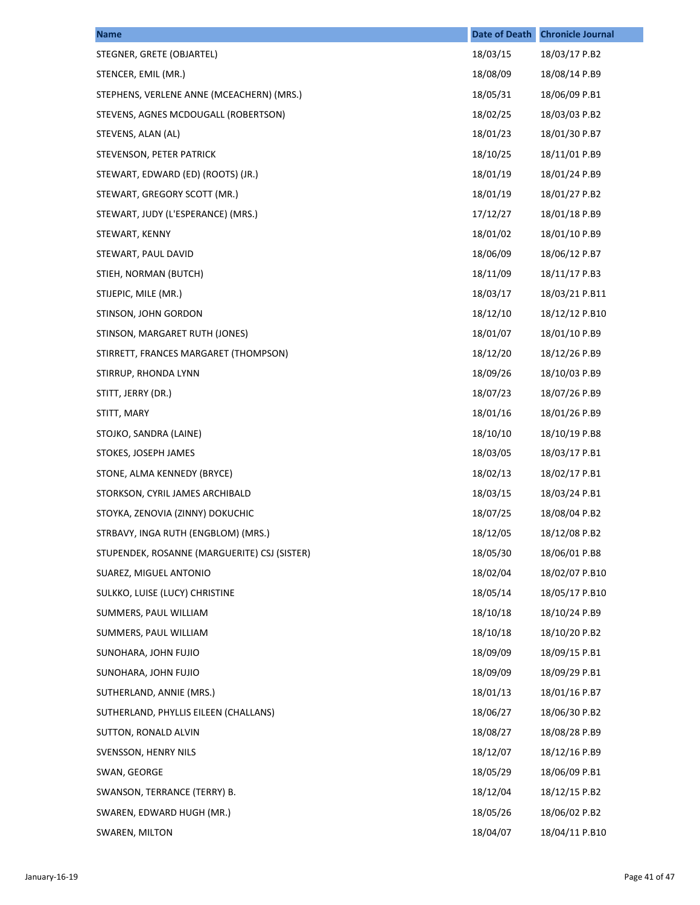| Name | Date of Death | Chronicle Journal |
|---|---|---|
| STEGNER, GRETE (OBJARTEL) | 18/03/15 | 18/03/17 P.B2 |
| STENCER, EMIL (MR.) | 18/08/09 | 18/08/14 P.B9 |
| STEPHENS, VERLENE ANNE (MCEACHERN) (MRS.) | 18/05/31 | 18/06/09 P.B1 |
| STEVENS, AGNES MCDOUGALL (ROBERTSON) | 18/02/25 | 18/03/03 P.B2 |
| STEVENS, ALAN (AL) | 18/01/23 | 18/01/30 P.B7 |
| STEVENSON, PETER PATRICK | 18/10/25 | 18/11/01 P.B9 |
| STEWART, EDWARD (ED) (ROOTS) (JR.) | 18/01/19 | 18/01/24 P.B9 |
| STEWART, GREGORY SCOTT (MR.) | 18/01/19 | 18/01/27 P.B2 |
| STEWART, JUDY (L'ESPERANCE) (MRS.) | 17/12/27 | 18/01/18 P.B9 |
| STEWART, KENNY | 18/01/02 | 18/01/10 P.B9 |
| STEWART, PAUL DAVID | 18/06/09 | 18/06/12 P.B7 |
| STIEH, NORMAN (BUTCH) | 18/11/09 | 18/11/17 P.B3 |
| STIJEPIC, MILE (MR.) | 18/03/17 | 18/03/21 P.B11 |
| STINSON, JOHN GORDON | 18/12/10 | 18/12/12 P.B10 |
| STINSON, MARGARET RUTH (JONES) | 18/01/07 | 18/01/10 P.B9 |
| STIRRETT, FRANCES MARGARET (THOMPSON) | 18/12/20 | 18/12/26 P.B9 |
| STIRRUP, RHONDA LYNN | 18/09/26 | 18/10/03 P.B9 |
| STITT, JERRY (DR.) | 18/07/23 | 18/07/26 P.B9 |
| STITT, MARY | 18/01/16 | 18/01/26 P.B9 |
| STOJKO, SANDRA (LAINE) | 18/10/10 | 18/10/19 P.B8 |
| STOKES, JOSEPH JAMES | 18/03/05 | 18/03/17 P.B1 |
| STONE, ALMA KENNEDY (BRYCE) | 18/02/13 | 18/02/17 P.B1 |
| STORKSON, CYRIL JAMES ARCHIBALD | 18/03/15 | 18/03/24 P.B1 |
| STOYKA, ZENOVIA (ZINNY) DOKUCHIC | 18/07/25 | 18/08/04 P.B2 |
| STRBAVY, INGA RUTH (ENGBLOM) (MRS.) | 18/12/05 | 18/12/08 P.B2 |
| STUPENDEK, ROSANNE (MARGUERITE) CSJ (SISTER) | 18/05/30 | 18/06/01 P.B8 |
| SUAREZ, MIGUEL ANTONIO | 18/02/04 | 18/02/07 P.B10 |
| SULKKO, LUISE (LUCY) CHRISTINE | 18/05/14 | 18/05/17 P.B10 |
| SUMMERS, PAUL WILLIAM | 18/10/18 | 18/10/24 P.B9 |
| SUMMERS, PAUL WILLIAM | 18/10/18 | 18/10/20 P.B2 |
| SUNOHARA, JOHN FUJIO | 18/09/09 | 18/09/15 P.B1 |
| SUNOHARA, JOHN FUJIO | 18/09/09 | 18/09/29 P.B1 |
| SUTHERLAND, ANNIE (MRS.) | 18/01/13 | 18/01/16 P.B7 |
| SUTHERLAND, PHYLLIS EILEEN (CHALLANS) | 18/06/27 | 18/06/30 P.B2 |
| SUTTON, RONALD ALVIN | 18/08/27 | 18/08/28 P.B9 |
| SVENSSON, HENRY NILS | 18/12/07 | 18/12/16 P.B9 |
| SWAN, GEORGE | 18/05/29 | 18/06/09 P.B1 |
| SWANSON, TERRANCE (TERRY) B. | 18/12/04 | 18/12/15 P.B2 |
| SWAREN, EDWARD HUGH (MR.) | 18/05/26 | 18/06/02 P.B2 |
| SWAREN, MILTON | 18/04/07 | 18/04/11 P.B10 |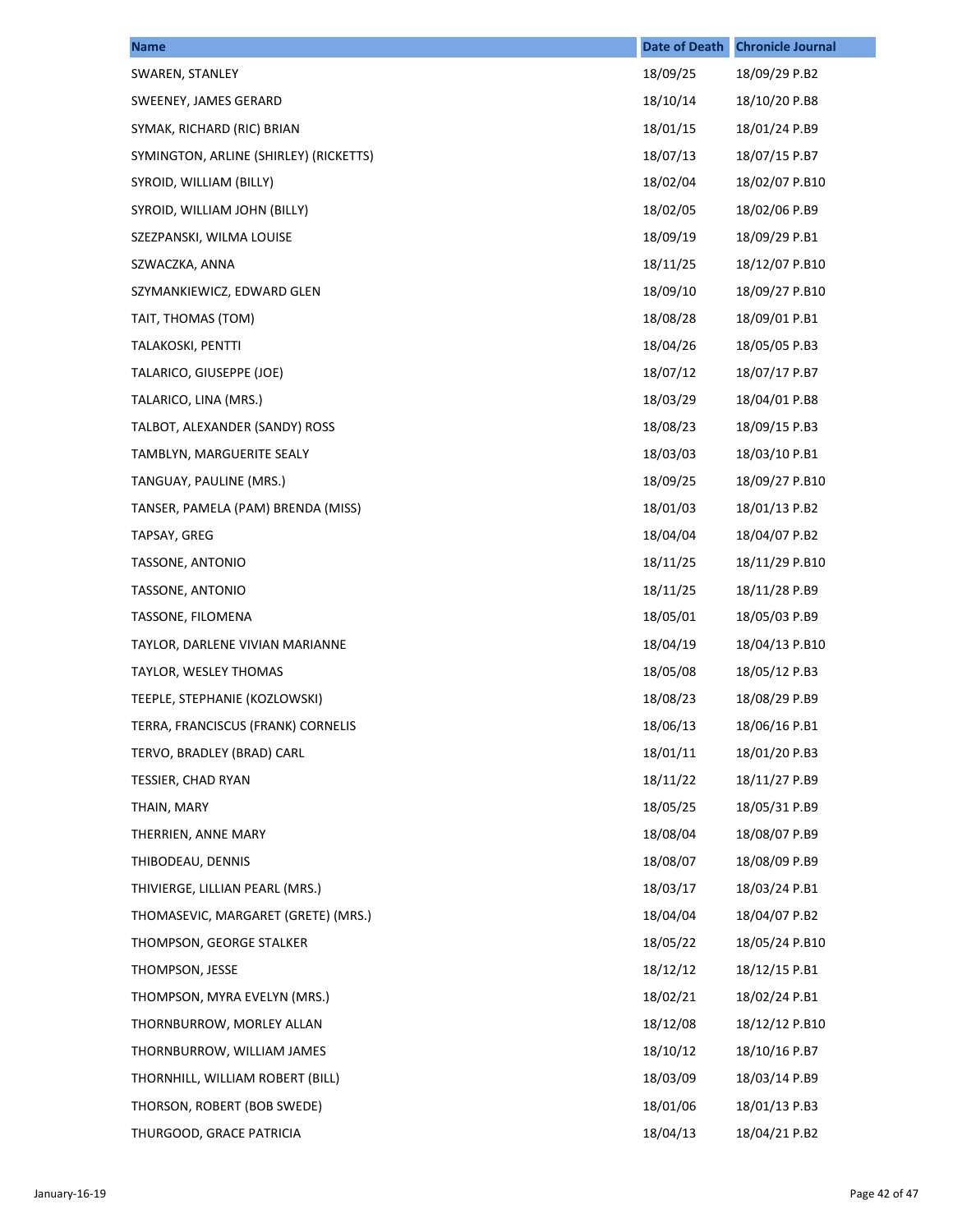| Name | Date of Death | Chronicle Journal |
| --- | --- | --- |
| SWAREN, STANLEY | 18/09/25 | 18/09/29 P.B2 |
| SWEENEY, JAMES GERARD | 18/10/14 | 18/10/20 P.B8 |
| SYMAK, RICHARD (RIC) BRIAN | 18/01/15 | 18/01/24 P.B9 |
| SYMINGTON, ARLINE (SHIRLEY) (RICKETTS) | 18/07/13 | 18/07/15 P.B7 |
| SYROID, WILLIAM (BILLY) | 18/02/04 | 18/02/07 P.B10 |
| SYROID, WILLIAM JOHN (BILLY) | 18/02/05 | 18/02/06 P.B9 |
| SZEZPANSKI, WILMA LOUISE | 18/09/19 | 18/09/29 P.B1 |
| SZWACZKA, ANNA | 18/11/25 | 18/12/07 P.B10 |
| SZYMANKIEWICZ, EDWARD GLEN | 18/09/10 | 18/09/27 P.B10 |
| TAIT, THOMAS (TOM) | 18/08/28 | 18/09/01 P.B1 |
| TALAKOSKI, PENTTI | 18/04/26 | 18/05/05 P.B3 |
| TALARICO, GIUSEPPE (JOE) | 18/07/12 | 18/07/17 P.B7 |
| TALARICO, LINA (MRS.) | 18/03/29 | 18/04/01 P.B8 |
| TALBOT, ALEXANDER (SANDY) ROSS | 18/08/23 | 18/09/15 P.B3 |
| TAMBLYN, MARGUERITE SEALY | 18/03/03 | 18/03/10 P.B1 |
| TANGUAY, PAULINE (MRS.) | 18/09/25 | 18/09/27 P.B10 |
| TANSER, PAMELA (PAM) BRENDA (MISS) | 18/01/03 | 18/01/13 P.B2 |
| TAPSAY, GREG | 18/04/04 | 18/04/07 P.B2 |
| TASSONE, ANTONIO | 18/11/25 | 18/11/29 P.B10 |
| TASSONE, ANTONIO | 18/11/25 | 18/11/28 P.B9 |
| TASSONE, FILOMENA | 18/05/01 | 18/05/03 P.B9 |
| TAYLOR, DARLENE VIVIAN MARIANNE | 18/04/19 | 18/04/13 P.B10 |
| TAYLOR, WESLEY THOMAS | 18/05/08 | 18/05/12 P.B3 |
| TEEPLE, STEPHANIE (KOZLOWSKI) | 18/08/23 | 18/08/29 P.B9 |
| TERRA, FRANCISCUS (FRANK) CORNELIS | 18/06/13 | 18/06/16 P.B1 |
| TERVO, BRADLEY (BRAD) CARL | 18/01/11 | 18/01/20 P.B3 |
| TESSIER, CHAD RYAN | 18/11/22 | 18/11/27 P.B9 |
| THAIN, MARY | 18/05/25 | 18/05/31 P.B9 |
| THERRIEN, ANNE MARY | 18/08/04 | 18/08/07 P.B9 |
| THIBODEAU, DENNIS | 18/08/07 | 18/08/09 P.B9 |
| THIVIERGE, LILLIAN PEARL (MRS.) | 18/03/17 | 18/03/24 P.B1 |
| THOMASEVIC, MARGARET (GRETE) (MRS.) | 18/04/04 | 18/04/07 P.B2 |
| THOMPSON, GEORGE STALKER | 18/05/22 | 18/05/24 P.B10 |
| THOMPSON, JESSE | 18/12/12 | 18/12/15 P.B1 |
| THOMPSON, MYRA EVELYN (MRS.) | 18/02/21 | 18/02/24 P.B1 |
| THORNBURROW, MORLEY ALLAN | 18/12/08 | 18/12/12 P.B10 |
| THORNBURROW, WILLIAM JAMES | 18/10/12 | 18/10/16 P.B7 |
| THORNHILL, WILLIAM ROBERT (BILL) | 18/03/09 | 18/03/14 P.B9 |
| THORSON, ROBERT (BOB SWEDE) | 18/01/06 | 18/01/13 P.B3 |
| THURGOOD, GRACE PATRICIA | 18/04/13 | 18/04/21 P.B2 |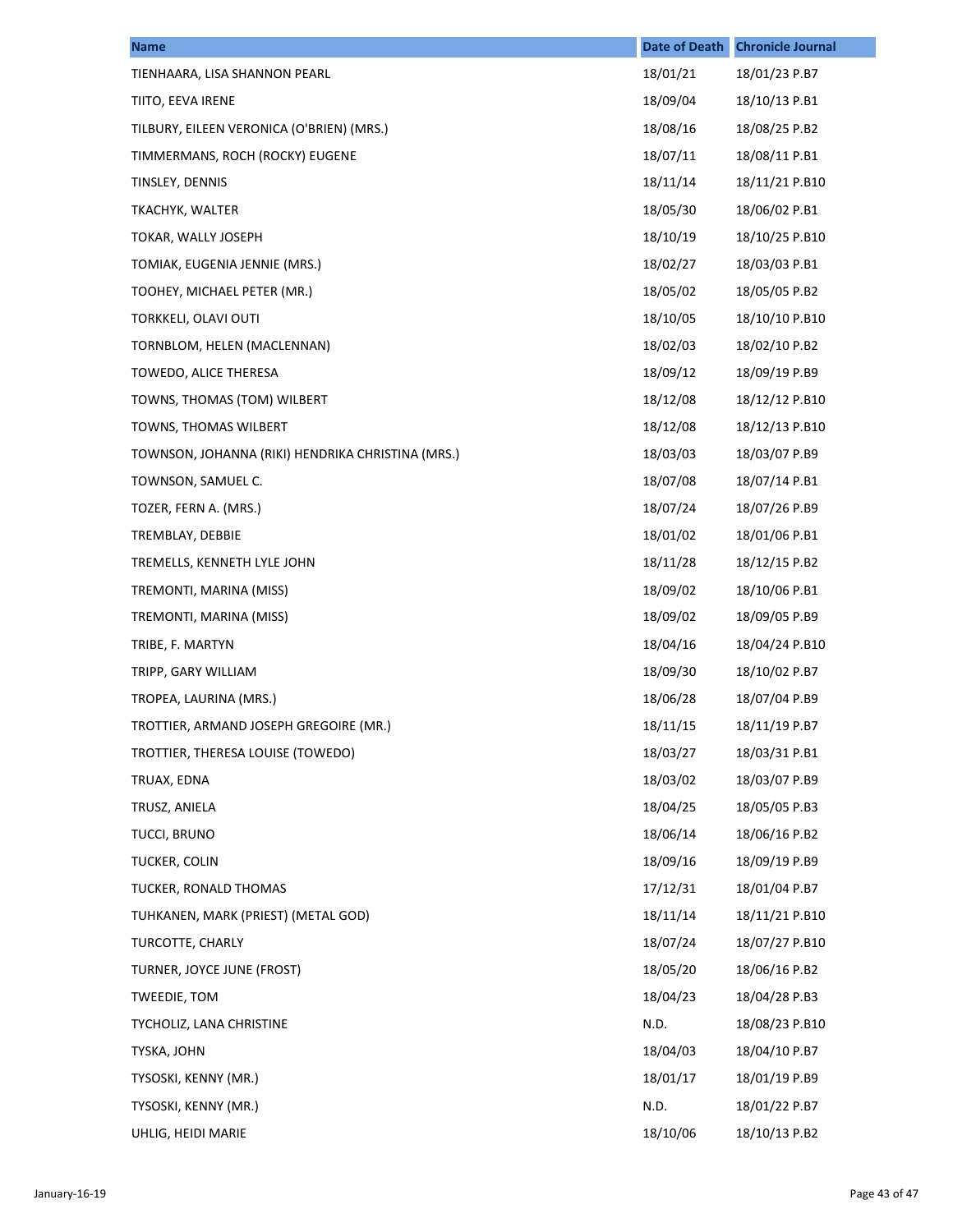| Name | Date of Death | Chronicle Journal |
|---|---|---|
| TIENHAARA, LISA SHANNON PEARL | 18/01/21 | 18/01/23 P.B7 |
| TIITO, EEVA IRENE | 18/09/04 | 18/10/13 P.B1 |
| TILBURY, EILEEN VERONICA (O'BRIEN) (MRS.) | 18/08/16 | 18/08/25 P.B2 |
| TIMMERMANS, ROCH (ROCKY) EUGENE | 18/07/11 | 18/08/11 P.B1 |
| TINSLEY, DENNIS | 18/11/14 | 18/11/21 P.B10 |
| TKACHYK, WALTER | 18/05/30 | 18/06/02 P.B1 |
| TOKAR, WALLY JOSEPH | 18/10/19 | 18/10/25 P.B10 |
| TOMIAK, EUGENIA JENNIE (MRS.) | 18/02/27 | 18/03/03 P.B1 |
| TOOHEY, MICHAEL PETER (MR.) | 18/05/02 | 18/05/05 P.B2 |
| TORKKELI, OLAVI OUTI | 18/10/05 | 18/10/10 P.B10 |
| TORNBLOM, HELEN (MACLENNAN) | 18/02/03 | 18/02/10 P.B2 |
| TOWEDO, ALICE THERESA | 18/09/12 | 18/09/19 P.B9 |
| TOWNS, THOMAS (TOM) WILBERT | 18/12/08 | 18/12/12 P.B10 |
| TOWNS, THOMAS WILBERT | 18/12/08 | 18/12/13 P.B10 |
| TOWNSON, JOHANNA (RIKI) HENDRIKA CHRISTINA (MRS.) | 18/03/03 | 18/03/07 P.B9 |
| TOWNSON, SAMUEL C. | 18/07/08 | 18/07/14 P.B1 |
| TOZER, FERN A. (MRS.) | 18/07/24 | 18/07/26 P.B9 |
| TREMBLAY, DEBBIE | 18/01/02 | 18/01/06 P.B1 |
| TREMELLS, KENNETH LYLE JOHN | 18/11/28 | 18/12/15 P.B2 |
| TREMONTI, MARINA (MISS) | 18/09/02 | 18/10/06 P.B1 |
| TREMONTI, MARINA (MISS) | 18/09/02 | 18/09/05 P.B9 |
| TRIBE, F. MARTYN | 18/04/16 | 18/04/24 P.B10 |
| TRIPP, GARY WILLIAM | 18/09/30 | 18/10/02 P.B7 |
| TROPEA, LAURINA (MRS.) | 18/06/28 | 18/07/04 P.B9 |
| TROTTIER, ARMAND JOSEPH GREGOIRE (MR.) | 18/11/15 | 18/11/19 P.B7 |
| TROTTIER, THERESA LOUISE (TOWEDO) | 18/03/27 | 18/03/31 P.B1 |
| TRUAX, EDNA | 18/03/02 | 18/03/07 P.B9 |
| TRUSZ, ANIELA | 18/04/25 | 18/05/05 P.B3 |
| TUCCI, BRUNO | 18/06/14 | 18/06/16 P.B2 |
| TUCKER, COLIN | 18/09/16 | 18/09/19 P.B9 |
| TUCKER, RONALD THOMAS | 17/12/31 | 18/01/04 P.B7 |
| TUHKANEN, MARK (PRIEST) (METAL GOD) | 18/11/14 | 18/11/21 P.B10 |
| TURCOTTE, CHARLY | 18/07/24 | 18/07/27 P.B10 |
| TURNER, JOYCE JUNE (FROST) | 18/05/20 | 18/06/16 P.B2 |
| TWEEDIE, TOM | 18/04/23 | 18/04/28 P.B3 |
| TYCHOLIZ, LANA CHRISTINE | N.D. | 18/08/23 P.B10 |
| TYSKA, JOHN | 18/04/03 | 18/04/10 P.B7 |
| TYSOSKI, KENNY (MR.) | 18/01/17 | 18/01/19 P.B9 |
| TYSOSKI, KENNY (MR.) | N.D. | 18/01/22 P.B7 |
| UHLIG, HEIDI MARIE | 18/10/06 | 18/10/13 P.B2 |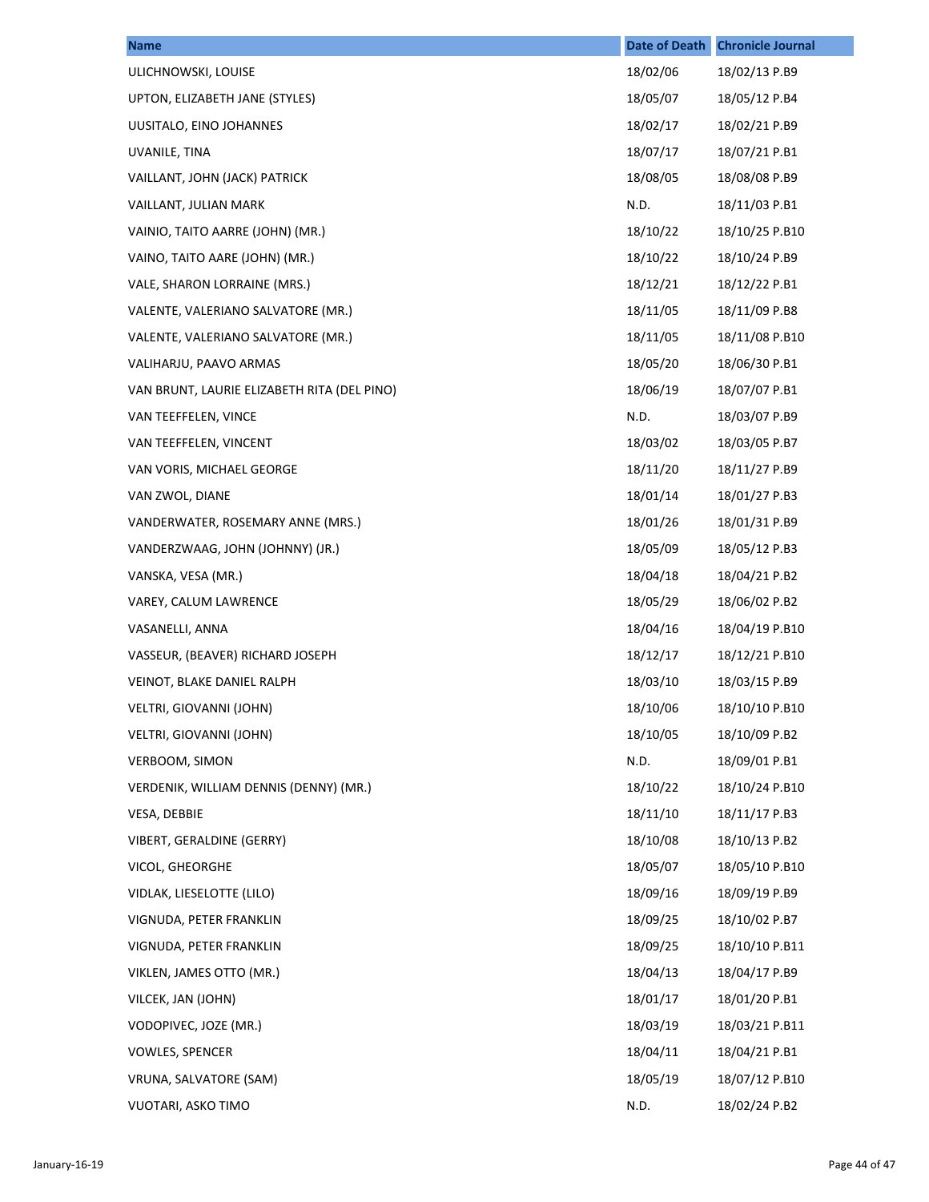| Name | Date of Death | Chronicle Journal |
| --- | --- | --- |
| ULICHNOWSKI, LOUISE | 18/02/06 | 18/02/13 P.B9 |
| UPTON, ELIZABETH JANE (STYLES) | 18/05/07 | 18/05/12 P.B4 |
| UUSITALO, EINO JOHANNES | 18/02/17 | 18/02/21 P.B9 |
| UVANILE, TINA | 18/07/17 | 18/07/21 P.B1 |
| VAILLANT, JOHN (JACK) PATRICK | 18/08/05 | 18/08/08 P.B9 |
| VAILLANT, JULIAN MARK | N.D. | 18/11/03 P.B1 |
| VAINIO, TAITO AARRE (JOHN) (MR.) | 18/10/22 | 18/10/25 P.B10 |
| VAINO, TAITO AARE (JOHN) (MR.) | 18/10/22 | 18/10/24 P.B9 |
| VALE, SHARON LORRAINE (MRS.) | 18/12/21 | 18/12/22 P.B1 |
| VALENTE, VALERIANO SALVATORE (MR.) | 18/11/05 | 18/11/09 P.B8 |
| VALENTE, VALERIANO SALVATORE (MR.) | 18/11/05 | 18/11/08 P.B10 |
| VALIHARJU, PAAVO ARMAS | 18/05/20 | 18/06/30 P.B1 |
| VAN BRUNT, LAURIE ELIZABETH RITA (DEL PINO) | 18/06/19 | 18/07/07 P.B1 |
| VAN TEEFFELEN, VINCE | N.D. | 18/03/07 P.B9 |
| VAN TEEFFELEN, VINCENT | 18/03/02 | 18/03/05 P.B7 |
| VAN VORIS, MICHAEL GEORGE | 18/11/20 | 18/11/27 P.B9 |
| VAN ZWOL, DIANE | 18/01/14 | 18/01/27 P.B3 |
| VANDERWATER, ROSEMARY ANNE (MRS.) | 18/01/26 | 18/01/31 P.B9 |
| VANDERZWAAG, JOHN (JOHNNY) (JR.) | 18/05/09 | 18/05/12 P.B3 |
| VANSKA, VESA (MR.) | 18/04/18 | 18/04/21 P.B2 |
| VAREY, CALUM LAWRENCE | 18/05/29 | 18/06/02 P.B2 |
| VASANELLI, ANNA | 18/04/16 | 18/04/19 P.B10 |
| VASSEUR, (BEAVER) RICHARD JOSEPH | 18/12/17 | 18/12/21 P.B10 |
| VEINOT, BLAKE DANIEL RALPH | 18/03/10 | 18/03/15 P.B9 |
| VELTRI, GIOVANNI (JOHN) | 18/10/06 | 18/10/10 P.B10 |
| VELTRI, GIOVANNI (JOHN) | 18/10/05 | 18/10/09 P.B2 |
| VERBOOM, SIMON | N.D. | 18/09/01 P.B1 |
| VERDENIK, WILLIAM DENNIS (DENNY) (MR.) | 18/10/22 | 18/10/24 P.B10 |
| VESA, DEBBIE | 18/11/10 | 18/11/17 P.B3 |
| VIBERT, GERALDINE (GERRY) | 18/10/08 | 18/10/13 P.B2 |
| VICOL, GHEORGHE | 18/05/07 | 18/05/10 P.B10 |
| VIDLAK, LIESELOTTE (LILO) | 18/09/16 | 18/09/19 P.B9 |
| VIGNUDA, PETER FRANKLIN | 18/09/25 | 18/10/02 P.B7 |
| VIGNUDA, PETER FRANKLIN | 18/09/25 | 18/10/10 P.B11 |
| VIKLEN, JAMES OTTO (MR.) | 18/04/13 | 18/04/17 P.B9 |
| VILCEK, JAN (JOHN) | 18/01/17 | 18/01/20 P.B1 |
| VODOPIVEC, JOZE (MR.) | 18/03/19 | 18/03/21 P.B11 |
| VOWLES, SPENCER | 18/04/11 | 18/04/21 P.B1 |
| VRUNA, SALVATORE (SAM) | 18/05/19 | 18/07/12 P.B10 |
| VUOTARI, ASKO TIMO | N.D. | 18/02/24 P.B2 |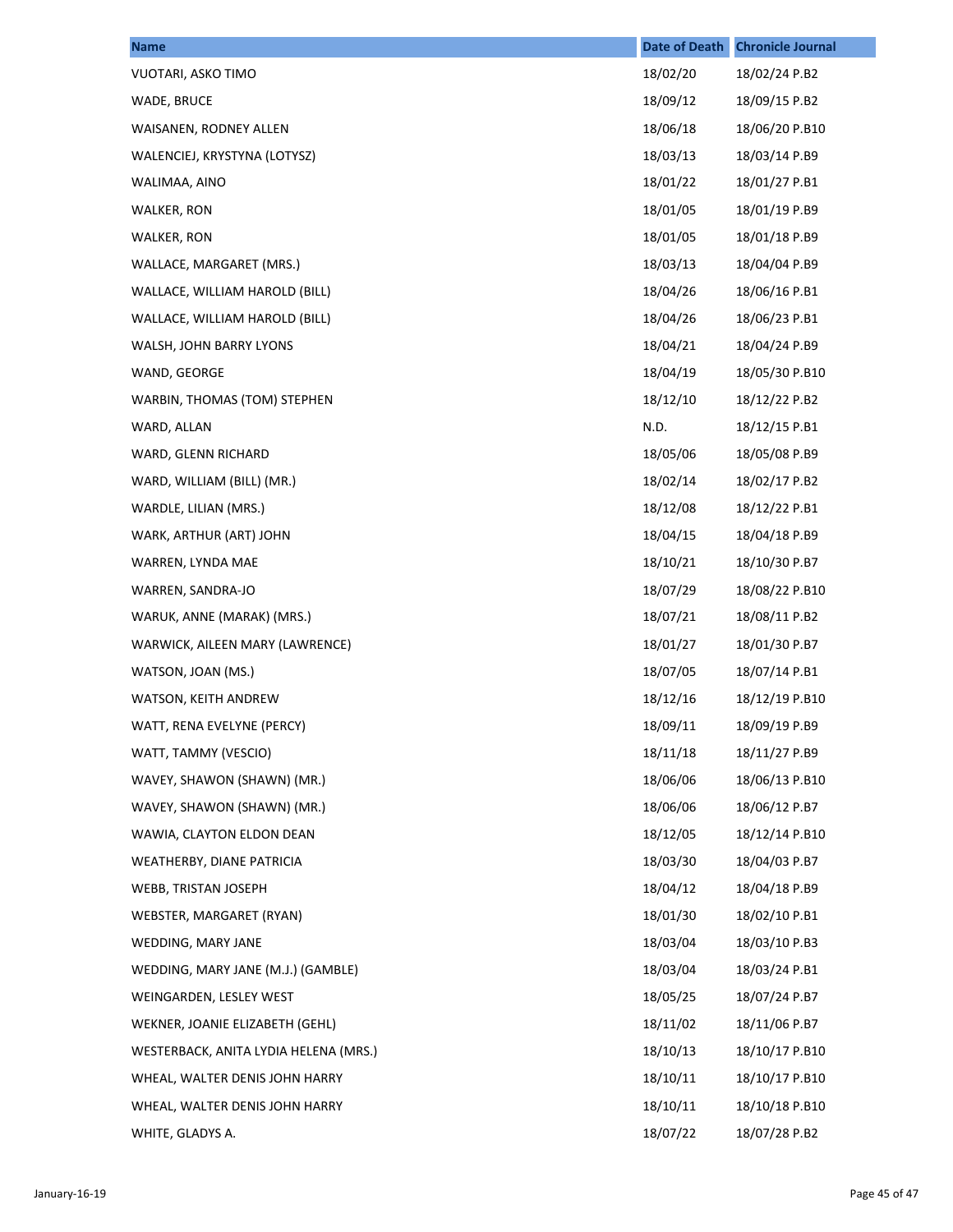| Name | Date of Death | Chronicle Journal |
| --- | --- | --- |
| VUOTARI, ASKO TIMO | 18/02/20 | 18/02/24 P.B2 |
| WADE, BRUCE | 18/09/12 | 18/09/15 P.B2 |
| WAISANEN, RODNEY ALLEN | 18/06/18 | 18/06/20 P.B10 |
| WALENCIEJ, KRYSTYNA (LOTYSZ) | 18/03/13 | 18/03/14 P.B9 |
| WALIMAA, AINO | 18/01/22 | 18/01/27 P.B1 |
| WALKER, RON | 18/01/05 | 18/01/19 P.B9 |
| WALKER, RON | 18/01/05 | 18/01/18 P.B9 |
| WALLACE, MARGARET (MRS.) | 18/03/13 | 18/04/04 P.B9 |
| WALLACE, WILLIAM HAROLD (BILL) | 18/04/26 | 18/06/16 P.B1 |
| WALLACE, WILLIAM HAROLD (BILL) | 18/04/26 | 18/06/23 P.B1 |
| WALSH, JOHN BARRY LYONS | 18/04/21 | 18/04/24 P.B9 |
| WAND, GEORGE | 18/04/19 | 18/05/30 P.B10 |
| WARBIN, THOMAS (TOM) STEPHEN | 18/12/10 | 18/12/22 P.B2 |
| WARD, ALLAN | N.D. | 18/12/15 P.B1 |
| WARD, GLENN RICHARD | 18/05/06 | 18/05/08 P.B9 |
| WARD, WILLIAM (BILL) (MR.) | 18/02/14 | 18/02/17 P.B2 |
| WARDLE, LILIAN (MRS.) | 18/12/08 | 18/12/22 P.B1 |
| WARK, ARTHUR (ART) JOHN | 18/04/15 | 18/04/18 P.B9 |
| WARREN, LYNDA MAE | 18/10/21 | 18/10/30 P.B7 |
| WARREN, SANDRA-JO | 18/07/29 | 18/08/22 P.B10 |
| WARUK, ANNE (MARAK) (MRS.) | 18/07/21 | 18/08/11 P.B2 |
| WARWICK, AILEEN MARY (LAWRENCE) | 18/01/27 | 18/01/30 P.B7 |
| WATSON, JOAN (MS.) | 18/07/05 | 18/07/14 P.B1 |
| WATSON, KEITH ANDREW | 18/12/16 | 18/12/19 P.B10 |
| WATT, RENA EVELYNE (PERCY) | 18/09/11 | 18/09/19 P.B9 |
| WATT, TAMMY (VESCIO) | 18/11/18 | 18/11/27 P.B9 |
| WAVEY, SHAWON (SHAWN) (MR.) | 18/06/06 | 18/06/13 P.B10 |
| WAVEY, SHAWON (SHAWN) (MR.) | 18/06/06 | 18/06/12 P.B7 |
| WAWIA, CLAYTON ELDON DEAN | 18/12/05 | 18/12/14 P.B10 |
| WEATHERBY, DIANE PATRICIA | 18/03/30 | 18/04/03 P.B7 |
| WEBB, TRISTAN JOSEPH | 18/04/12 | 18/04/18 P.B9 |
| WEBSTER, MARGARET (RYAN) | 18/01/30 | 18/02/10 P.B1 |
| WEDDING, MARY JANE | 18/03/04 | 18/03/10 P.B3 |
| WEDDING, MARY JANE (M.J.) (GAMBLE) | 18/03/04 | 18/03/24 P.B1 |
| WEINGARDEN, LESLEY WEST | 18/05/25 | 18/07/24 P.B7 |
| WEKNER, JOANIE ELIZABETH (GEHL) | 18/11/02 | 18/11/06 P.B7 |
| WESTERBACK, ANITA LYDIA HELENA (MRS.) | 18/10/13 | 18/10/17 P.B10 |
| WHEAL, WALTER DENIS JOHN HARRY | 18/10/11 | 18/10/17 P.B10 |
| WHEAL, WALTER DENIS JOHN HARRY | 18/10/11 | 18/10/18 P.B10 |
| WHITE, GLADYS A. | 18/07/22 | 18/07/28 P.B2 |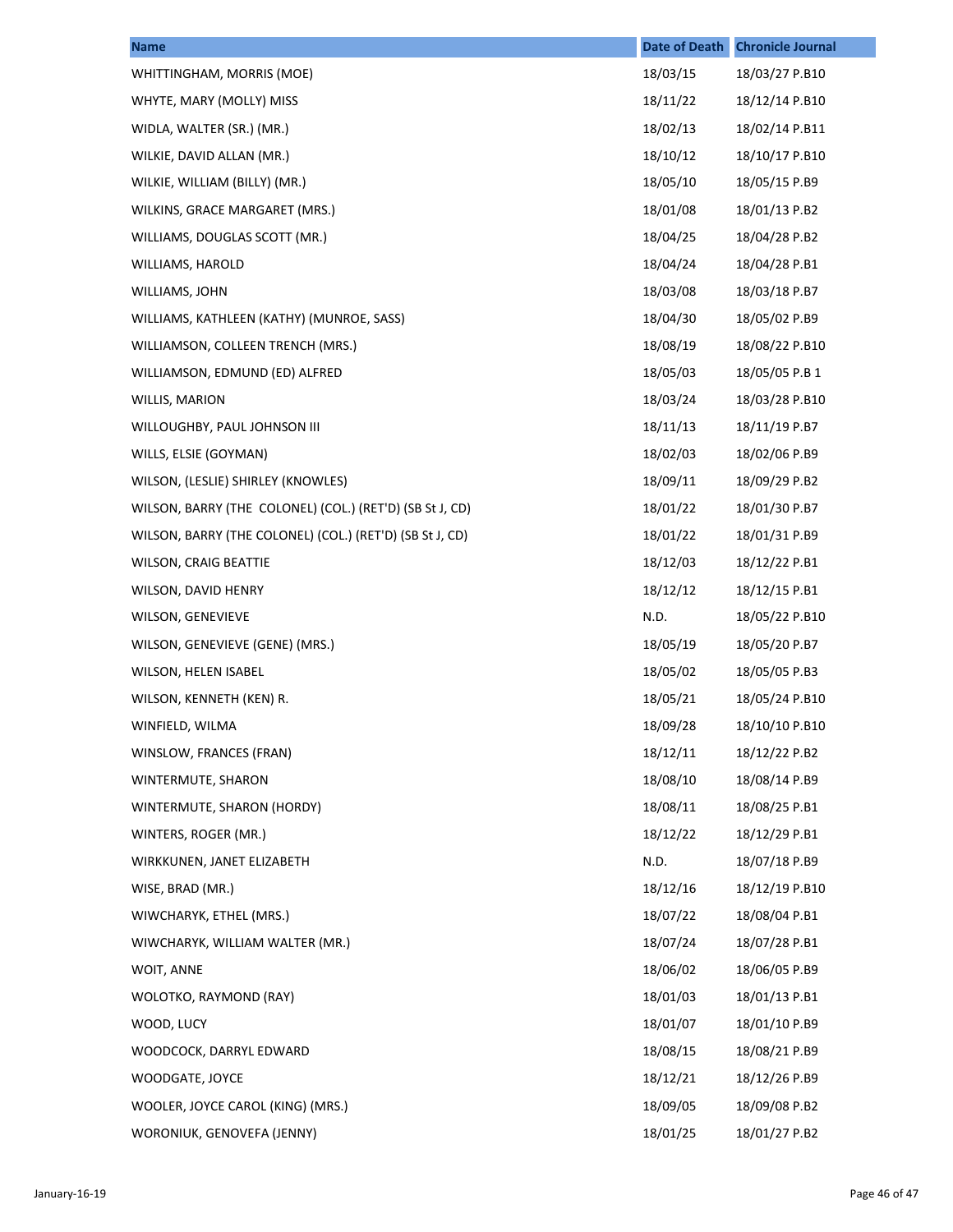| Name | Date of Death | Chronicle Journal |
| --- | --- | --- |
| WHITTINGHAM, MORRIS (MOE) | 18/03/15 | 18/03/27 P.B10 |
| WHYTE, MARY (MOLLY) MISS | 18/11/22 | 18/12/14 P.B10 |
| WIDLA, WALTER (SR.) (MR.) | 18/02/13 | 18/02/14 P.B11 |
| WILKIE, DAVID ALLAN (MR.) | 18/10/12 | 18/10/17 P.B10 |
| WILKIE, WILLIAM (BILLY) (MR.) | 18/05/10 | 18/05/15 P.B9 |
| WILKINS, GRACE MARGARET (MRS.) | 18/01/08 | 18/01/13 P.B2 |
| WILLIAMS, DOUGLAS SCOTT (MR.) | 18/04/25 | 18/04/28 P.B2 |
| WILLIAMS, HAROLD | 18/04/24 | 18/04/28 P.B1 |
| WILLIAMS, JOHN | 18/03/08 | 18/03/18 P.B7 |
| WILLIAMS, KATHLEEN (KATHY) (MUNROE, SASS) | 18/04/30 | 18/05/02 P.B9 |
| WILLIAMSON, COLLEEN TRENCH (MRS.) | 18/08/19 | 18/08/22 P.B10 |
| WILLIAMSON, EDMUND (ED) ALFRED | 18/05/03 | 18/05/05 P.B 1 |
| WILLIS, MARION | 18/03/24 | 18/03/28 P.B10 |
| WILLOUGHBY, PAUL JOHNSON III | 18/11/13 | 18/11/19 P.B7 |
| WILLS, ELSIE (GOYMAN) | 18/02/03 | 18/02/06 P.B9 |
| WILSON, (LESLIE) SHIRLEY (KNOWLES) | 18/09/11 | 18/09/29 P.B2 |
| WILSON, BARRY (THE COLONEL) (COL.) (RET'D) (SB St J, CD) | 18/01/22 | 18/01/30 P.B7 |
| WILSON, BARRY (THE COLONEL) (COL.) (RET'D) (SB St J, CD) | 18/01/22 | 18/01/31 P.B9 |
| WILSON, CRAIG BEATTIE | 18/12/03 | 18/12/22 P.B1 |
| WILSON, DAVID HENRY | 18/12/12 | 18/12/15 P.B1 |
| WILSON, GENEVIEVE | N.D. | 18/05/22 P.B10 |
| WILSON, GENEVIEVE (GENE) (MRS.) | 18/05/19 | 18/05/20 P.B7 |
| WILSON, HELEN ISABEL | 18/05/02 | 18/05/05 P.B3 |
| WILSON, KENNETH (KEN) R. | 18/05/21 | 18/05/24 P.B10 |
| WINFIELD, WILMA | 18/09/28 | 18/10/10 P.B10 |
| WINSLOW, FRANCES (FRAN) | 18/12/11 | 18/12/22 P.B2 |
| WINTERMUTE, SHARON | 18/08/10 | 18/08/14 P.B9 |
| WINTERMUTE, SHARON (HORDY) | 18/08/11 | 18/08/25 P.B1 |
| WINTERS, ROGER (MR.) | 18/12/22 | 18/12/29 P.B1 |
| WIRKKUNEN, JANET ELIZABETH | N.D. | 18/07/18 P.B9 |
| WISE, BRAD (MR.) | 18/12/16 | 18/12/19 P.B10 |
| WIWCHARYK, ETHEL (MRS.) | 18/07/22 | 18/08/04 P.B1 |
| WIWCHARYK, WILLIAM WALTER (MR.) | 18/07/24 | 18/07/28 P.B1 |
| WOIT, ANNE | 18/06/02 | 18/06/05 P.B9 |
| WOLOTKO, RAYMOND (RAY) | 18/01/03 | 18/01/13 P.B1 |
| WOOD, LUCY | 18/01/07 | 18/01/10 P.B9 |
| WOODCOCK, DARRYL EDWARD | 18/08/15 | 18/08/21 P.B9 |
| WOODGATE, JOYCE | 18/12/21 | 18/12/26 P.B9 |
| WOOLER, JOYCE CAROL (KING) (MRS.) | 18/09/05 | 18/09/08 P.B2 |
| WORONIUK, GENOVEFA (JENNY) | 18/01/25 | 18/01/27 P.B2 |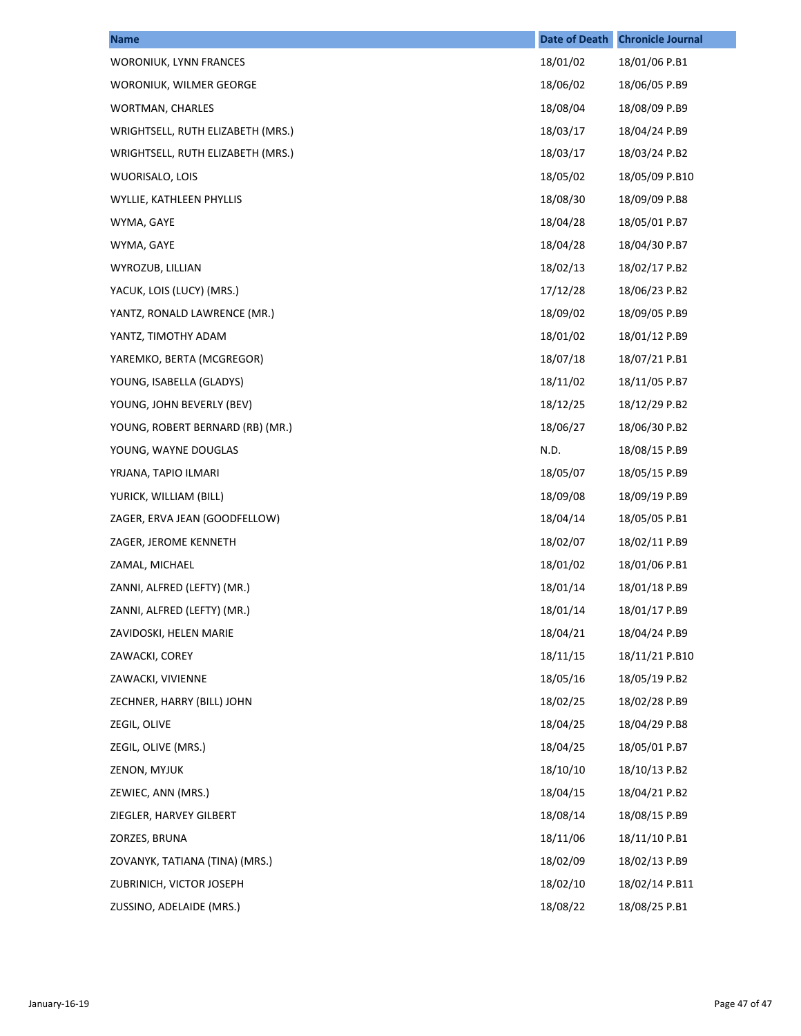| Name | Date of Death | Chronicle Journal |
| --- | --- | --- |
| WORONIUK, LYNN FRANCES | 18/01/02 | 18/01/06 P.B1 |
| WORONIUK, WILMER GEORGE | 18/06/02 | 18/06/05 P.B9 |
| WORTMAN, CHARLES | 18/08/04 | 18/08/09 P.B9 |
| WRIGHTSELL, RUTH ELIZABETH (MRS.) | 18/03/17 | 18/04/24 P.B9 |
| WRIGHTSELL, RUTH ELIZABETH (MRS.) | 18/03/17 | 18/03/24 P.B2 |
| WUORISALO, LOIS | 18/05/02 | 18/05/09 P.B10 |
| WYLLIE, KATHLEEN PHYLLIS | 18/08/30 | 18/09/09 P.B8 |
| WYMA, GAYE | 18/04/28 | 18/05/01 P.B7 |
| WYMA, GAYE | 18/04/28 | 18/04/30 P.B7 |
| WYROZUB, LILLIAN | 18/02/13 | 18/02/17 P.B2 |
| YACUK, LOIS (LUCY) (MRS.) | 17/12/28 | 18/06/23 P.B2 |
| YANTZ, RONALD LAWRENCE (MR.) | 18/09/02 | 18/09/05 P.B9 |
| YANTZ, TIMOTHY ADAM | 18/01/02 | 18/01/12 P.B9 |
| YAREMKO, BERTA (MCGREGOR) | 18/07/18 | 18/07/21 P.B1 |
| YOUNG, ISABELLA (GLADYS) | 18/11/02 | 18/11/05 P.B7 |
| YOUNG, JOHN BEVERLY (BEV) | 18/12/25 | 18/12/29 P.B2 |
| YOUNG, ROBERT BERNARD (RB) (MR.) | 18/06/27 | 18/06/30 P.B2 |
| YOUNG, WAYNE DOUGLAS | N.D. | 18/08/15 P.B9 |
| YRJANA, TAPIO ILMARI | 18/05/07 | 18/05/15 P.B9 |
| YURICK, WILLIAM (BILL) | 18/09/08 | 18/09/19 P.B9 |
| ZAGER, ERVA JEAN (GOODFELLOW) | 18/04/14 | 18/05/05 P.B1 |
| ZAGER, JEROME KENNETH | 18/02/07 | 18/02/11 P.B9 |
| ZAMAL, MICHAEL | 18/01/02 | 18/01/06 P.B1 |
| ZANNI, ALFRED (LEFTY) (MR.) | 18/01/14 | 18/01/18 P.B9 |
| ZANNI, ALFRED (LEFTY) (MR.) | 18/01/14 | 18/01/17 P.B9 |
| ZAVIDOSKI, HELEN MARIE | 18/04/21 | 18/04/24 P.B9 |
| ZAWACKI, COREY | 18/11/15 | 18/11/21 P.B10 |
| ZAWACKI, VIVIENNE | 18/05/16 | 18/05/19 P.B2 |
| ZECHNER, HARRY (BILL) JOHN | 18/02/25 | 18/02/28 P.B9 |
| ZEGIL, OLIVE | 18/04/25 | 18/04/29 P.B8 |
| ZEGIL, OLIVE (MRS.) | 18/04/25 | 18/05/01 P.B7 |
| ZENON, MYJUK | 18/10/10 | 18/10/13 P.B2 |
| ZEWIEC, ANN (MRS.) | 18/04/15 | 18/04/21 P.B2 |
| ZIEGLER, HARVEY GILBERT | 18/08/14 | 18/08/15 P.B9 |
| ZORZES, BRUNA | 18/11/06 | 18/11/10 P.B1 |
| ZOVANYK, TATIANA (TINA) (MRS.) | 18/02/09 | 18/02/13 P.B9 |
| ZUBRINICH, VICTOR JOSEPH | 18/02/10 | 18/02/14 P.B11 |
| ZUSSINO, ADELAIDE (MRS.) | 18/08/22 | 18/08/25 P.B1 |